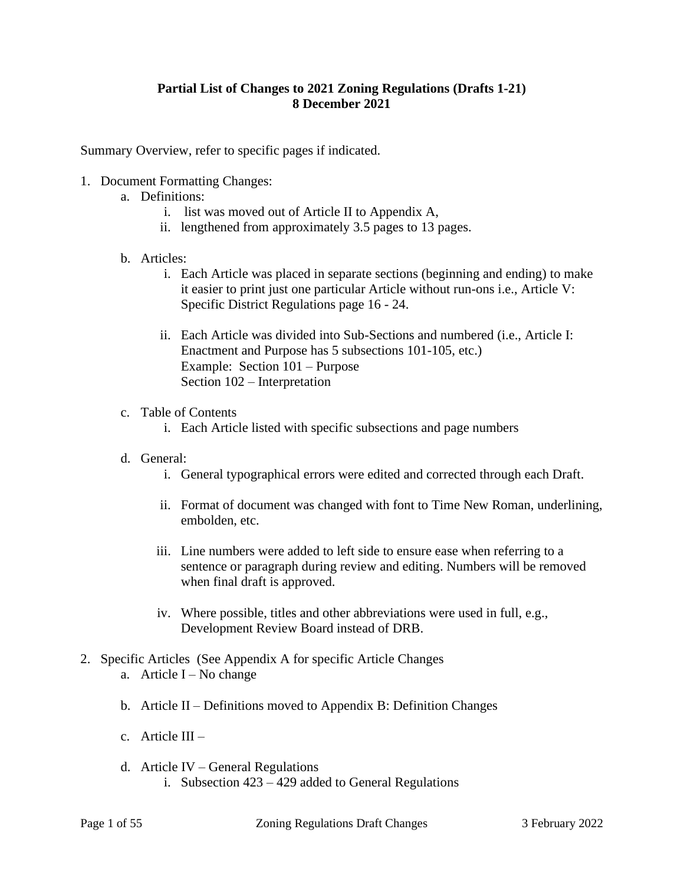**Partial List of Changes to 2021 Zoning Regulations (Drafts 1-21)**
**8 December 2021**

Summary Overview, refer to specific pages if indicated.

1. Document Formatting Changes:
   a. Definitions:
      i. list was moved out of Article II to Appendix A,
      ii. lengthened from approximately 3.5 pages to 13 pages.

   b. Articles:
      i. Each Article was placed in separate sections (beginning and ending) to make it easier to print just one particular Article without run-ons i.e., Article V: Specific District Regulations page 16 - 24.

      ii. Each Article was divided into Sub-Sections and numbered (i.e., Article I: Enactment and Purpose has 5 subsections 101-105, etc.)
      Example: Section 101 – Purpose
      Section 102 – Interpretation

   c. Table of Contents
      i. Each Article listed with specific subsections and page numbers

   d. General:
      i. General typographical errors were edited and corrected through each Draft.

      ii. Format of document was changed with font to Time New Roman, underlining, embolden, etc.

      iii. Line numbers were added to left side to ensure ease when referring to a sentence or paragraph during review and editing. Numbers will be removed when final draft is approved.

      iv. Where possible, titles and other abbreviations were used in full, e.g., Development Review Board instead of DRB.

2. Specific Articles (See Appendix A for specific Article Changes
   a. Article I – No change

   b. Article II – Definitions moved to Appendix B: Definition Changes

   c. Article III –

   d. Article IV – General Regulations
      i. Subsection 423 – 429 added to General Regulations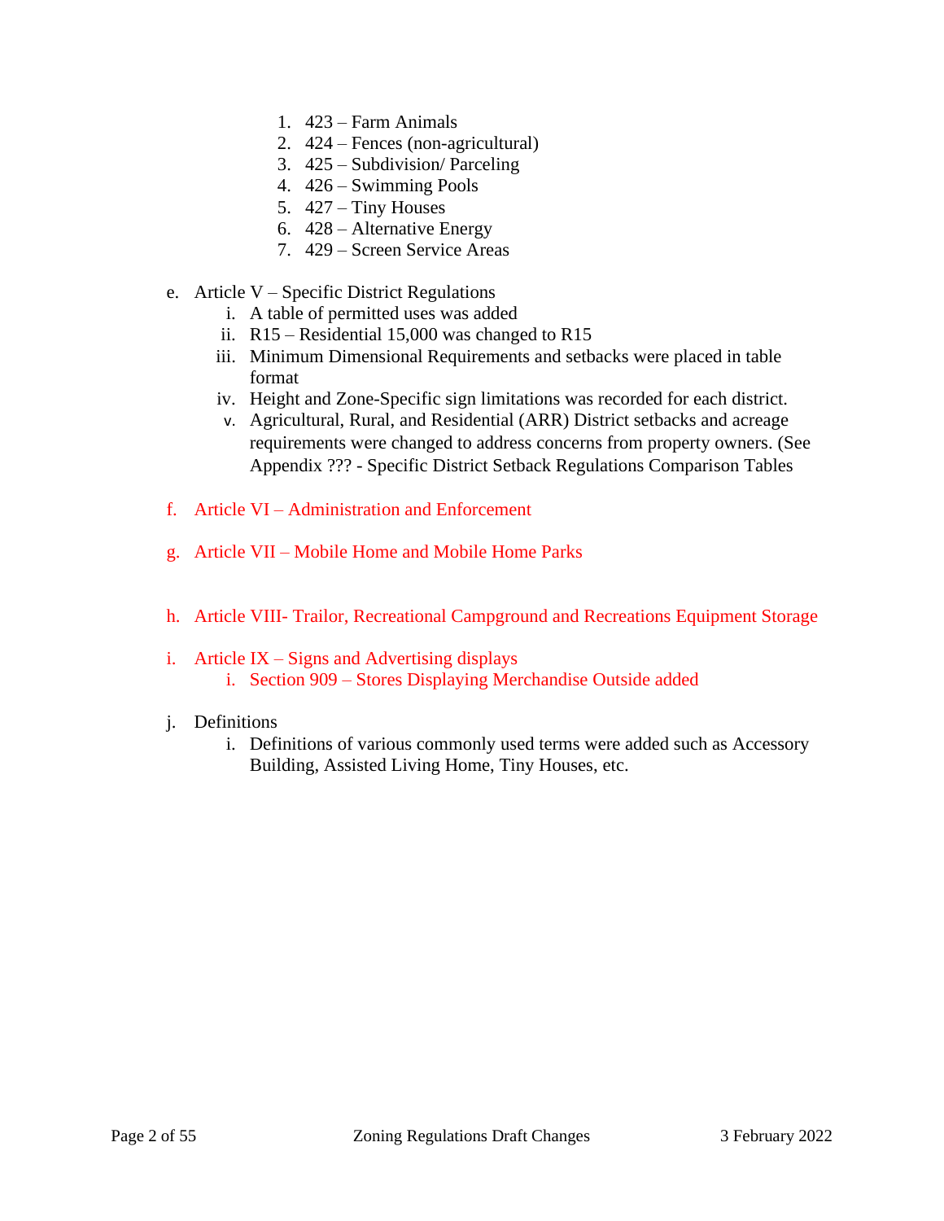1. 423 – Farm Animals
2. 424 – Fences (non-agricultural)
3. 425 – Subdivision/ Parceling
4. 426 – Swimming Pools
5. 427 – Tiny Houses
6. 428 – Alternative Energy
7. 429 – Screen Service Areas

e. Article V – Specific District Regulations
   i. A table of permitted uses was added
   ii. R15 – Residential 15,000 was changed to R15
   iii. Minimum Dimensional Requirements and setbacks were placed in table format
   iv. Height and Zone-Specific sign limitations was recorded for each district.
   v. Agricultural, Rural, and Residential (ARR) District setbacks and acreage requirements were changed to address concerns from property owners. (See Appendix ??? - Specific District Setback Regulations Comparison Tables

f. Article VI – Administration and Enforcement

g. Article VII – Mobile Home and Mobile Home Parks

h. Article VIII- Trailor, Recreational Campground and Recreations Equipment Storage

i. Article IX – Signs and Advertising displays
   i. Section 909 – Stores Displaying Merchandise Outside added

j. Definitions
   i. Definitions of various commonly used terms were added such as Accessory Building, Assisted Living Home, Tiny Houses, etc.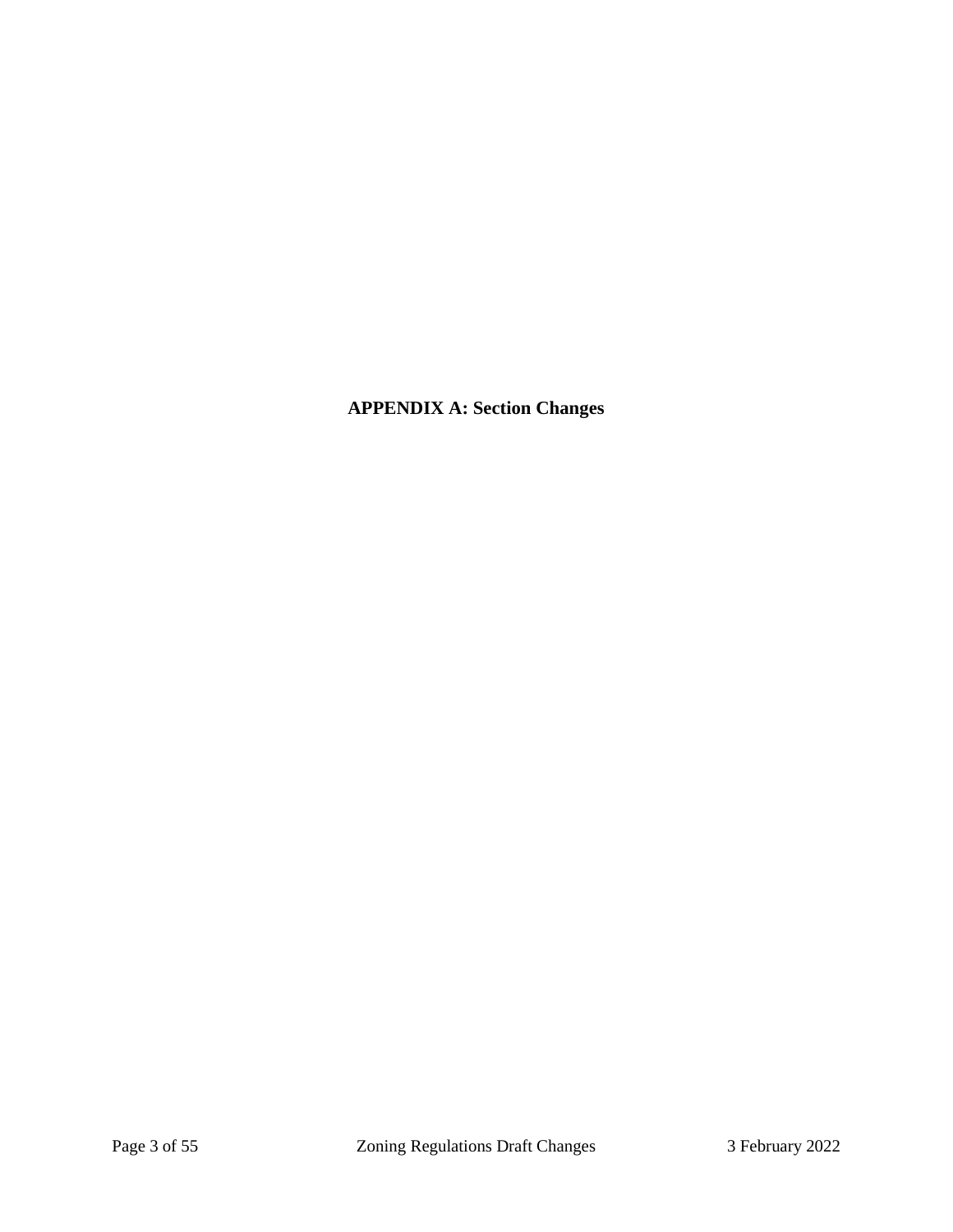# APPENDIX A: Section Changes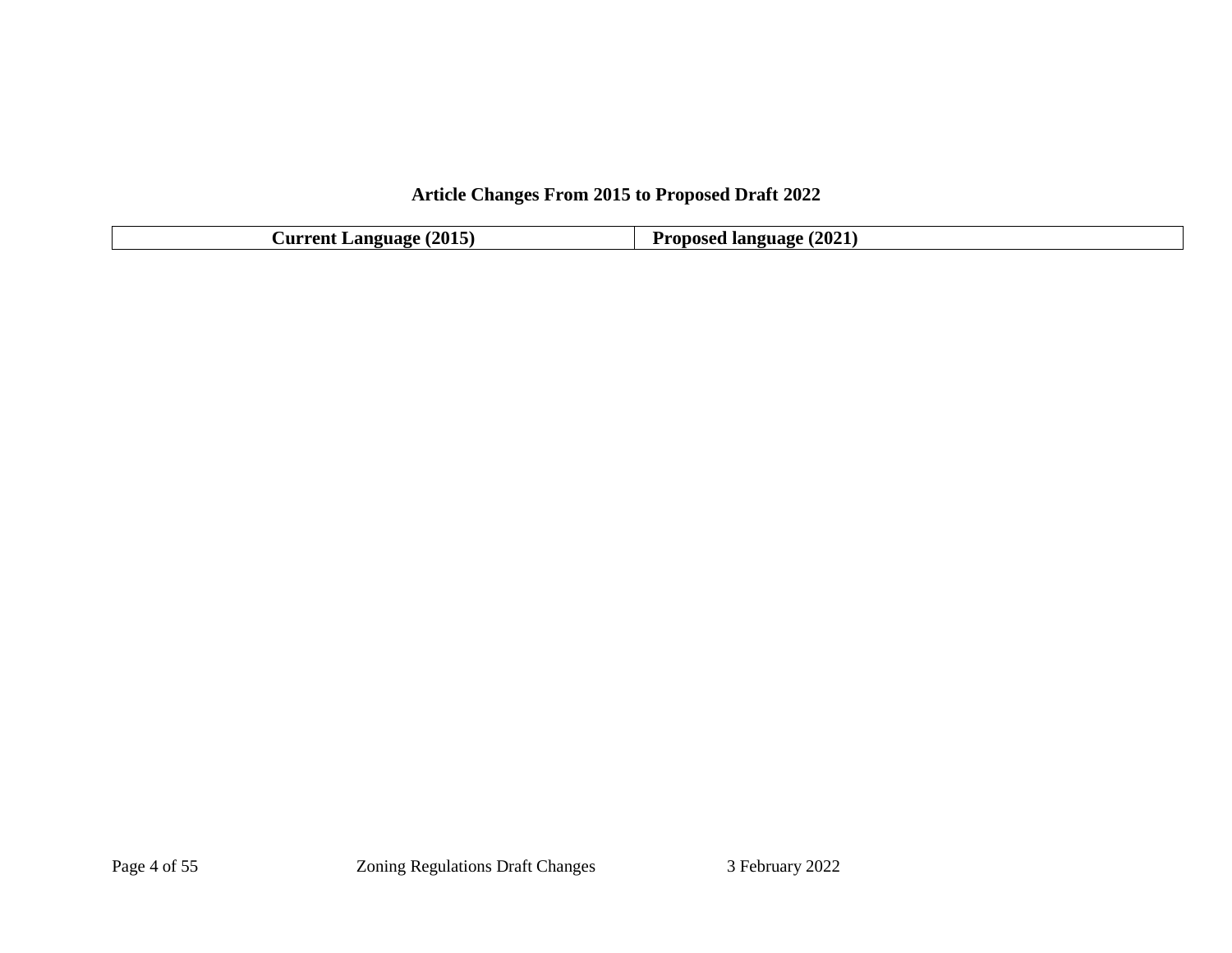**Article Changes From 2015 to Proposed Draft 2022**

| Current Language (2015) | Proposed language (2021) |
| --- | --- |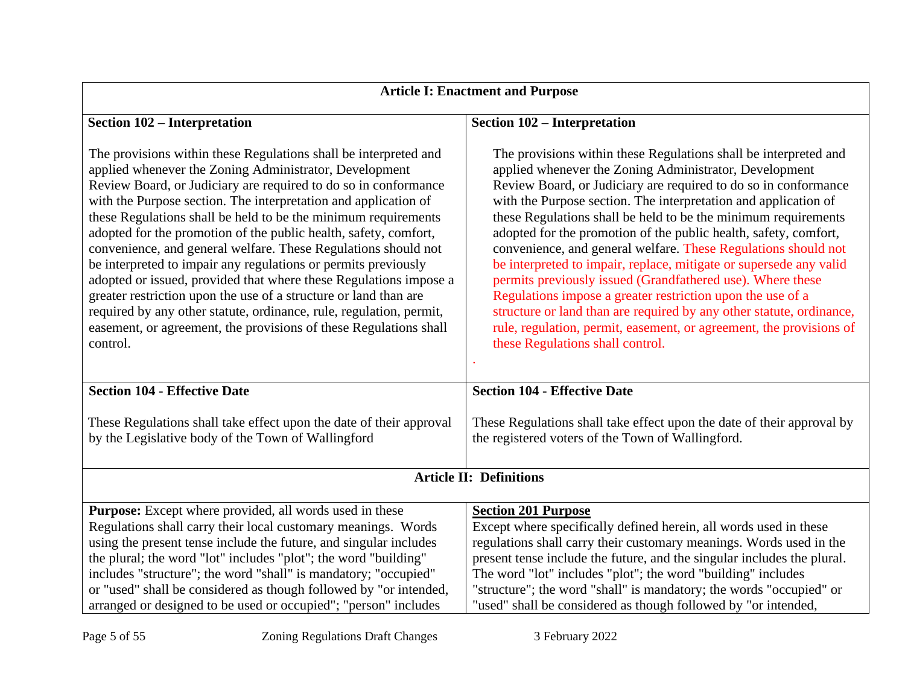| Article I: Enactment and Purpose | |
|---|---|
| **Section 102 – Interpretation**<br><br>The provisions within these Regulations shall be interpreted and applied whenever the Zoning Administrator, Development Review Board, or Judiciary are required to do so in conformance with the Purpose section. The interpretation and application of these Regulations shall be held to be the minimum requirements adopted for the promotion of the public health, safety, comfort, convenience, and general welfare. These Regulations should not be interpreted to impair any regulations or permits previously adopted or issued, provided that where these Regulations impose a greater restriction upon the use of a structure or land than are required by any other statute, ordinance, rule, regulation, permit, easement, or agreement, the provisions of these Regulations shall control. | **Section 102 – Interpretation**<br><br>The provisions within these Regulations shall be interpreted and applied whenever the Zoning Administrator, Development Review Board, or Judiciary are required to do so in conformance with the Purpose section. The interpretation and application of these Regulations shall be held to be the minimum requirements adopted for the promotion of the public health, safety, comfort, convenience, and general welfare. These Regulations should not be interpreted to impair, replace, mitigate or supersede any valid permits previously issued (Grandfathered use). Where these Regulations impose a greater restriction upon the use of a structure or land than are required by any other statute, ordinance, rule, regulation, permit, easement, or agreement, the provisions of these Regulations shall control.<br><br>. |
| **Section 104 - Effective Date**<br><br>These Regulations shall take effect upon the date of their approval by the Legislative body of the Town of Wallingford | **Section 104 - Effective Date**<br><br>These Regulations shall take effect upon the date of their approval by the registered voters of the Town of Wallingford. |
| **Article II: Definitions** | |
| **Purpose:** Except where provided, all words used in these Regulations shall carry their local customary meanings. Words using the present tense include the future, and singular includes the plural; the word "lot" includes "plot"; the word "building" includes "structure"; the word "shall" is mandatory; "occupied" or "used" shall be considered as though followed by "or intended, arranged or designed to be used or occupied"; "person" includes | **Section 201 Purpose**<br>Except where specifically defined herein, all words used in these regulations shall carry their customary meanings. Words used in the present tense include the future, and the singular includes the plural. The word "lot" includes "plot"; the word "building" includes "structure"; the word "shall" is mandatory; the words "occupied" or "used" shall be considered as though followed by "or intended, |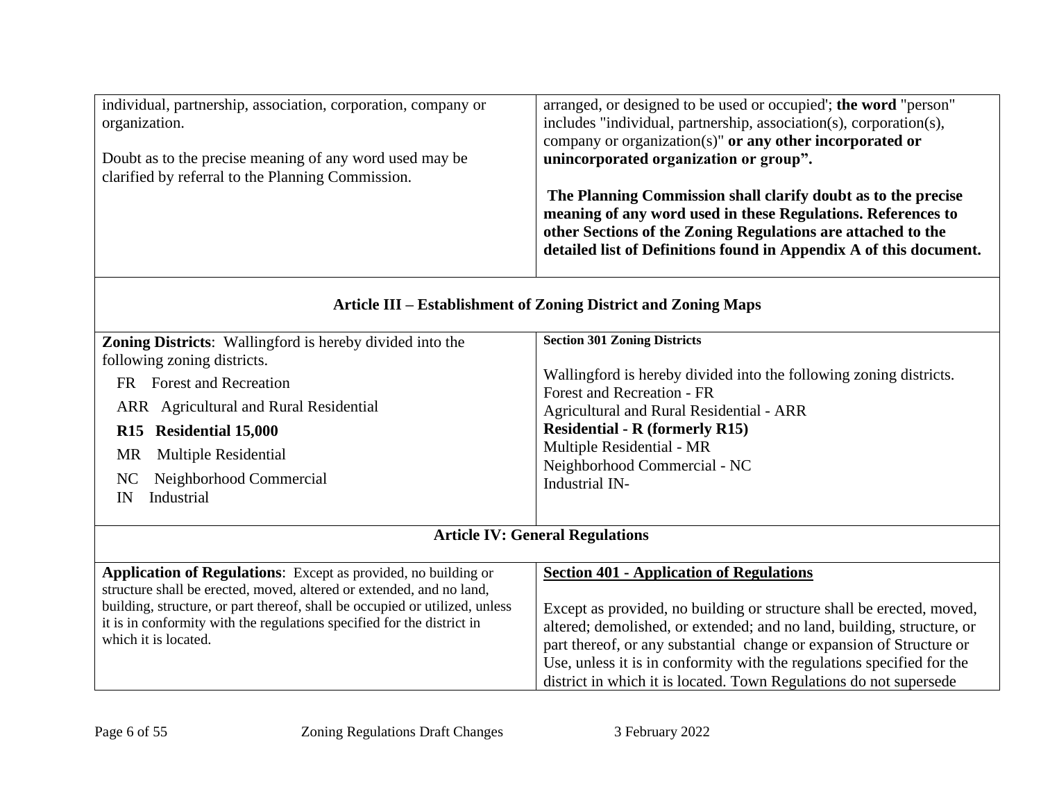| | |
|---|---|
| individual, partnership, association, corporation, company or organization.<br><br>Doubt as to the precise meaning of any word used may be clarified by referral to the Planning Commission. | arranged, or designed to be used or occupied'; **the word** "person" includes "individual, partnership, association(s), corporation(s), company or organization(s)" **or any other incorporated or unincorporated organization or group".**<br><br>**The Planning Commission shall clarify doubt as to the precise meaning of any word used in these Regulations. References to other Sections of the Zoning Regulations are attached to the detailed list of Definitions found in Appendix A of this document.** |
| **Article III – Establishment of Zoning District and Zoning Maps** | |
| **Zoning Districts**: Wallingford is hereby divided into the following zoning districts.<br>FR Forest and Recreation<br>ARR Agricultural and Rural Residential<br>**R15 Residential 15,000**<br>MR Multiple Residential<br>NC Neighborhood Commercial<br>IN Industrial | **Section 301 Zoning Districts**<br><br>Wallingford is hereby divided into the following zoning districts.<br>Forest and Recreation - FR<br>Agricultural and Rural Residential - ARR<br>**Residential - R (formerly R15)**<br>Multiple Residential - MR<br>Neighborhood Commercial - NC<br>Industrial IN- |
| **Article IV: General Regulations** | |
| **Application of Regulations**: Except as provided, no building or structure shall be erected, moved, altered or extended, and no land, building, structure, or part thereof, shall be occupied or utilized, unless it is in conformity with the regulations specified for the district in which it is located. | <u>**Section 401 - Application of Regulations**</u><br><br>Except as provided, no building or structure shall be erected, moved, altered; demolished, or extended; and no land, building, structure, or part thereof, or any substantial change or expansion of Structure or Use, unless it is in conformity with the regulations specified for the district in which it is located. Town Regulations do not supersede |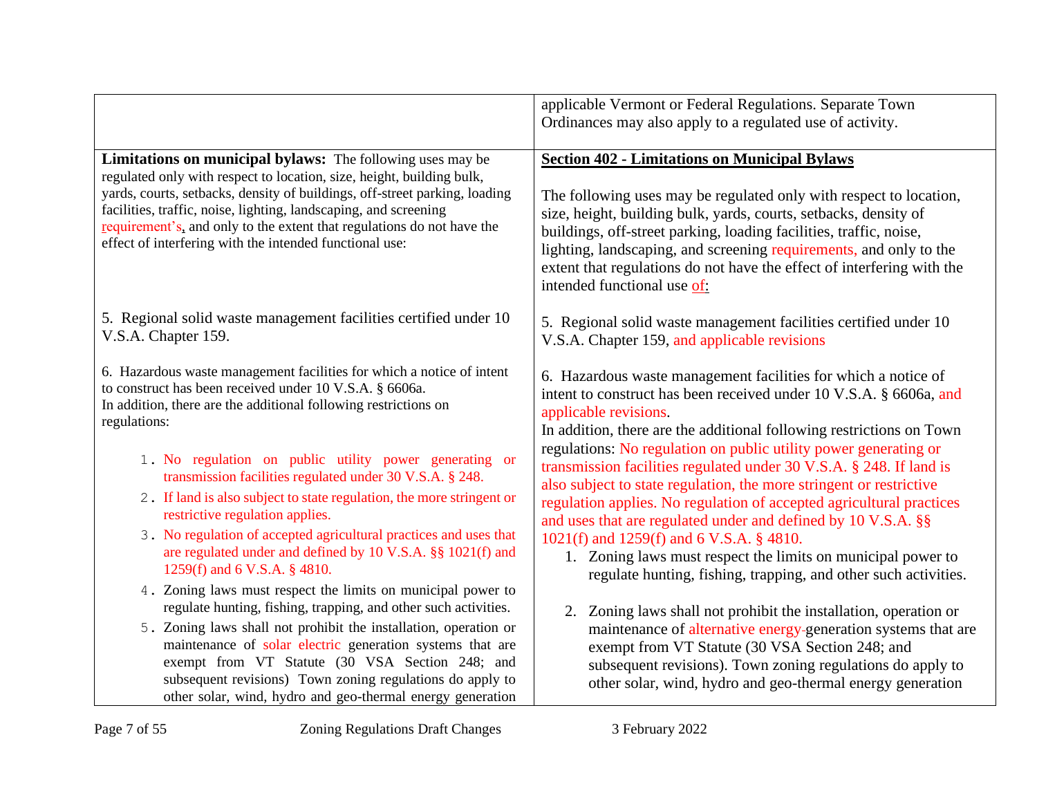| | |
|---|---|
| | applicable Vermont or Federal Regulations. Separate Town Ordinances may also apply to a regulated use of activity. |
| **Limitations on municipal bylaws:** The following uses may be regulated only with respect to location, size, height, building bulk, yards, courts, setbacks, density of buildings, off-street parking, loading facilities, traffic, noise, lighting, landscaping, and screening requirement's, and only to the extent that regulations do not have the effect of interfering with the intended functional use:<br><br>5. Regional solid waste management facilities certified under 10 V.S.A. Chapter 159.<br><br>6. Hazardous waste management facilities for which a notice of intent to construct has been received under 10 V.S.A. § 6606a.<br>In addition, there are the additional following restrictions on regulations:<br><br>1. No regulation on public utility power generating or transmission facilities regulated under 30 V.S.A. § 248.<br>2. If land is also subject to state regulation, the more stringent or restrictive regulation applies.<br>3. No regulation of accepted agricultural practices and uses that are regulated under and defined by 10 V.S.A. §§ 1021(f) and 1259(f) and 6 V.S.A. § 4810.<br>4. Zoning laws must respect the limits on municipal power to regulate hunting, fishing, trapping, and other such activities.<br>5. Zoning laws shall not prohibit the installation, operation or maintenance of solar electric generation systems that are exempt from VT Statute (30 VSA Section 248; and subsequent revisions) Town zoning regulations do apply to other solar, wind, hydro and geo-thermal energy generation | **Section 402 - Limitations on Municipal Bylaws**<br><br>The following uses may be regulated only with respect to location, size, height, building bulk, yards, courts, setbacks, density of buildings, off-street parking, loading facilities, traffic, noise, lighting, landscaping, and screening requirements, and only to the extent that regulations do not have the effect of interfering with the intended functional use of:<br><br>5. Regional solid waste management facilities certified under 10 V.S.A. Chapter 159, and applicable revisions<br><br>6. Hazardous waste management facilities for which a notice of intent to construct has been received under 10 V.S.A. § 6606a, and applicable revisions.<br>In addition, there are the additional following restrictions on Town regulations: No regulation on public utility power generating or transmission facilities regulated under 30 V.S.A. § 248. If land is also subject to state regulation, the more stringent or restrictive regulation applies. No regulation of accepted agricultural practices and uses that are regulated under and defined by 10 V.S.A. §§ 1021(f) and 1259(f) and 6 V.S.A. § 4810.<br>1. Zoning laws must respect the limits on municipal power to regulate hunting, fishing, trapping, and other such activities.<br><br>2. Zoning laws shall not prohibit the installation, operation or maintenance of alternative energy generation systems that are exempt from VT Statute (30 VSA Section 248; and subsequent revisions). Town zoning regulations do apply to other solar, wind, hydro and geo-thermal energy generation |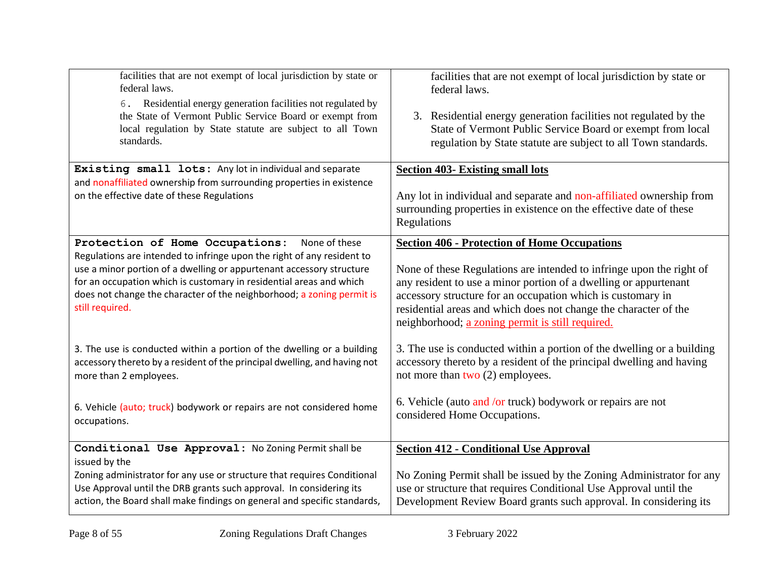| | |
|---|---|
| facilities that are not exempt of local jurisdiction by state or federal laws.<br>6. Residential energy generation facilities not regulated by the State of Vermont Public Service Board or exempt from local regulation by State statute are subject to all Town standards. | facilities that are not exempt of local jurisdiction by state or federal laws.<br><br>3. Residential energy generation facilities not regulated by the State of Vermont Public Service Board or exempt from local regulation by State statute are subject to all Town standards. |
| **Existing small lots:** Any lot in individual and separate and nonaffiliated ownership from surrounding properties in existence on the effective date of these Regulations | **Section 403- Existing small lots**<br><br>Any lot in individual and separate and non-affiliated ownership from surrounding properties in existence on the effective date of these Regulations |
| **Protection of Home Occupations:** None of these Regulations are intended to infringe upon the right of any resident to use a minor portion of a dwelling or appurtenant accessory structure for an occupation which is customary in residential areas and which does not change the character of the neighborhood; a zoning permit is still required.<br><br>3. The use is conducted within a portion of the dwelling or a building accessory thereto by a resident of the principal dwelling, and having not more than 2 employees.<br><br>6. Vehicle (auto; truck) bodywork or repairs are not considered home occupations. | **Section 406 - Protection of Home Occupations**<br><br>None of these Regulations are intended to infringe upon the right of any resident to use a minor portion of a dwelling or appurtenant accessory structure for an occupation which is customary in residential areas and which does not change the character of the neighborhood; a zoning permit is still required.<br><br>3. The use is conducted within a portion of the dwelling or a building accessory thereto by a resident of the principal dwelling and having not more than two (2) employees.<br><br>6. Vehicle (auto and /or truck) bodywork or repairs are not considered Home Occupations. |
| **Conditional Use Approval:** No Zoning Permit shall be issued by the Zoning administrator for any use or structure that requires Conditional Use Approval until the DRB grants such approval. In considering its action, the Board shall make findings on general and specific standards, | **Section 412 - Conditional Use Approval**<br><br>No Zoning Permit shall be issued by the Zoning Administrator for any use or structure that requires Conditional Use Approval until the Development Review Board grants such approval. In considering its |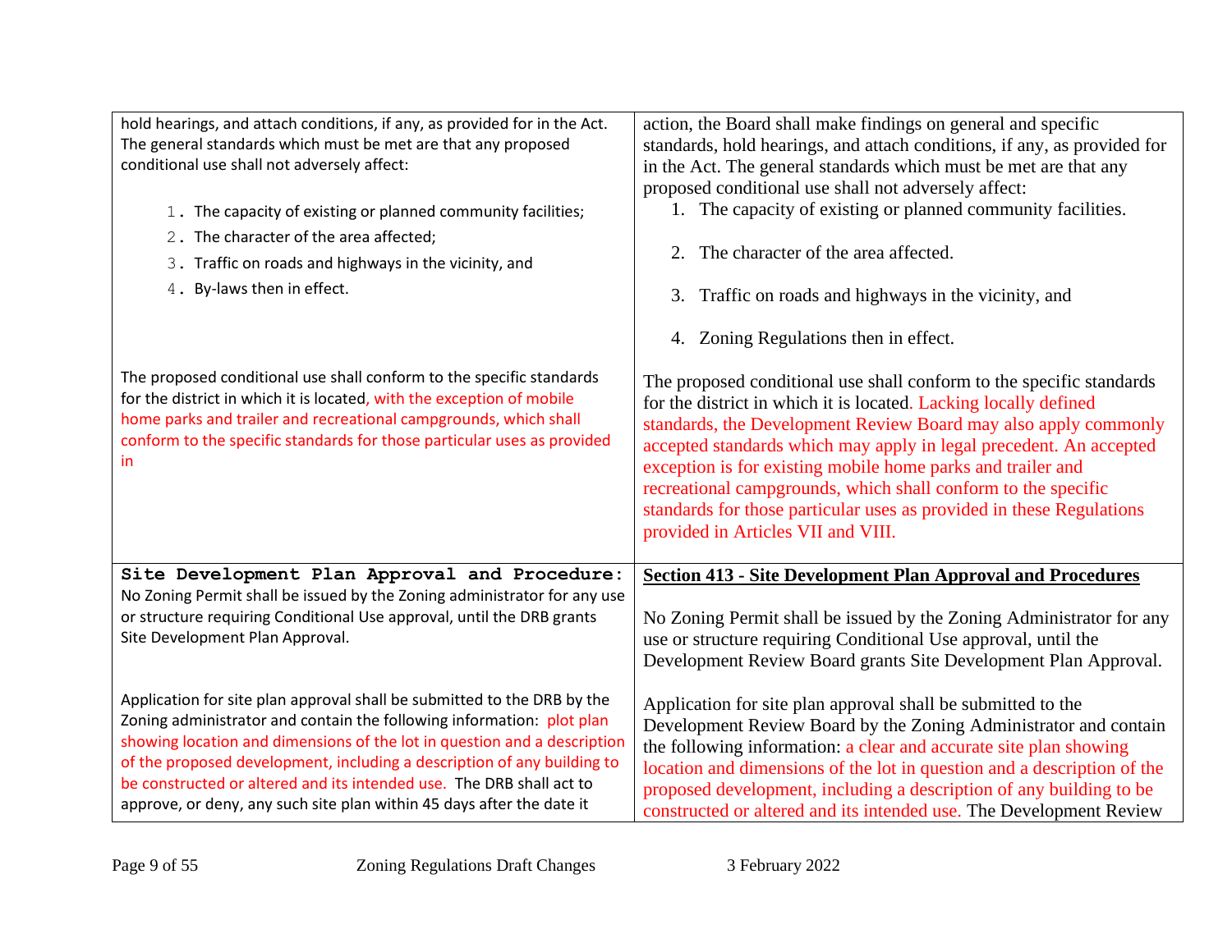| | |
|---|---|
| hold hearings, and attach conditions, if any, as provided for in the Act. The general standards which must be met are that any proposed conditional use shall not adversely affect:<br><br>1. The capacity of existing or planned community facilities;<br>2. The character of the area affected;<br>3. Traffic on roads and highways in the vicinity, and<br>4. By-laws then in effect.<br><br>The proposed conditional use shall conform to the specific standards for the district in which it is located, with the exception of mobile home parks and trailer and recreational campgrounds, which shall conform to the specific standards for those particular uses as provided in | action, the Board shall make findings on general and specific standards, hold hearings, and attach conditions, if any, as provided for in the Act. The general standards which must be met are that any proposed conditional use shall not adversely affect:<br><br>1. The capacity of existing or planned community facilities.<br>2. The character of the area affected.<br>3. Traffic on roads and highways in the vicinity, and<br>4. Zoning Regulations then in effect.<br><br>The proposed conditional use shall conform to the specific standards for the district in which it is located. Lacking locally defined standards, the Development Review Board may also apply commonly accepted standards which may apply in legal precedent. An accepted exception is for existing mobile home parks and trailer and recreational campgrounds, which shall conform to the specific standards for those particular uses as provided in these Regulations provided in Articles VII and VIII. |
| **Site Development Plan Approval and Procedure:** No Zoning Permit shall be issued by the Zoning administrator for any use or structure requiring Conditional Use approval, until the DRB grants Site Development Plan Approval.<br><br>Application for site plan approval shall be submitted to the DRB by the Zoning administrator and contain the following information: plot plan showing location and dimensions of the lot in question and a description of the proposed development, including a description of any building to be constructed or altered and its intended use. The DRB shall act to approve, or deny, any such site plan within 45 days after the date it | **Section 413 - Site Development Plan Approval and Procedures**<br><br>No Zoning Permit shall be issued by the Zoning Administrator for any use or structure requiring Conditional Use approval, until the Development Review Board grants Site Development Plan Approval.<br><br>Application for site plan approval shall be submitted to the Development Review Board by the Zoning Administrator and contain the following information: a clear and accurate site plan showing location and dimensions of the lot in question and a description of the proposed development, including a description of any building to be constructed or altered and its intended use. The Development Review |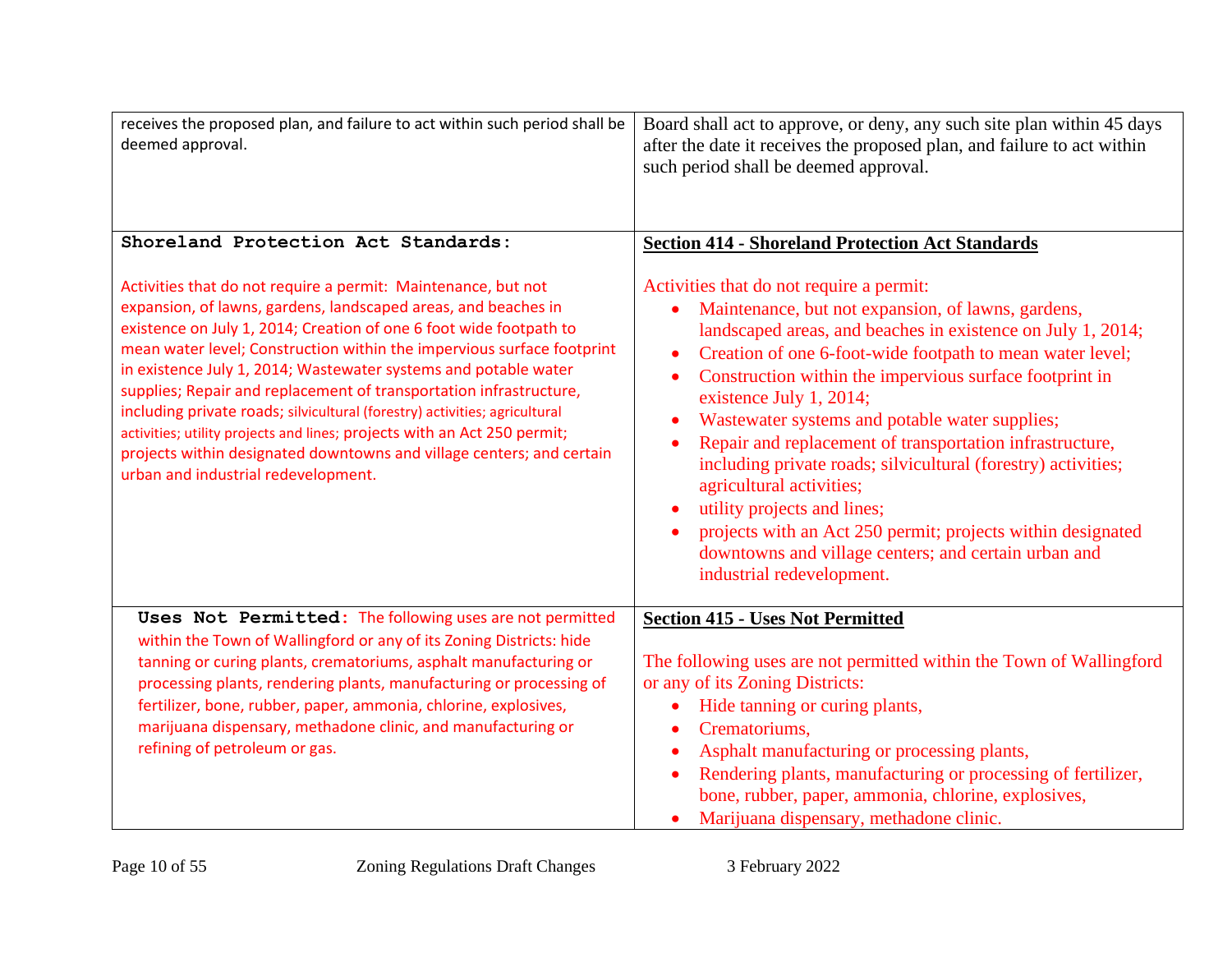| | |
|---|---|
| receives the proposed plan, and failure to act within such period shall be deemed approval. | Board shall act to approve, or deny, any such site plan within 45 days after the date it receives the proposed plan, and failure to act within such period shall be deemed approval. |
| **Shoreland Protection Act Standards:**<br><br>Activities that do not require a permit: Maintenance, but not expansion, of lawns, gardens, landscaped areas, and beaches in existence on July 1, 2014; Creation of one 6 foot wide footpath to mean water level; Construction within the impervious surface footprint in existence July 1, 2014; Wastewater systems and potable water supplies; Repair and replacement of transportation infrastructure, including private roads; silvicultural (forestry) activities; agricultural activities; utility projects and lines; projects with an Act 250 permit; projects within designated downtowns and village centers; and certain urban and industrial redevelopment. | **Section 414 - Shoreland Protection Act Standards**<br><br>Activities that do not require a permit:<br>• Maintenance, but not expansion, of lawns, gardens, landscaped areas, and beaches in existence on July 1, 2014;<br>• Creation of one 6-foot-wide footpath to mean water level;<br>• Construction within the impervious surface footprint in existence July 1, 2014;<br>• Wastewater systems and potable water supplies;<br>• Repair and replacement of transportation infrastructure, including private roads; silvicultural (forestry) activities; agricultural activities;<br>• utility projects and lines;<br>• projects with an Act 250 permit; projects within designated downtowns and village centers; and certain urban and industrial redevelopment. |
| **Uses Not Permitted:** The following uses are not permitted within the Town of Wallingford or any of its Zoning Districts: hide tanning or curing plants, crematoriums, asphalt manufacturing or processing plants, rendering plants, manufacturing or processing of fertilizer, bone, rubber, paper, ammonia, chlorine, explosives, marijuana dispensary, methadone clinic, and manufacturing or refining of petroleum or gas. | **Section 415 - Uses Not Permitted**<br><br>The following uses are not permitted within the Town of Wallingford or any of its Zoning Districts:<br>• Hide tanning or curing plants,<br>• Crematoriums,<br>• Asphalt manufacturing or processing plants,<br>• Rendering plants, manufacturing or processing of fertilizer, bone, rubber, paper, ammonia, chlorine, explosives,<br>• Marijuana dispensary, methadone clinic. |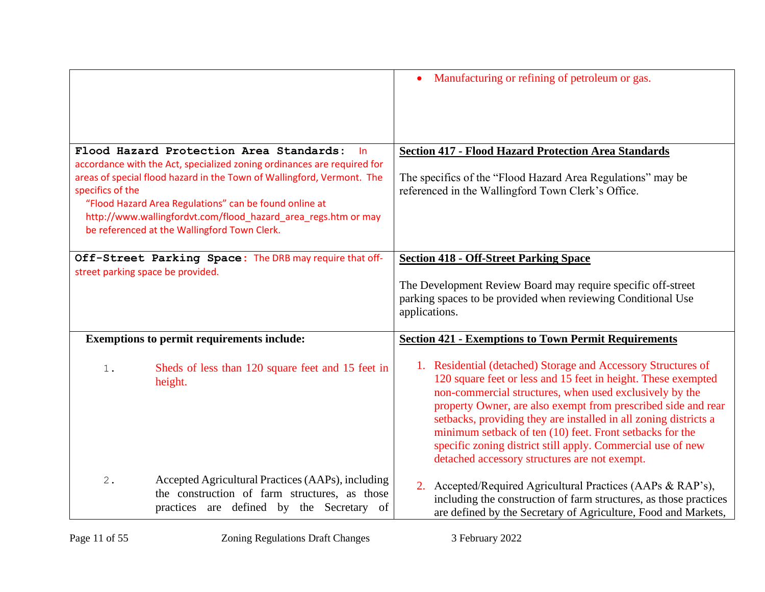| | |
|---|---|
| | • Manufacturing or refining of petroleum or gas. |
| **Flood Hazard Protection Area Standards:** In accordance with the Act, specialized zoning ordinances are required for areas of special flood hazard in the Town of Wallingford, Vermont. The specifics of the "Flood Hazard Area Regulations" can be found online at http://www.wallingfordvt.com/flood_hazard_area_regs.htm or may be referenced at the Wallingford Town Clerk. | **Section 417 - Flood Hazard Protection Area Standards**<br><br>The specifics of the "Flood Hazard Area Regulations" may be referenced in the Wallingford Town Clerk's Office. |
| **Off-Street Parking Space:** The DRB may require that off-street parking space be provided. | **Section 418 - Off-Street Parking Space**<br><br>The Development Review Board may require specific off-street parking spaces to be provided when reviewing Conditional Use applications. |
| **Exemptions to permit requirements include:**<br><br>1. Sheds of less than 120 square feet and 15 feet in height.<br><br>2. Accepted Agricultural Practices (AAPs), including the construction of farm structures, as those practices are defined by the Secretary of | **Section 421 - Exemptions to Town Permit Requirements**<br><br>1. Residential (detached) Storage and Accessory Structures of 120 square feet or less and 15 feet in height. These exempted non-commercial structures, when used exclusively by the property Owner, are also exempt from prescribed side and rear setbacks, providing they are installed in all zoning districts a minimum setback of ten (10) feet. Front setbacks for the specific zoning district still apply. Commercial use of new detached accessory structures are not exempt.<br><br>2. Accepted/Required Agricultural Practices (AAPs & RAP's), including the construction of farm structures, as those practices are defined by the Secretary of Agriculture, Food and Markets, |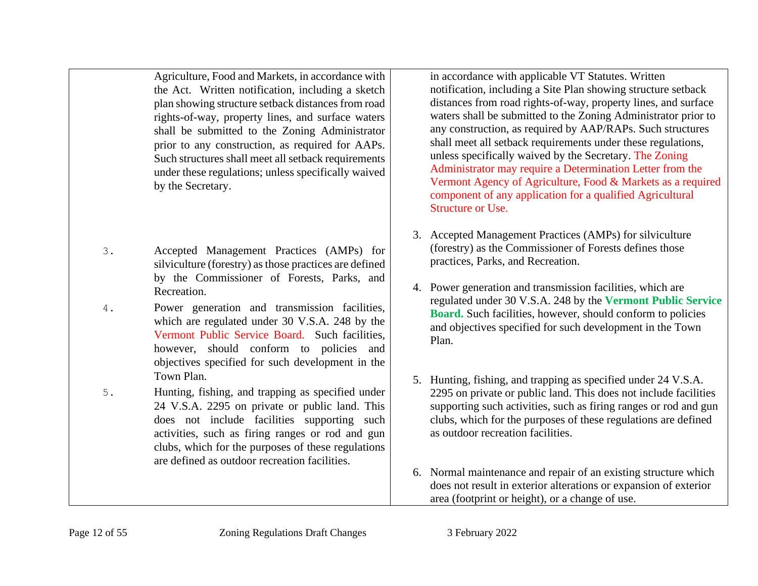| | |
|---|---|
| Agriculture, Food and Markets, in accordance with the Act. Written notification, including a sketch plan showing structure setback distances from road rights-of-way, property lines, and surface waters shall be submitted to the Zoning Administrator prior to any construction, as required for AAPs. Such structures shall meet all setback requirements under these regulations; unless specifically waived by the Secretary. | in accordance with applicable VT Statutes. Written notification, including a Site Plan showing structure setback distances from road rights-of-way, property lines, and surface waters shall be submitted to the Zoning Administrator prior to any construction, as required by AAP/RAPs. Such structures shall meet all setback requirements under these regulations, unless specifically waived by the Secretary. The Zoning Administrator may require a Determination Letter from the Vermont Agency of Agriculture, Food & Markets as a required component of any application for a qualified Agricultural Structure or Use. |
| 3. Accepted Management Practices (AMPs) for silviculture (forestry) as those practices are defined by the Commissioner of Forests, Parks, and Recreation. | 3. Accepted Management Practices (AMPs) for silviculture (forestry) as the Commissioner of Forests defines those practices, Parks, and Recreation. |
| 4. Power generation and transmission facilities, which are regulated under 30 V.S.A. 248 by the Vermont Public Service Board. Such facilities, however, should conform to policies and objectives specified for such development in the Town Plan. | 4. Power generation and transmission facilities, which are regulated under 30 V.S.A. 248 by the **Vermont Public Service Board.** Such facilities, however, should conform to policies and objectives specified for such development in the Town Plan. |
| 5. Hunting, fishing, and trapping as specified under 24 V.S.A. 2295 on private or public land. This does not include facilities supporting such activities, such as firing ranges or rod and gun clubs, which for the purposes of these regulations are defined as outdoor recreation facilities. | 5. Hunting, fishing, and trapping as specified under 24 V.S.A. 2295 on private or public land. This does not include facilities supporting such activities, such as firing ranges or rod and gun clubs, which for the purposes of these regulations are defined as outdoor recreation facilities. |
| | 6. Normal maintenance and repair of an existing structure which does not result in exterior alterations or expansion of exterior area (footprint or height), or a change of use. |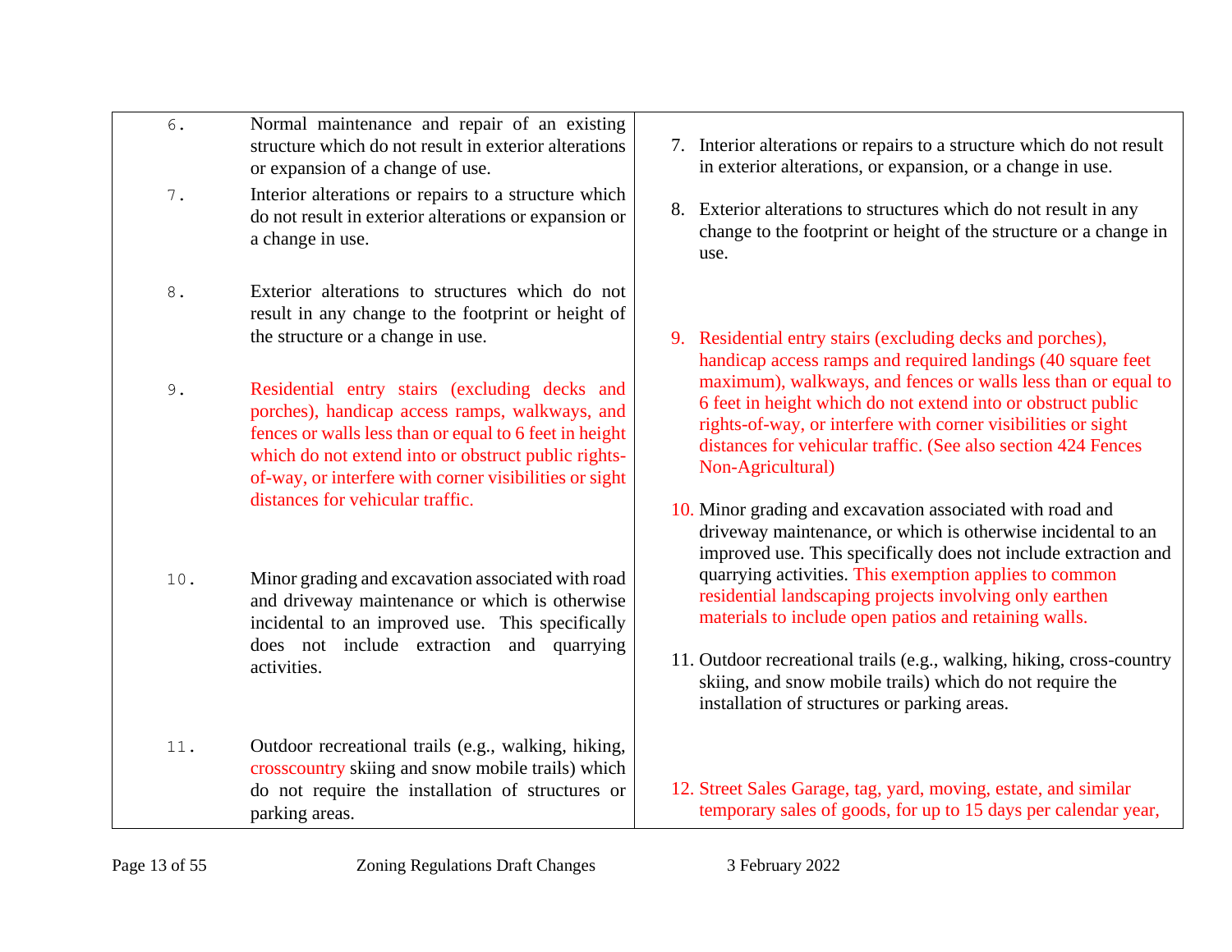| Current | Proposed |
| --- | --- |
| 6. Normal maintenance and repair of an existing structure which do not result in exterior alterations or expansion of a change of use. | |
| 7. Interior alterations or repairs to a structure which do not result in exterior alterations or expansion or a change in use. | 7. Interior alterations or repairs to a structure which do not result in exterior alterations, or expansion, or a change in use. |
| 8. Exterior alterations to structures which do not result in any change to the footprint or height of the structure or a change in use. | 8. Exterior alterations to structures which do not result in any change to the footprint or height of the structure or a change in use. |
| 9. Residential entry stairs (excluding decks and porches), handicap access ramps, walkways, and fences or walls less than or equal to 6 feet in height which do not extend into or obstruct public rights-of-way, or interfere with corner visibilities or sight distances for vehicular traffic. | 9. Residential entry stairs (excluding decks and porches), handicap access ramps and required landings (40 square feet maximum), walkways, and fences or walls less than or equal to 6 feet in height which do not extend into or obstruct public rights-of-way, or interfere with corner visibilities or sight distances for vehicular traffic. (See also section 424 Fences Non-Agricultural) |
| 10. Minor grading and excavation associated with road and driveway maintenance or which is otherwise incidental to an improved use. This specifically does not include extraction and quarrying activities. | 10. Minor grading and excavation associated with road and driveway maintenance, or which is otherwise incidental to an improved use. This specifically does not include extraction and quarrying activities. This exemption applies to common residential landscaping projects involving only earthen materials to include open patios and retaining walls. |
| 11. Outdoor recreational trails (e.g., walking, hiking, crosscountry skiing and snow mobile trails) which do not require the installation of structures or parking areas. | 11. Outdoor recreational trails (e.g., walking, hiking, cross-country skiing, and snow mobile trails) which do not require the installation of structures or parking areas. |
| | 12. Street Sales Garage, tag, yard, moving, estate, and similar temporary sales of goods, for up to 15 days per calendar year, |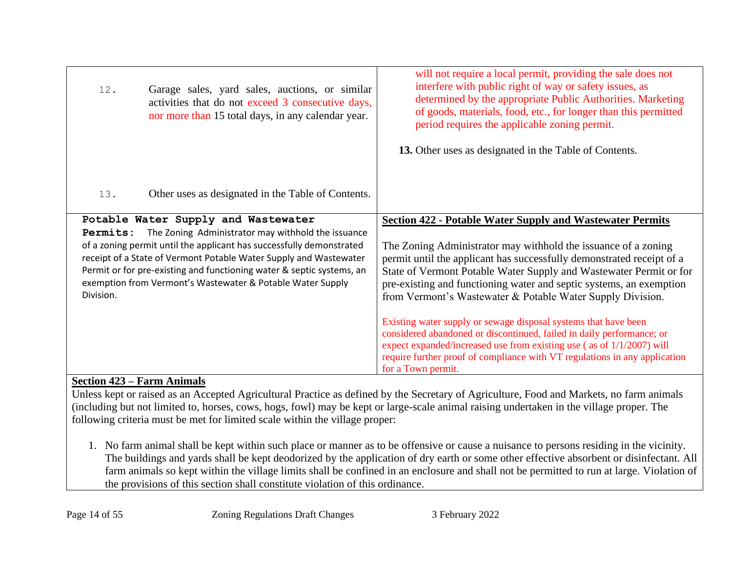| | |
|---|---|
| 12. Garage sales, yard sales, auctions, or similar activities that do not exceed 3 consecutive days, nor more than 15 total days, in any calendar year.<br><br>13. Other uses as designated in the Table of Contents. | will not require a local permit, providing the sale does not interfere with public right of way or safety issues, as determined by the appropriate Public Authorities. Marketing of goods, materials, food, etc., for longer than this permitted period requires the applicable zoning permit.<br><br>**13.** Other uses as designated in the Table of Contents. |
| **Potable Water Supply and Wastewater Permits:** The Zoning Administrator may withhold the issuance of a zoning permit until the applicant has successfully demonstrated receipt of a State of Vermont Potable Water Supply and Wastewater Permit or for pre-existing and functioning water & septic systems, an exemption from Vermont's Wastewater & Potable Water Supply Division. | **Section 422 - Potable Water Supply and Wastewater Permits**<br><br>The Zoning Administrator may withhold the issuance of a zoning permit until the applicant has successfully demonstrated receipt of a State of Vermont Potable Water Supply and Wastewater Permit or for pre-existing and functioning water and septic systems, an exemption from Vermont's Wastewater & Potable Water Supply Division.<br><br>Existing water supply or sewage disposal systems that have been considered abandoned or discontinued, failed in daily performance; or expect expanded/increased use from existing use ( as of 1/1/2007) will require further proof of compliance with VT regulations in any application for a Town permit. |

**Section 423 – Farm Animals**

Unless kept or raised as an Accepted Agricultural Practice as defined by the Secretary of Agriculture, Food and Markets, no farm animals (including but not limited to, horses, cows, hogs, fowl) may be kept or large-scale animal raising undertaken in the village proper. The following criteria must be met for limited scale within the village proper:

1. No farm animal shall be kept within such place or manner as to be offensive or cause a nuisance to persons residing in the vicinity. The buildings and yards shall be kept deodorized by the application of dry earth or some other effective absorbent or disinfectant. All farm animals so kept within the village limits shall be confined in an enclosure and shall not be permitted to run at large. Violation of the provisions of this section shall constitute violation of this ordinance.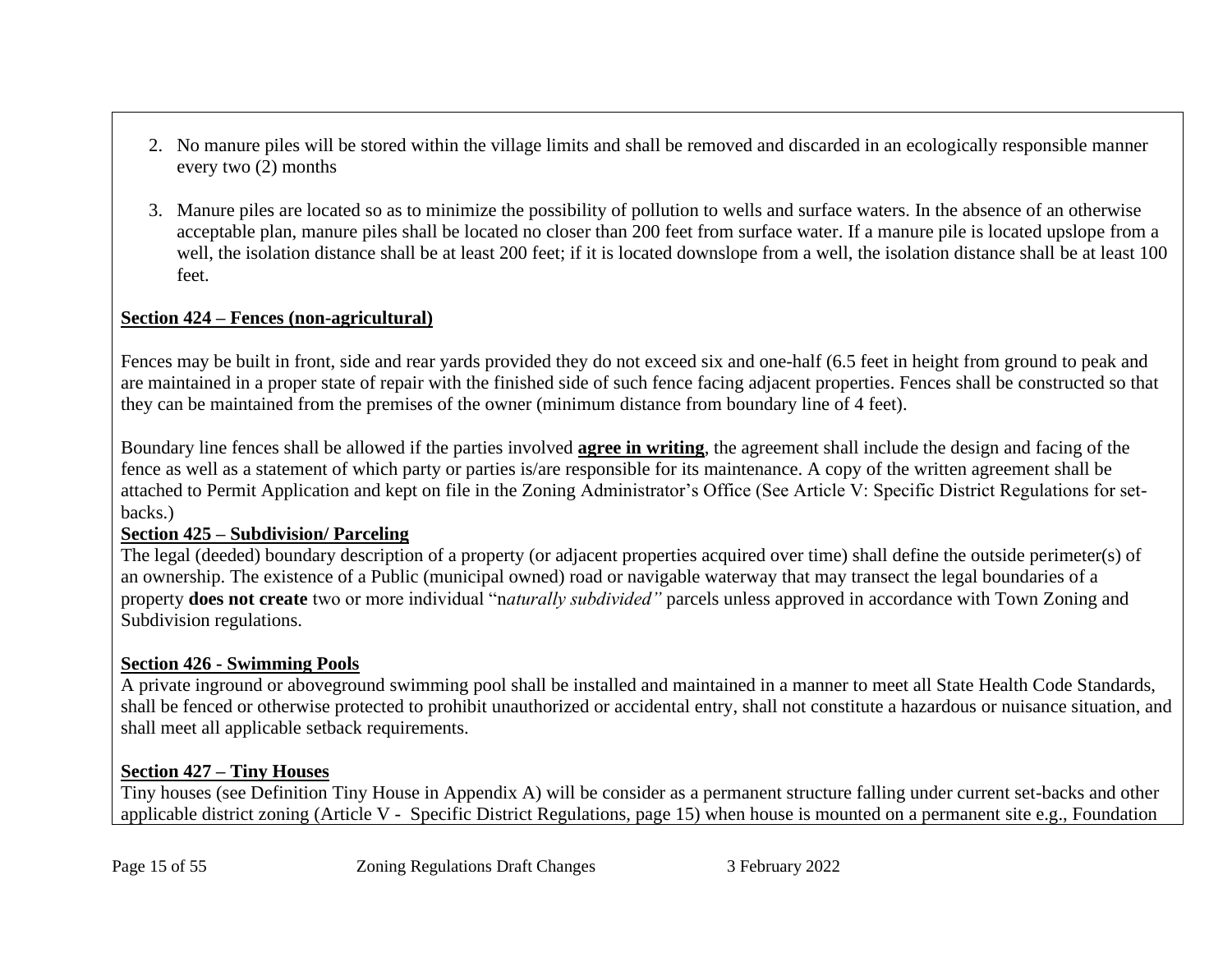2. No manure piles will be stored within the village limits and shall be removed and discarded in an ecologically responsible manner every two (2) months

3. Manure piles are located so as to minimize the possibility of pollution to wells and surface waters. In the absence of an otherwise acceptable plan, manure piles shall be located no closer than 200 feet from surface water. If a manure pile is located upslope from a well, the isolation distance shall be at least 200 feet; if it is located downslope from a well, the isolation distance shall be at least 100 feet.

**Section 424 – Fences (non-agricultural)**

Fences may be built in front, side and rear yards provided they do not exceed six and one-half (6.5 feet in height from ground to peak and are maintained in a proper state of repair with the finished side of such fence facing adjacent properties. Fences shall be constructed so that they can be maintained from the premises of the owner (minimum distance from boundary line of 4 feet).

Boundary line fences shall be allowed if the parties involved **agree in writing**, the agreement shall include the design and facing of the fence as well as a statement of which party or parties is/are responsible for its maintenance. A copy of the written agreement shall be attached to Permit Application and kept on file in the Zoning Administrator's Office (See Article V: Specific District Regulations for set-backs.)

**Section 425 – Subdivision/ Parceling**

The legal (deeded) boundary description of a property (or adjacent properties acquired over time) shall define the outside perimeter(s) of an ownership. The existence of a Public (municipal owned) road or navigable waterway that may transect the legal boundaries of a property **does not create** two or more individual "n*aturally subdivided"* parcels unless approved in accordance with Town Zoning and Subdivision regulations.

**Section 426 - Swimming Pools**

A private inground or aboveground swimming pool shall be installed and maintained in a manner to meet all State Health Code Standards, shall be fenced or otherwise protected to prohibit unauthorized or accidental entry, shall not constitute a hazardous or nuisance situation, and shall meet all applicable setback requirements.

**Section 427 – Tiny Houses**

Tiny houses (see Definition Tiny House in Appendix A) will be consider as a permanent structure falling under current set-backs and other applicable district zoning (Article V - Specific District Regulations, page 15) when house is mounted on a permanent site e.g., Foundation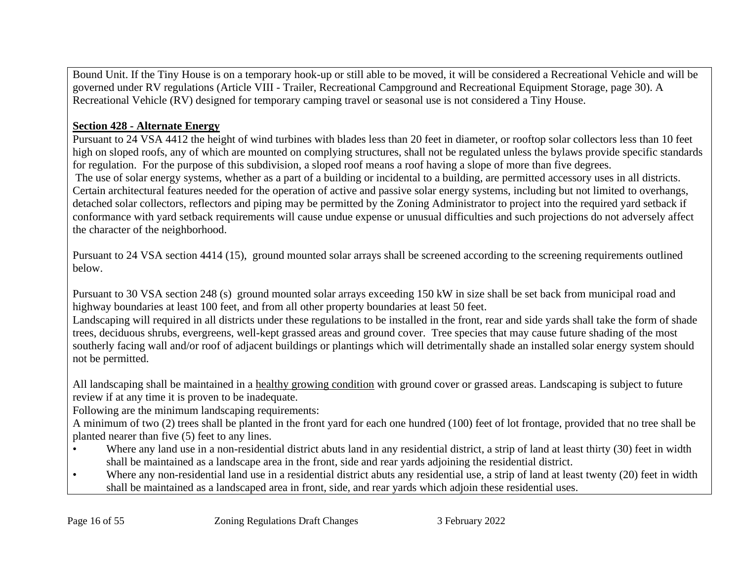Bound Unit. If the Tiny House is on a temporary hook-up or still able to be moved, it will be considered a Recreational Vehicle and will be governed under RV regulations (Article VIII - Trailer, Recreational Campground and Recreational Equipment Storage, page 30). A Recreational Vehicle (RV) designed for temporary camping travel or seasonal use is not considered a Tiny House.

**Section 428 - Alternate Energy**

Pursuant to 24 VSA 4412 the height of wind turbines with blades less than 20 feet in diameter, or rooftop solar collectors less than 10 feet high on sloped roofs, any of which are mounted on complying structures, shall not be regulated unless the bylaws provide specific standards for regulation. For the purpose of this subdivision, a sloped roof means a roof having a slope of more than five degrees.

The use of solar energy systems, whether as a part of a building or incidental to a building, are permitted accessory uses in all districts. Certain architectural features needed for the operation of active and passive solar energy systems, including but not limited to overhangs, detached solar collectors, reflectors and piping may be permitted by the Zoning Administrator to project into the required yard setback if conformance with yard setback requirements will cause undue expense or unusual difficulties and such projections do not adversely affect the character of the neighborhood.

Pursuant to 24 VSA section 4414 (15), ground mounted solar arrays shall be screened according to the screening requirements outlined below.

Pursuant to 30 VSA section 248 (s) ground mounted solar arrays exceeding 150 kW in size shall be set back from municipal road and highway boundaries at least 100 feet, and from all other property boundaries at least 50 feet.

Landscaping will required in all districts under these regulations to be installed in the front, rear and side yards shall take the form of shade trees, deciduous shrubs, evergreens, well-kept grassed areas and ground cover. Tree species that may cause future shading of the most southerly facing wall and/or roof of adjacent buildings or plantings which will detrimentally shade an installed solar energy system should not be permitted.

All landscaping shall be maintained in a healthy growing condition with ground cover or grassed areas. Landscaping is subject to future review if at any time it is proven to be inadequate.

Following are the minimum landscaping requirements:

A minimum of two (2) trees shall be planted in the front yard for each one hundred (100) feet of lot frontage, provided that no tree shall be planted nearer than five (5) feet to any lines.

- Where any land use in a non-residential district abuts land in any residential district, a strip of land at least thirty (30) feet in width shall be maintained as a landscape area in the front, side and rear yards adjoining the residential district.
- Where any non-residential land use in a residential district abuts any residential use, a strip of land at least twenty (20) feet in width shall be maintained as a landscaped area in front, side, and rear yards which adjoin these residential uses.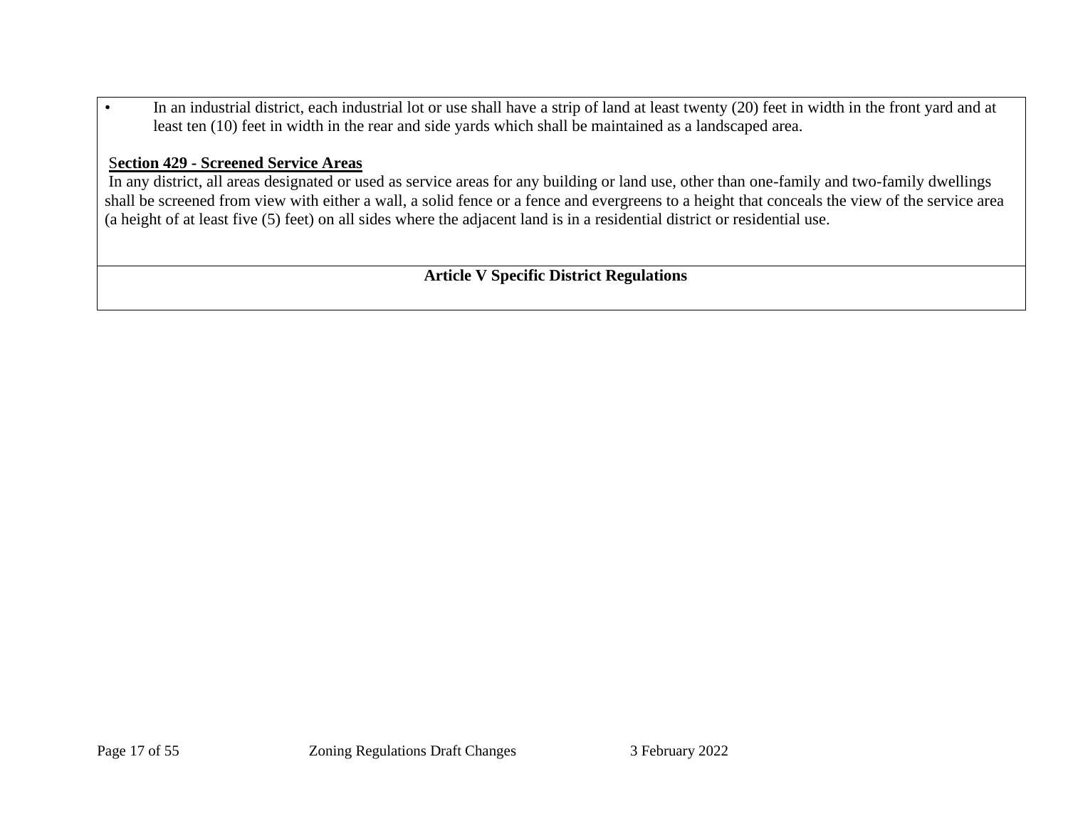- In an industrial district, each industrial lot or use shall have a strip of land at least twenty (20) feet in width in the front yard and at least ten (10) feet in width in the rear and side yards which shall be maintained as a landscaped area.

**Section 429 - Screened Service Areas**

In any district, all areas designated or used as service areas for any building or land use, other than one-family and two-family dwellings shall be screened from view with either a wall, a solid fence or a fence and evergreens to a height that conceals the view of the service area (a height of at least five (5) feet) on all sides where the adjacent land is in a residential district or residential use.

## Article V Specific District Regulations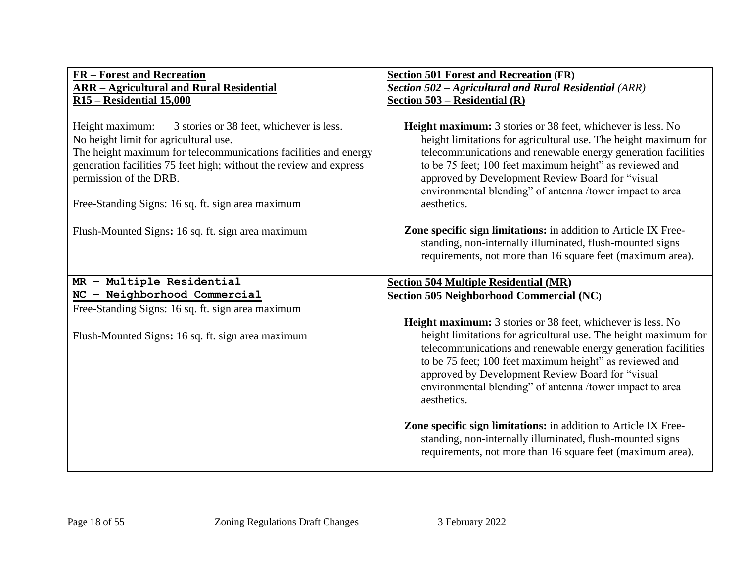| **FR – Forest and Recreation**<br>**ARR – Agricultural and Rural Residential**<br>**R15 – Residential 15,000**<br><br>Height maximum: 3 stories or 38 feet, whichever is less.<br>No height limit for agricultural use.<br>The height maximum for telecommunications facilities and energy generation facilities 75 feet high; without the review and express permission of the DRB.<br><br>Free-Standing Signs: 16 sq. ft. sign area maximum<br><br>Flush-Mounted Signs**:** 16 sq. ft. sign area maximum | **Section 501 Forest and Recreation (FR)**<br>***Section 502 – Agricultural and Rural Residential** (ARR)*<br>**Section 503 – Residential (R)**<br><br>**Height maximum:** 3 stories or 38 feet, whichever is less. No height limitations for agricultural use. The height maximum for telecommunications and renewable energy generation facilities to be 75 feet; 100 feet maximum height" as reviewed and approved by Development Review Board for "visual environmental blending" of antenna /tower impact to area aesthetics.<br><br>**Zone specific sign limitations:** in addition to Article IX Free-standing, non-internally illuminated, flush-mounted signs requirements, not more than 16 square feet (maximum area). |
|---|---|
| **MR – Multiple Residential**<br>**NC – Neighborhood Commercial**<br>Free-Standing Signs: 16 sq. ft. sign area maximum<br><br>Flush-Mounted Signs**:** 16 sq. ft. sign area maximum | **Section 504 Multiple Residential (MR)**<br>**Section 505 Neighborhood Commercial (NC)**<br><br>**Height maximum:** 3 stories or 38 feet, whichever is less. No height limitations for agricultural use. The height maximum for telecommunications and renewable energy generation facilities to be 75 feet; 100 feet maximum height" as reviewed and approved by Development Review Board for "visual environmental blending" of antenna /tower impact to area aesthetics.<br><br>**Zone specific sign limitations:** in addition to Article IX Free-standing, non-internally illuminated, flush-mounted signs requirements, not more than 16 square feet (maximum area). |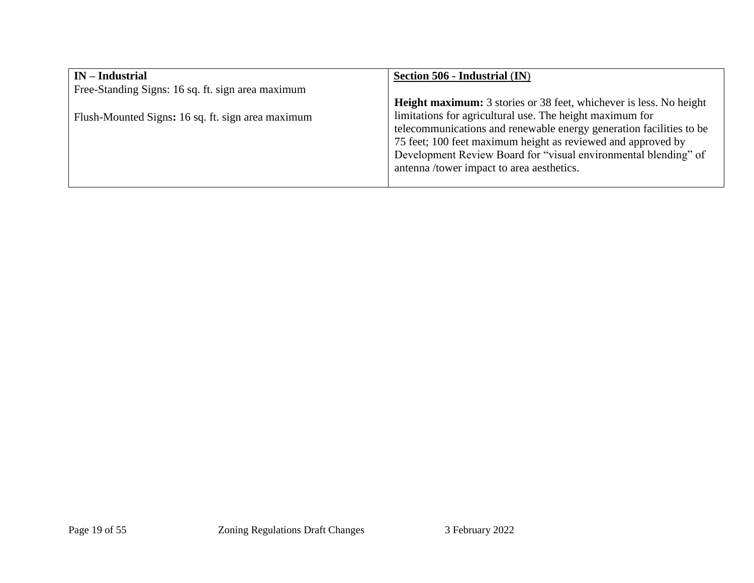| **IN – Industrial**<br>Free-Standing Signs: 16 sq. ft. sign area maximum<br><br>Flush-Mounted Signs**:** 16 sq. ft. sign area maximum | **<u>Section 506 - Industrial (IN)</u>**<br><br>**Height maximum:** 3 stories or 38 feet, whichever is less. No height limitations for agricultural use. The height maximum for telecommunications and renewable energy generation facilities to be 75 feet; 100 feet maximum height as reviewed and approved by Development Review Board for "visual environmental blending" of antenna /tower impact to area aesthetics. |
|---|---|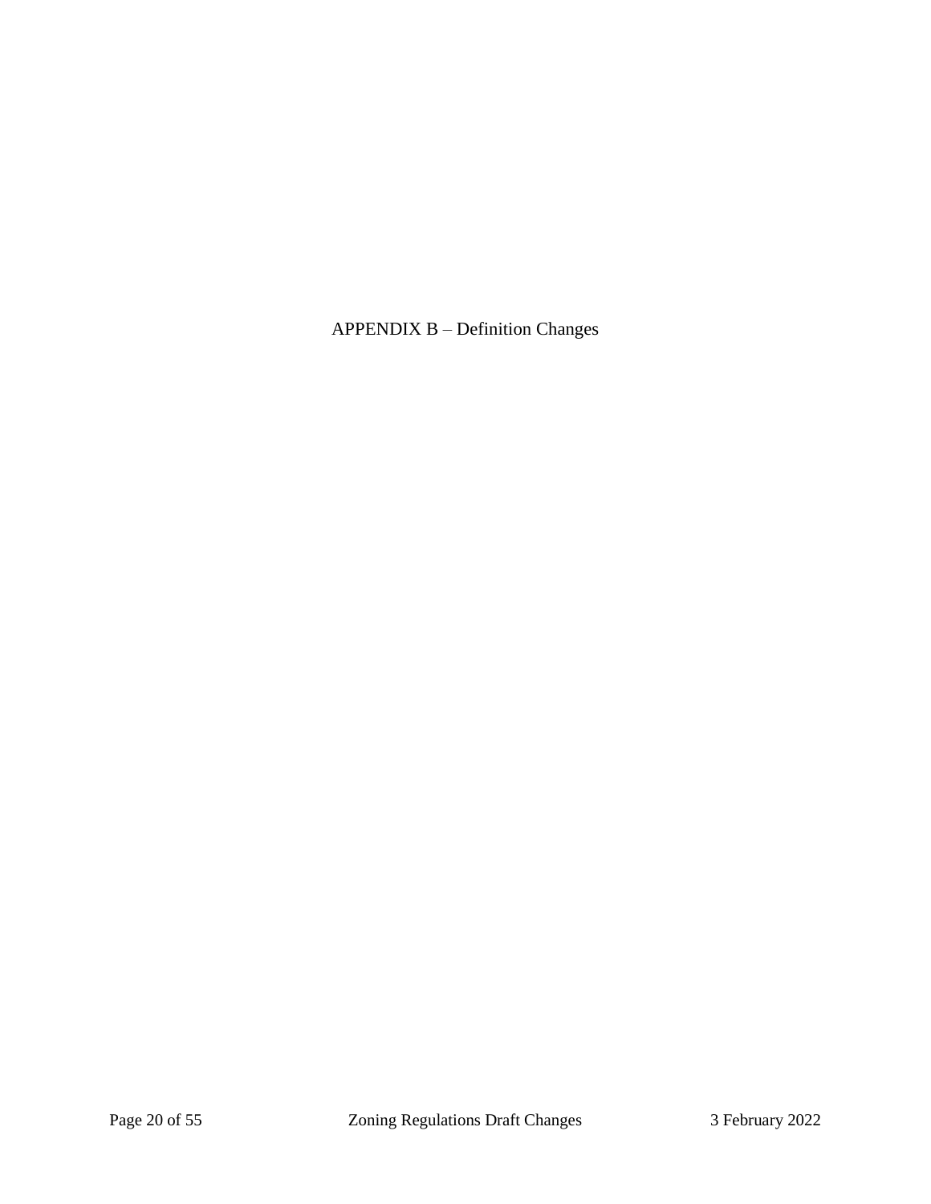# APPENDIX B – Definition Changes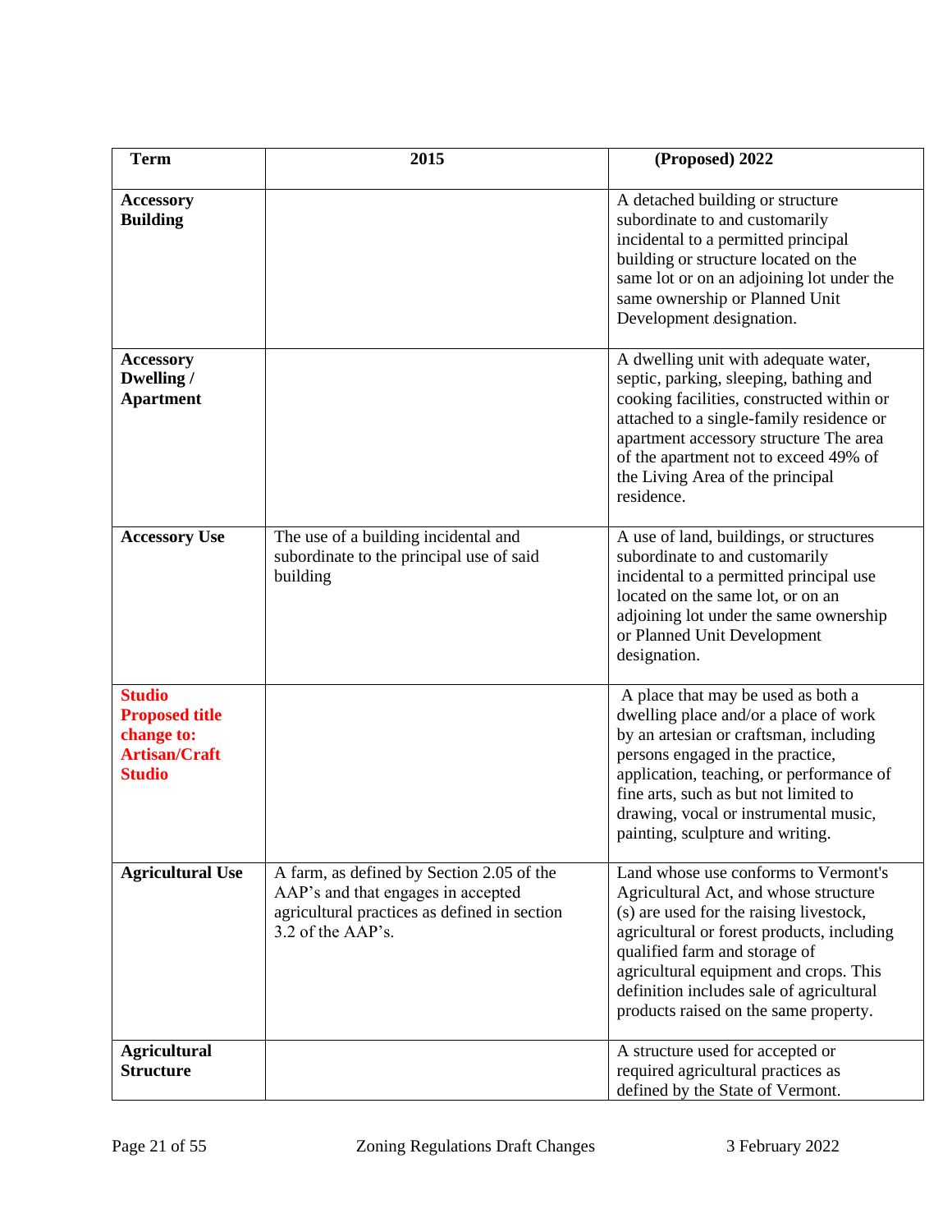| Term | 2015 | (Proposed) 2022 |
|---|---|---|
| **Accessory Building** | | A detached building or structure subordinate to and customarily incidental to a permitted principal building or structure located on the same lot or on an adjoining lot under the same ownership or Planned Unit Development designation. |
| **Accessory Dwelling / Apartment** | | A dwelling unit with adequate water, septic, parking, sleeping, bathing and cooking facilities, constructed within or attached to a single-family residence or apartment accessory structure The area of the apartment not to exceed 49% of the Living Area of the principal residence. |
| **Accessory Use** | The use of a building incidental and subordinate to the principal use of said building | A use of land, buildings, or structures subordinate to and customarily incidental to a permitted principal use located on the same lot, or on an adjoining lot under the same ownership or Planned Unit Development designation. |
| **Studio Proposed title change to: Artisan/Craft Studio** | | A place that may be used as both a dwelling place and/or a place of work by an artesian or craftsman, including persons engaged in the practice, application, teaching, or performance of fine arts, such as but not limited to drawing, vocal or instrumental music, painting, sculpture and writing. |
| **Agricultural Use** | A farm, as defined by Section 2.05 of the AAP's and that engages in accepted agricultural practices as defined in section 3.2 of the AAP's. | Land whose use conforms to Vermont's Agricultural Act, and whose structure (s) are used for the raising livestock, agricultural or forest products, including qualified farm and storage of agricultural equipment and crops. This definition includes sale of agricultural products raised on the same property. |
| **Agricultural Structure** | | A structure used for accepted or required agricultural practices as defined by the State of Vermont. |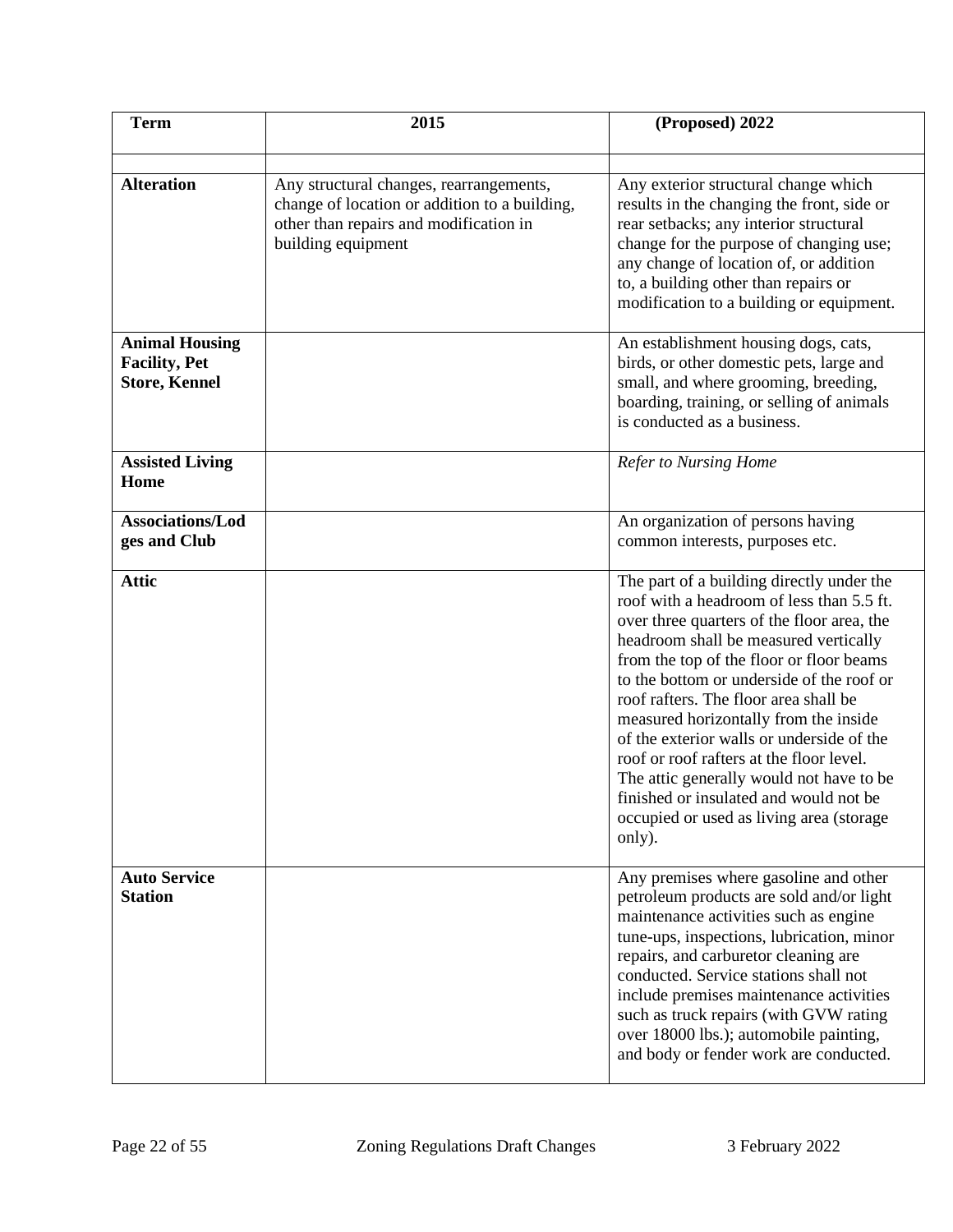| Term | 2015 | (Proposed) 2022 |
|---|---|---|
| | | |
| **Alteration** | Any structural changes, rearrangements, change of location or addition to a building, other than repairs and modification in building equipment | Any exterior structural change which results in the changing the front, side or rear setbacks; any interior structural change for the purpose of changing use; any change of location of, or addition to, a building other than repairs or modification to a building or equipment. |
| **Animal Housing Facility, Pet Store, Kennel** | | An establishment housing dogs, cats, birds, or other domestic pets, large and small, and where grooming, breeding, boarding, training, or selling of animals is conducted as a business. |
| **Assisted Living Home** | | *Refer to Nursing Home* |
| **Associations/Lodges and Club** | | An organization of persons having common interests, purposes etc. |
| **Attic** | | The part of a building directly under the roof with a headroom of less than 5.5 ft. over three quarters of the floor area, the headroom shall be measured vertically from the top of the floor or floor beams to the bottom or underside of the roof or roof rafters. The floor area shall be measured horizontally from the inside of the exterior walls or underside of the roof or roof rafters at the floor level. The attic generally would not have to be finished or insulated and would not be occupied or used as living area (storage only). |
| **Auto Service Station** | | Any premises where gasoline and other petroleum products are sold and/or light maintenance activities such as engine tune-ups, inspections, lubrication, minor repairs, and carburetor cleaning are conducted. Service stations shall not include premises maintenance activities such as truck repairs (with GVW rating over 18000 lbs.); automobile painting, and body or fender work are conducted. |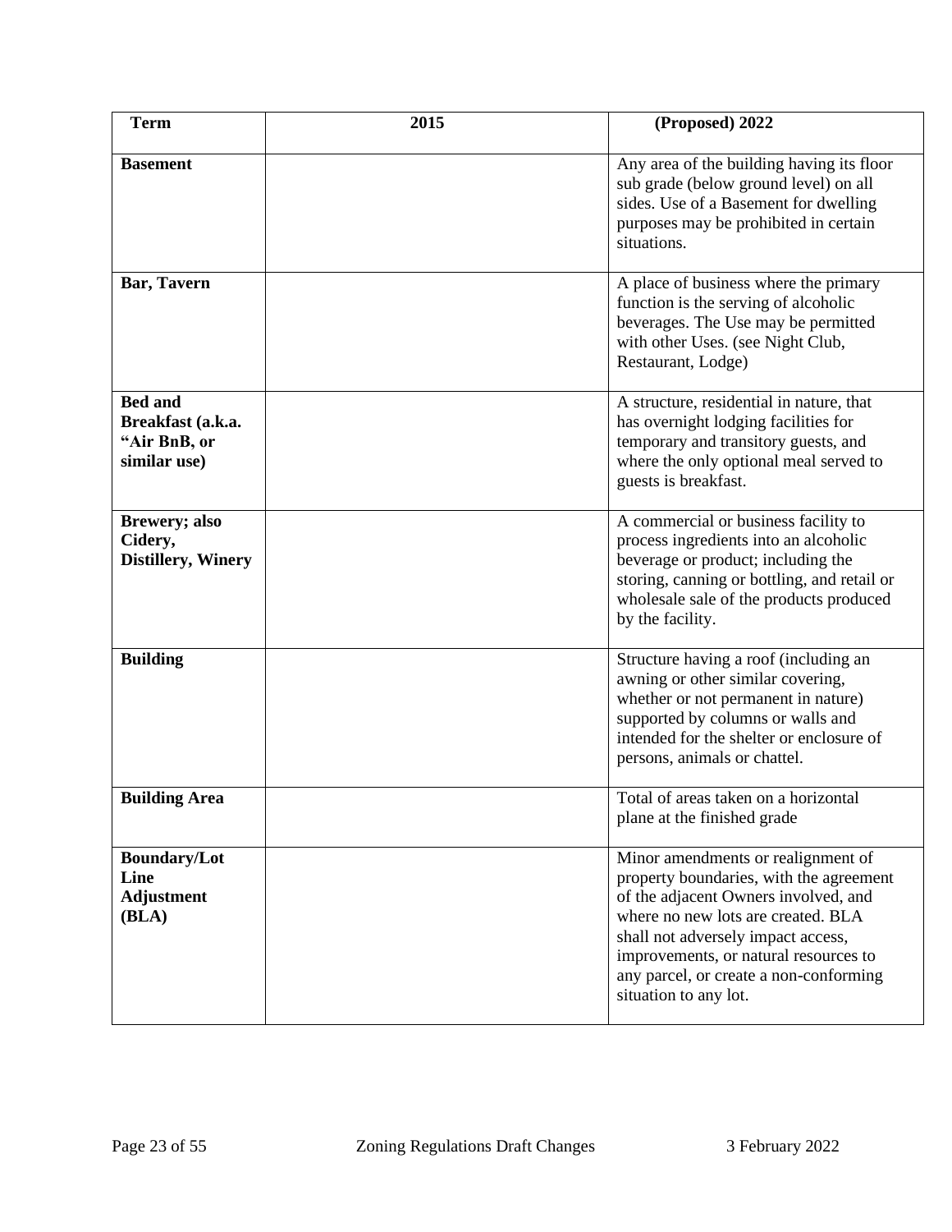| Term | 2015 | (Proposed) 2022 |
| --- | --- | --- |
| **Basement** | | Any area of the building having its floor sub grade (below ground level) on all sides. Use of a Basement for dwelling purposes may be prohibited in certain situations. |
| **Bar, Tavern** | | A place of business where the primary function is the serving of alcoholic beverages. The Use may be permitted with other Uses. (see Night Club, Restaurant, Lodge) |
| **Bed and Breakfast (a.k.a. "Air BnB, or similar use)** | | A structure, residential in nature, that has overnight lodging facilities for temporary and transitory guests, and where the only optional meal served to guests is breakfast. |
| **Brewery; also Cidery, Distillery, Winery** | | A commercial or business facility to process ingredients into an alcoholic beverage or product; including the storing, canning or bottling, and retail or wholesale sale of the products produced by the facility. |
| **Building** | | Structure having a roof (including an awning or other similar covering, whether or not permanent in nature) supported by columns or walls and intended for the shelter or enclosure of persons, animals or chattel. |
| **Building Area** | | Total of areas taken on a horizontal plane at the finished grade |
| **Boundary/Lot Line Adjustment (BLA)** | | Minor amendments or realignment of property boundaries, with the agreement of the adjacent Owners involved, and where no new lots are created. BLA shall not adversely impact access, improvements, or natural resources to any parcel, or create a non-conforming situation to any lot. |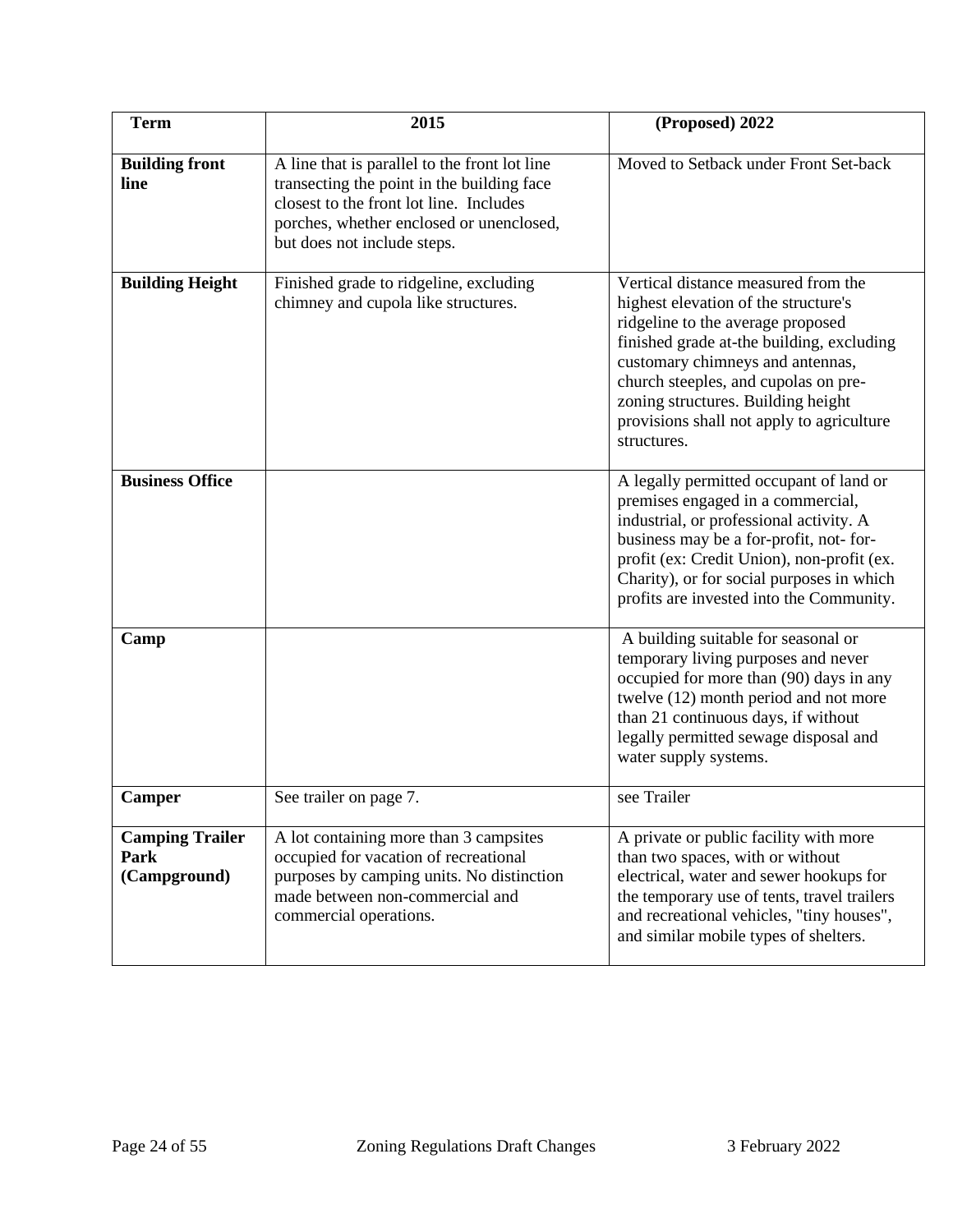| Term | 2015 | (Proposed) 2022 |
|---|---|---|
| **Building front line** | A line that is parallel to the front lot line transecting the point in the building face closest to the front lot line. Includes porches, whether enclosed or unenclosed, but does not include steps. | Moved to Setback under Front Set-back |
| **Building Height** | Finished grade to ridgeline, excluding chimney and cupola like structures. | Vertical distance measured from the highest elevation of the structure's ridgeline to the average proposed finished grade at-the building, excluding customary chimneys and antennas, church steeples, and cupolas on pre-zoning structures. Building height provisions shall not apply to agriculture structures. |
| **Business Office** | | A legally permitted occupant of land or premises engaged in a commercial, industrial, or professional activity. A business may be a for-profit, not- for-profit (ex: Credit Union), non-profit (ex. Charity), or for social purposes in which profits are invested into the Community. |
| **Camp** | | A building suitable for seasonal or temporary living purposes and never occupied for more than (90) days in any twelve (12) month period and not more than 21 continuous days, if without legally permitted sewage disposal and water supply systems. |
| **Camper** | See trailer on page 7. | see Trailer |
| **Camping Trailer Park (Campground)** | A lot containing more than 3 campsites occupied for vacation of recreational purposes by camping units. No distinction made between non-commercial and commercial operations. | A private or public facility with more than two spaces, with or without electrical, water and sewer hookups for the temporary use of tents, travel trailers and recreational vehicles, "tiny houses", and similar mobile types of shelters. |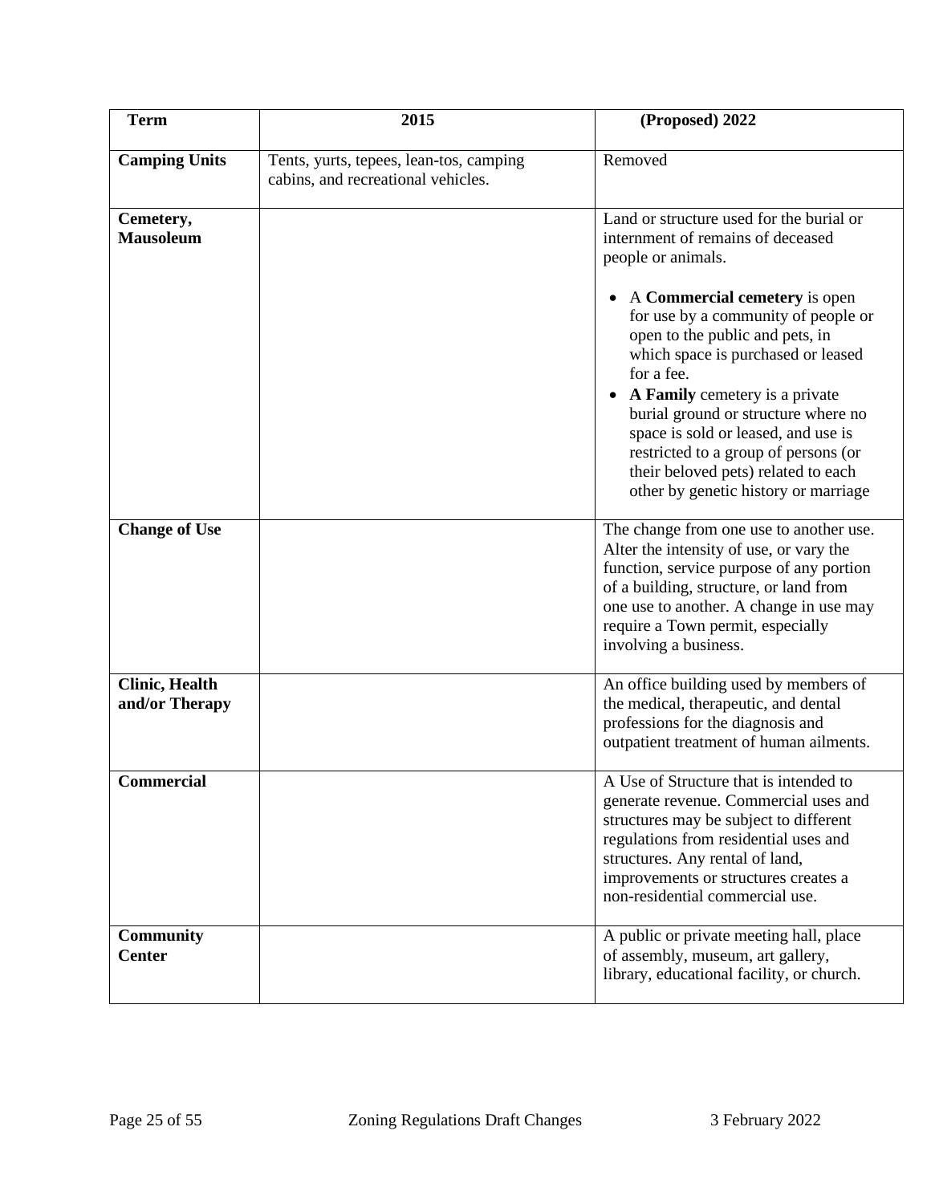| Term | 2015 | (Proposed) 2022 |
|---|---|---|
| **Camping Units** | Tents, yurts, tepees, lean-tos, camping cabins, and recreational vehicles. | Removed |
| **Cemetery, Mausoleum** | | Land or structure used for the burial or internment of remains of deceased people or animals.<br><br>• A **Commercial cemetery** is open for use by a community of people or open to the public and pets, in which space is purchased or leased for a fee.<br>• **A Family** cemetery is a private burial ground or structure where no space is sold or leased, and use is restricted to a group of persons (or their beloved pets) related to each other by genetic history or marriage |
| **Change of Use** | | The change from one use to another use. Alter the intensity of use, or vary the function, service purpose of any portion of a building, structure, or land from one use to another. A change in use may require a Town permit, especially involving a business. |
| **Clinic, Health and/or Therapy** | | An office building used by members of the medical, therapeutic, and dental professions for the diagnosis and outpatient treatment of human ailments. |
| **Commercial** | | A Use of Structure that is intended to generate revenue. Commercial uses and structures may be subject to different regulations from residential uses and structures. Any rental of land, improvements or structures creates a non-residential commercial use. |
| **Community Center** | | A public or private meeting hall, place of assembly, museum, art gallery, library, educational facility, or church. |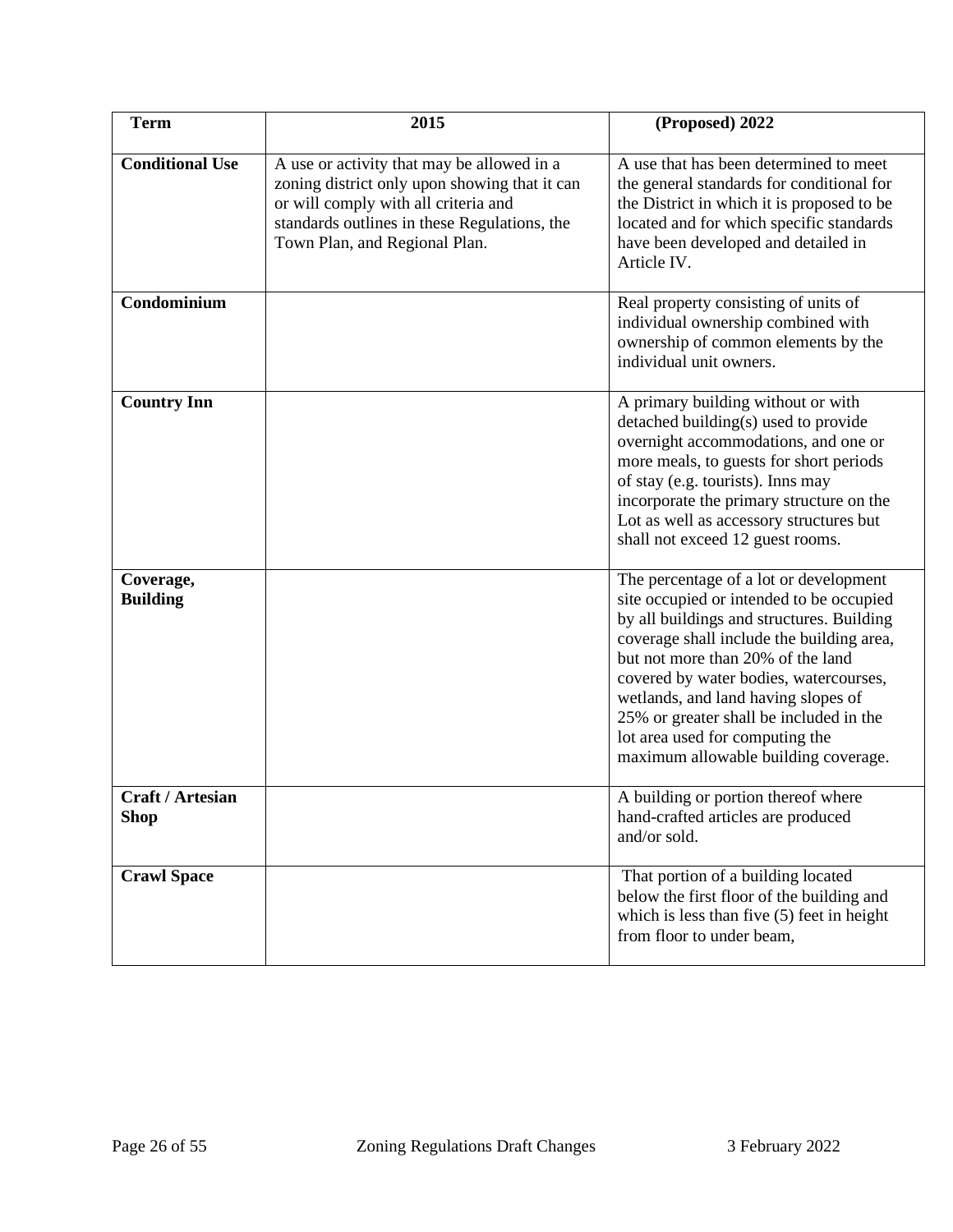| Term | 2015 | (Proposed) 2022 |
|---|---|---|
| **Conditional Use** | A use or activity that may be allowed in a zoning district only upon showing that it can or will comply with all criteria and standards outlines in these Regulations, the Town Plan, and Regional Plan. | A use that has been determined to meet the general standards for conditional for the District in which it is proposed to be located and for which specific standards have been developed and detailed in Article IV. |
| **Condominium** | | Real property consisting of units of individual ownership combined with ownership of common elements by the individual unit owners. |
| **Country Inn** | | A primary building without or with detached building(s) used to provide overnight accommodations, and one or more meals, to guests for short periods of stay (e.g. tourists). Inns may incorporate the primary structure on the Lot as well as accessory structures but shall not exceed 12 guest rooms. |
| **Coverage, Building** | | The percentage of a lot or development site occupied or intended to be occupied by all buildings and structures. Building coverage shall include the building area, but not more than 20% of the land covered by water bodies, watercourses, wetlands, and land having slopes of 25% or greater shall be included in the lot area used for computing the maximum allowable building coverage. |
| **Craft / Artesian Shop** | | A building or portion thereof where hand-crafted articles are produced and/or sold. |
| **Crawl Space** | | That portion of a building located below the first floor of the building and which is less than five (5) feet in height from floor to under beam, |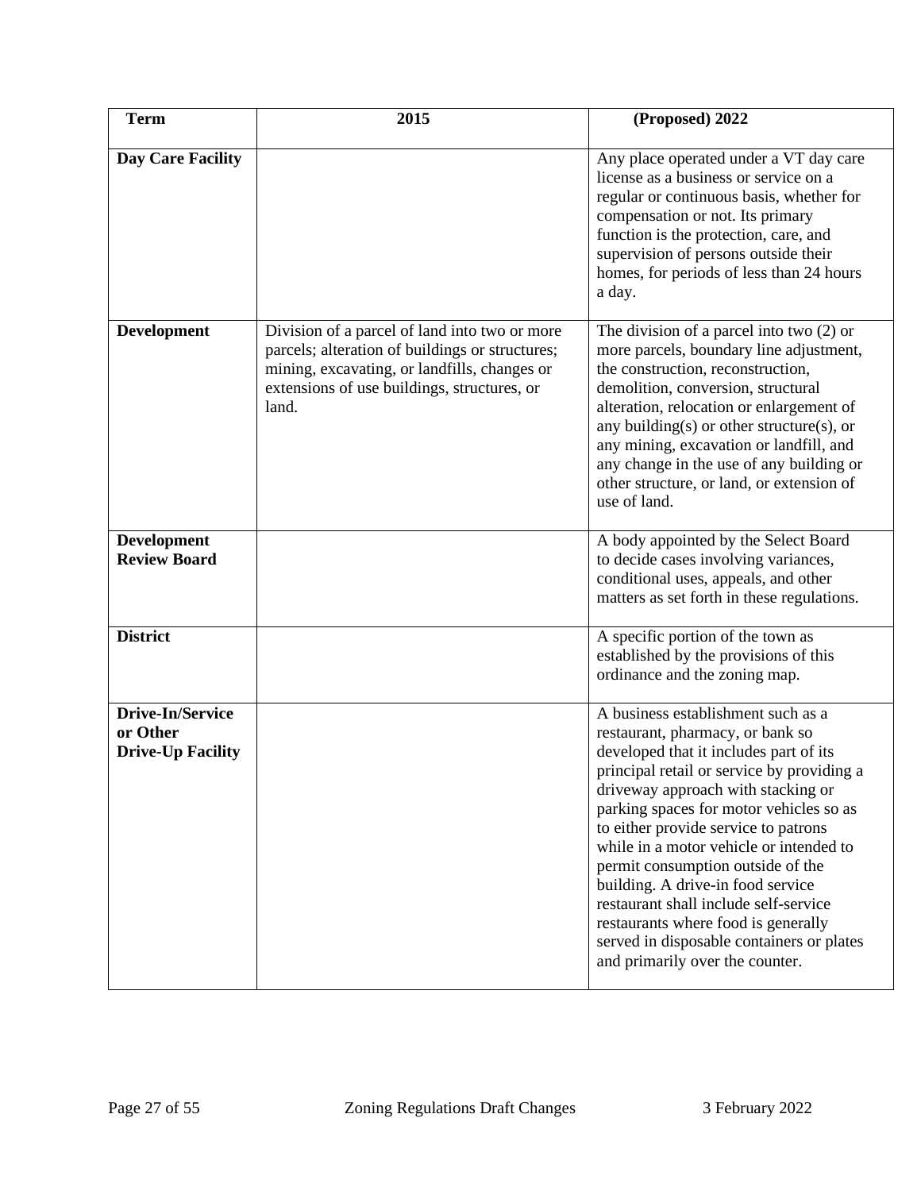| Term | 2015 | (Proposed) 2022 |
|---|---|---|
| **Day Care Facility** | | Any place operated under a VT day care license as a business or service on a regular or continuous basis, whether for compensation or not. Its primary function is the protection, care, and supervision of persons outside their homes, for periods of less than 24 hours a day. |
| **Development** | Division of a parcel of land into two or more parcels; alteration of buildings or structures; mining, excavating, or landfills, changes or extensions of use buildings, structures, or land. | The division of a parcel into two (2) or more parcels, boundary line adjustment, the construction, reconstruction, demolition, conversion, structural alteration, relocation or enlargement of any building(s) or other structure(s), or any mining, excavation or landfill, and any change in the use of any building or other structure, or land, or extension of use of land. |
| **Development Review Board** | | A body appointed by the Select Board to decide cases involving variances, conditional uses, appeals, and other matters as set forth in these regulations. |
| **District** | | A specific portion of the town as established by the provisions of this ordinance and the zoning map. |
| **Drive-In/Service or Other Drive-Up Facility** | | A business establishment such as a restaurant, pharmacy, or bank so developed that it includes part of its principal retail or service by providing a driveway approach with stacking or parking spaces for motor vehicles so as to either provide service to patrons while in a motor vehicle or intended to permit consumption outside of the building. A drive-in food service restaurant shall include self-service restaurants where food is generally served in disposable containers or plates and primarily over the counter. |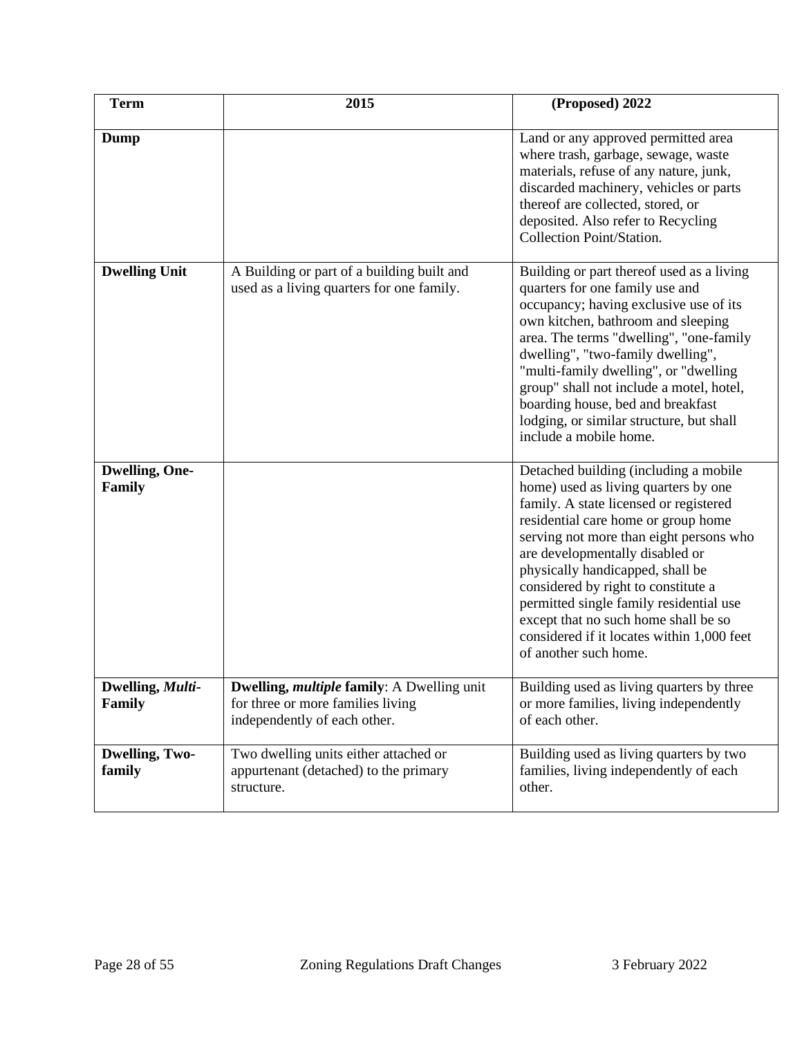| Term | 2015 | (Proposed) 2022 |
|---|---|---|
| **Dump** | | Land or any approved permitted area where trash, garbage, sewage, waste materials, refuse of any nature, junk, discarded machinery, vehicles or parts thereof are collected, stored, or deposited. Also refer to Recycling Collection Point/Station. |
| **Dwelling Unit** | A Building or part of a building built and used as a living quarters for one family. | Building or part thereof used as a living quarters for one family use and occupancy; having exclusive use of its own kitchen, bathroom and sleeping area. The terms "dwelling", "one-family dwelling", "two-family dwelling", "multi-family dwelling", or "dwelling group" shall not include a motel, hotel, boarding house, bed and breakfast lodging, or similar structure, but shall include a mobile home. |
| **Dwelling, One-Family** | | Detached building (including a mobile home) used as living quarters by one family. A state licensed or registered residential care home or group home serving not more than eight persons who are developmentally disabled or physically handicapped, shall be considered by right to constitute a permitted single family residential use except that no such home shall be so considered if it locates within 1,000 feet of another such home. |
| **Dwelling, *Multi*-Family** | **Dwelling, *multiple* family**: A Dwelling unit for three or more families living independently of each other. | Building used as living quarters by three or more families, living independently of each other. |
| **Dwelling, Two-family** | Two dwelling units either attached or appurtenant (detached) to the primary structure. | Building used as living quarters by two families, living independently of each other. |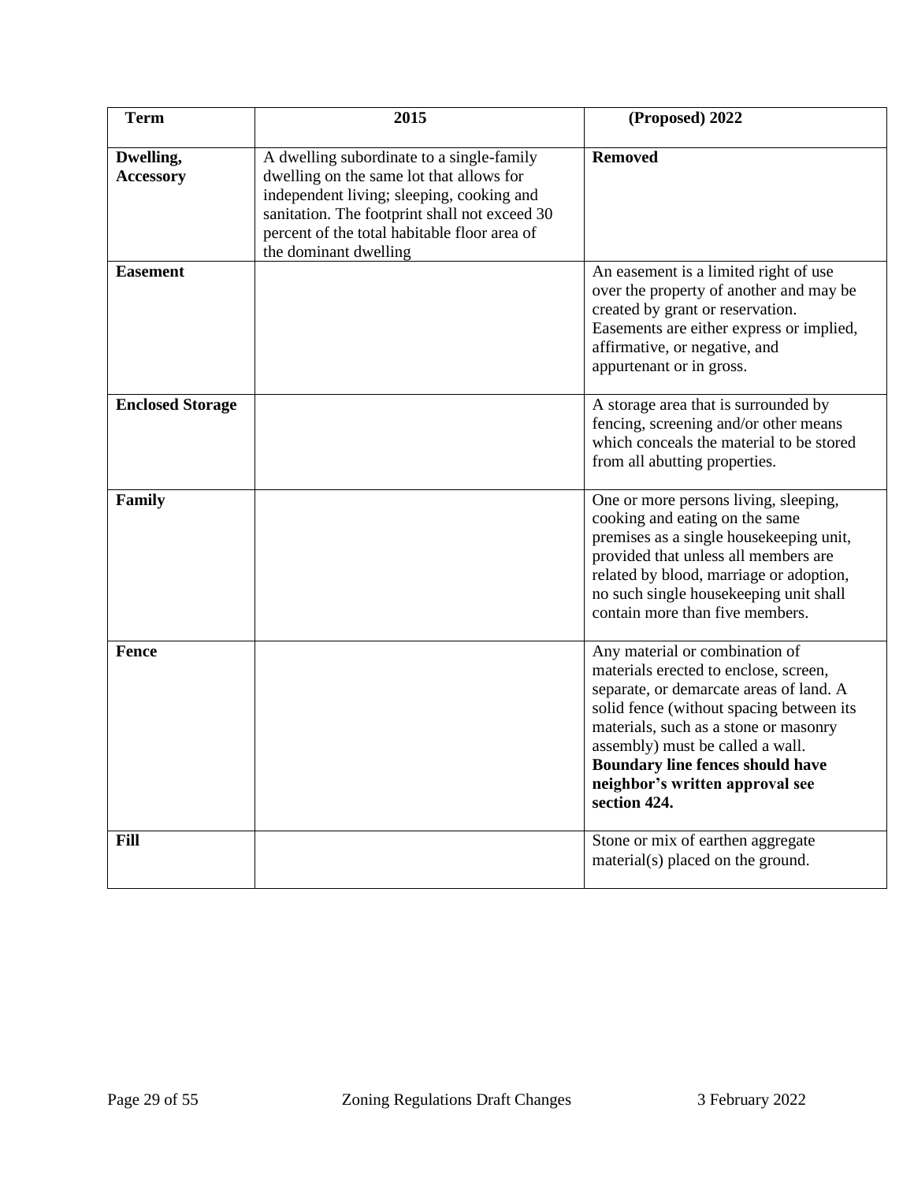| Term | 2015 | (Proposed) 2022 |
| --- | --- | --- |
| **Dwelling, Accessory** | A dwelling subordinate to a single-family dwelling on the same lot that allows for independent living; sleeping, cooking and sanitation. The footprint shall not exceed 30 percent of the total habitable floor area of the dominant dwelling | **Removed** |
| **Easement** | | An easement is a limited right of use over the property of another and may be created by grant or reservation. Easements are either express or implied, affirmative, or negative, and appurtenant or in gross. |
| **Enclosed Storage** | | A storage area that is surrounded by fencing, screening and/or other means which conceals the material to be stored from all abutting properties. |
| **Family** | | One or more persons living, sleeping, cooking and eating on the same premises as a single housekeeping unit, provided that unless all members are related by blood, marriage or adoption, no such single housekeeping unit shall contain more than five members. |
| **Fence** | | Any material or combination of materials erected to enclose, screen, separate, or demarcate areas of land. A solid fence (without spacing between its materials, such as a stone or masonry assembly) must be called a wall. **Boundary line fences should have neighbor's written approval see section 424.** |
| **Fill** | | Stone or mix of earthen aggregate material(s) placed on the ground. |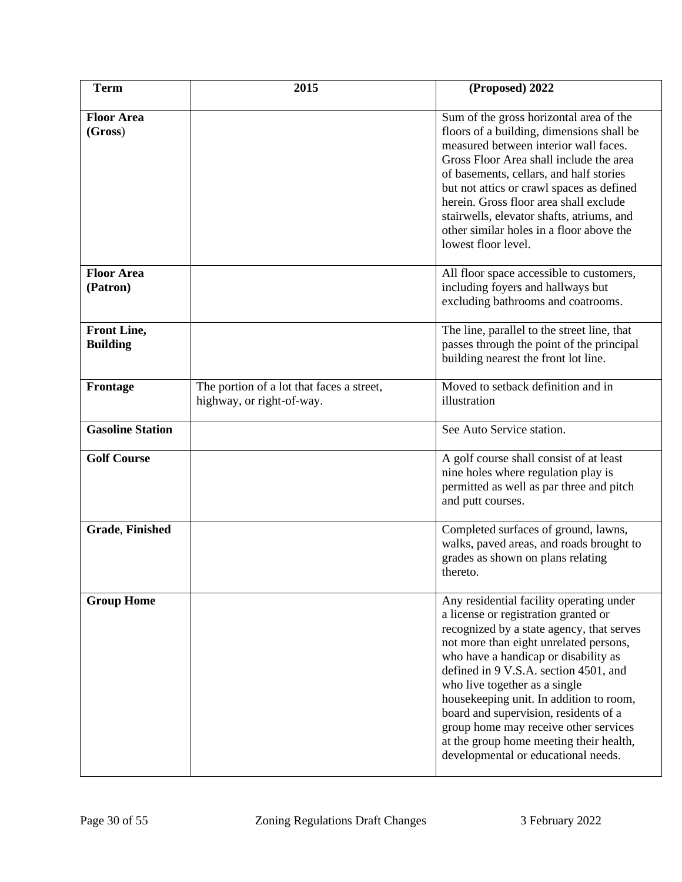| Term | 2015 | (Proposed) 2022 |
|---|---|---|
| **Floor Area (Gross)** | | Sum of the gross horizontal area of the floors of a building, dimensions shall be measured between interior wall faces. Gross Floor Area shall include the area of basements, cellars, and half stories but not attics or crawl spaces as defined herein. Gross floor area shall exclude stairwells, elevator shafts, atriums, and other similar holes in a floor above the lowest floor level. |
| **Floor Area (Patron)** | | All floor space accessible to customers, including foyers and hallways but excluding bathrooms and coatrooms. |
| **Front Line, Building** | | The line, parallel to the street line, that passes through the point of the principal building nearest the front lot line. |
| **Frontage** | The portion of a lot that faces a street, highway, or right-of-way. | Moved to setback definition and in illustration |
| **Gasoline Station** | | See Auto Service station. |
| **Golf Course** | | A golf course shall consist of at least nine holes where regulation play is permitted as well as par three and pitch and putt courses. |
| **Grade, Finished** | | Completed surfaces of ground, lawns, walks, paved areas, and roads brought to grades as shown on plans relating thereto. |
| **Group Home** | | Any residential facility operating under a license or registration granted or recognized by a state agency, that serves not more than eight unrelated persons, who have a handicap or disability as defined in 9 V.S.A. section 4501, and who live together as a single housekeeping unit. In addition to room, board and supervision, residents of a group home may receive other services at the group home meeting their health, developmental or educational needs. |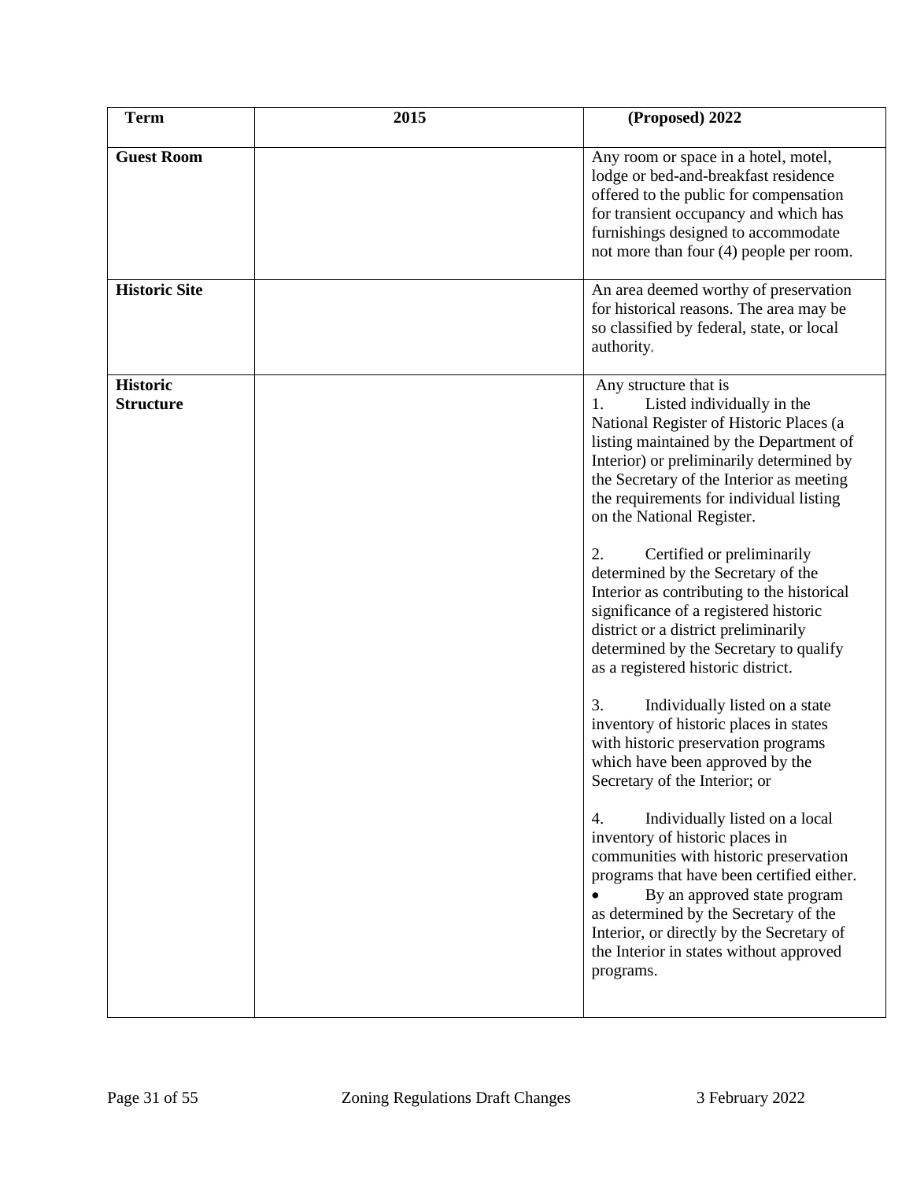| Term | 2015 | (Proposed) 2022 |
|---|---|---|
| **Guest Room** | | Any room or space in a hotel, motel, lodge or bed-and-breakfast residence offered to the public for compensation for transient occupancy and which has furnishings designed to accommodate not more than four (4) people per room. |
| **Historic Site** | | An area deemed worthy of preservation for historical reasons. The area may be so classified by federal, state, or local authority. |
| **Historic Structure** | | Any structure that is<br>1. Listed individually in the National Register of Historic Places (a listing maintained by the Department of Interior) or preliminarily determined by the Secretary of the Interior as meeting the requirements for individual listing on the National Register.<br><br>2. Certified or preliminarily determined by the Secretary of the Interior as contributing to the historical significance of a registered historic district or a district preliminarily determined by the Secretary to qualify as a registered historic district.<br><br>3. Individually listed on a state inventory of historic places in states with historic preservation programs which have been approved by the Secretary of the Interior; or<br><br>4. Individually listed on a local inventory of historic places in communities with historic preservation programs that have been certified either.<br>• By an approved state program as determined by the Secretary of the Interior, or directly by the Secretary of the Interior in states without approved programs. |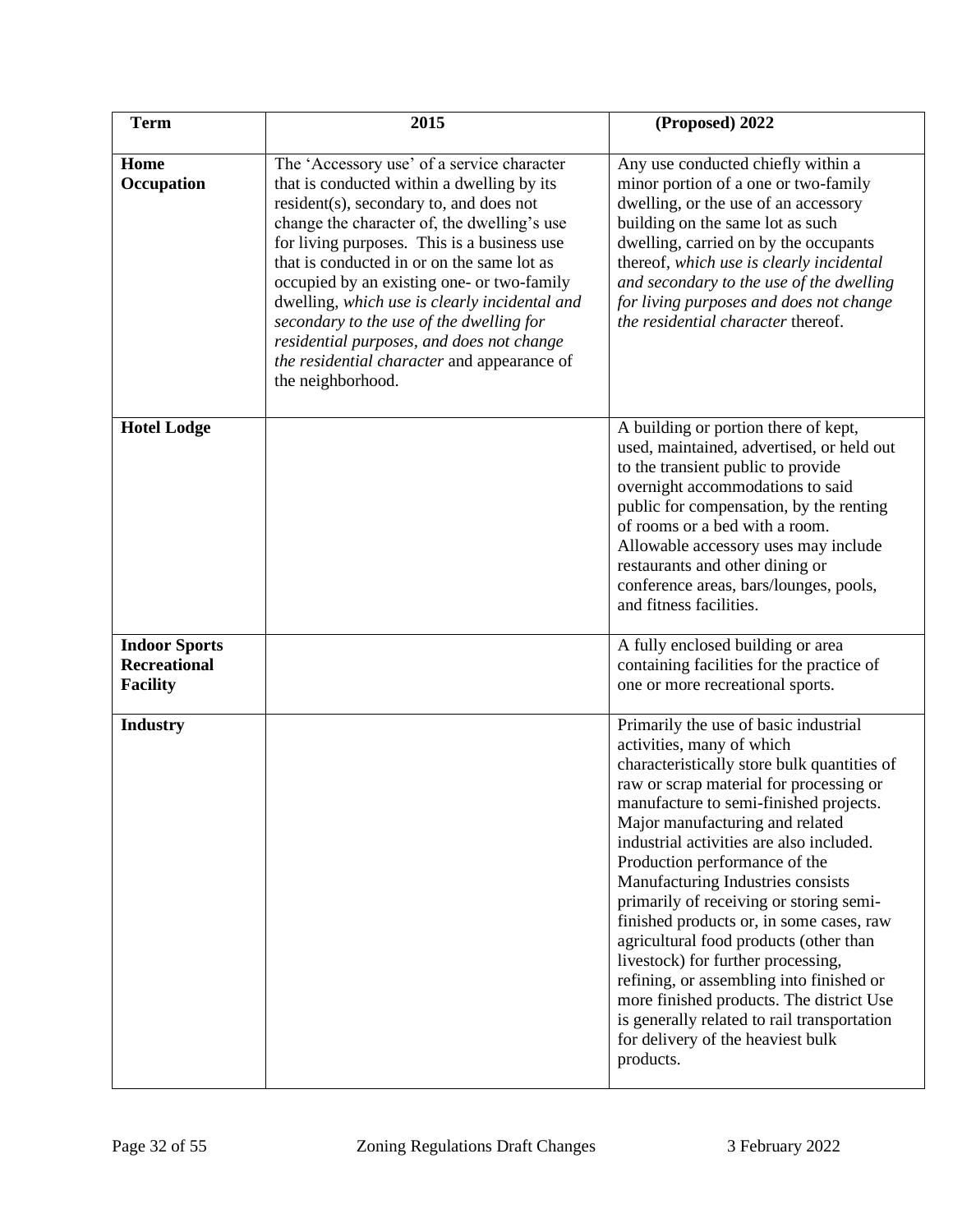| Term | 2015 | (Proposed) 2022 |
|---|---|---|
| **Home Occupation** | The 'Accessory use' of a service character that is conducted within a dwelling by its resident(s), secondary to, and does not change the character of, the dwelling's use for living purposes. This is a business use that is conducted in or on the same lot as occupied by an existing one- or two-family dwelling, *which use is clearly incidental and secondary to the use of the dwelling for residential purposes, and does not change the residential character* and appearance of the neighborhood. | Any use conducted chiefly within a minor portion of a one or two-family dwelling, or the use of an accessory building on the same lot as such dwelling, carried on by the occupants thereof, *which use is clearly incidental and secondary to the use of the dwelling for living purposes and does not change the residential character* thereof. |
| **Hotel Lodge** | | A building or portion there of kept, used, maintained, advertised, or held out to the transient public to provide overnight accommodations to said public for compensation, by the renting of rooms or a bed with a room. Allowable accessory uses may include restaurants and other dining or conference areas, bars/lounges, pools, and fitness facilities. |
| **Indoor Sports Recreational Facility** | | A fully enclosed building or area containing facilities for the practice of one or more recreational sports. |
| **Industry** | | Primarily the use of basic industrial activities, many of which characteristically store bulk quantities of raw or scrap material for processing or manufacture to semi-finished projects. Major manufacturing and related industrial activities are also included. Production performance of the Manufacturing Industries consists primarily of receiving or storing semi-finished products or, in some cases, raw agricultural food products (other than livestock) for further processing, refining, or assembling into finished or more finished products. The district Use is generally related to rail transportation for delivery of the heaviest bulk products. |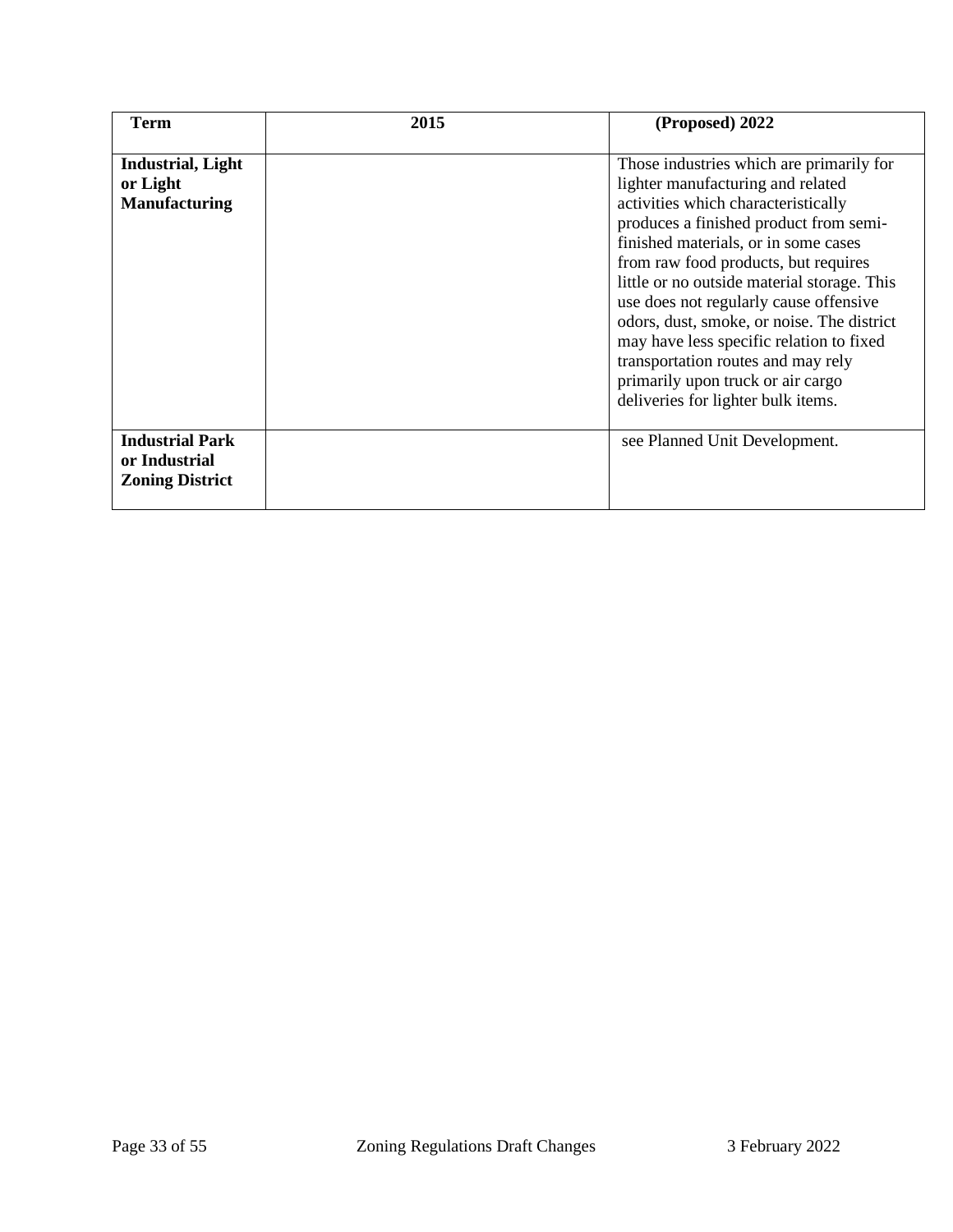| Term | 2015 | (Proposed) 2022 |
| --- | --- | --- |
| **Industrial, Light or Light Manufacturing** | | Those industries which are primarily for lighter manufacturing and related activities which characteristically produces a finished product from semi-finished materials, or in some cases from raw food products, but requires little or no outside material storage. This use does not regularly cause offensive odors, dust, smoke, or noise. The district may have less specific relation to fixed transportation routes and may rely primarily upon truck or air cargo deliveries for lighter bulk items. |
| **Industrial Park or Industrial Zoning District** | | see Planned Unit Development. |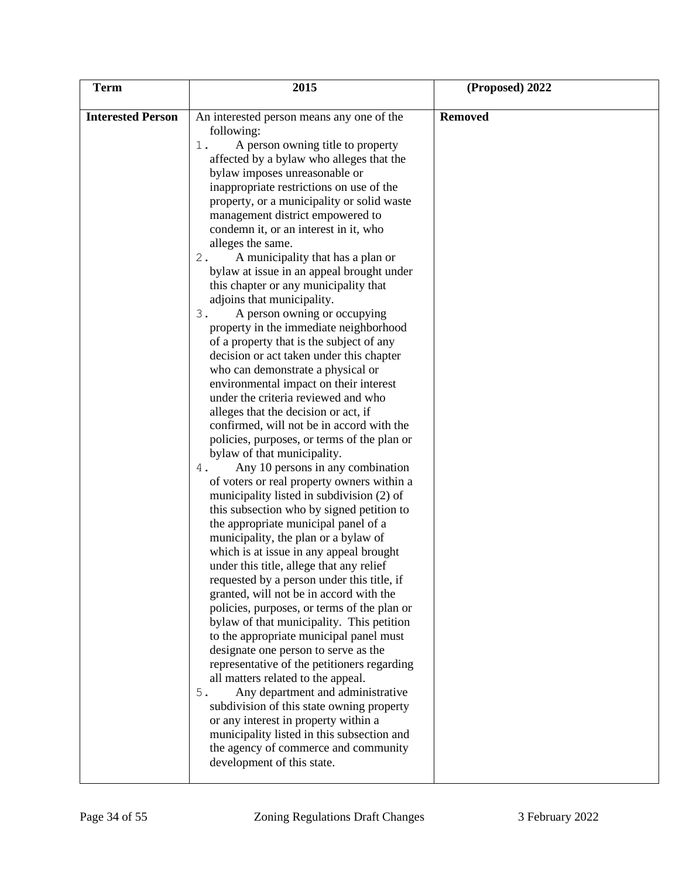| Term | 2015 | (Proposed) 2022 |
| --- | --- | --- |
| **Interested Person** | An interested person means any one of the following:<br>1. A person owning title to property affected by a bylaw who alleges that the bylaw imposes unreasonable or inappropriate restrictions on use of the property, or a municipality or solid waste management district empowered to condemn it, or an interest in it, who alleges the same.<br>2. A municipality that has a plan or bylaw at issue in an appeal brought under this chapter or any municipality that adjoins that municipality.<br>3. A person owning or occupying property in the immediate neighborhood of a property that is the subject of any decision or act taken under this chapter who can demonstrate a physical or environmental impact on their interest under the criteria reviewed and who alleges that the decision or act, if confirmed, will not be in accord with the policies, purposes, or terms of the plan or bylaw of that municipality.<br>4. Any 10 persons in any combination of voters or real property owners within a municipality listed in subdivision (2) of this subsection who by signed petition to the appropriate municipal panel of a municipality, the plan or a bylaw of which is at issue in any appeal brought under this title, allege that any relief requested by a person under this title, if granted, will not be in accord with the policies, purposes, or terms of the plan or bylaw of that municipality. This petition to the appropriate municipal panel must designate one person to serve as the representative of the petitioners regarding all matters related to the appeal.<br>5. Any department and administrative subdivision of this state owning property or any interest in property within a municipality listed in this subsection and the agency of commerce and community development of this state. | **Removed** |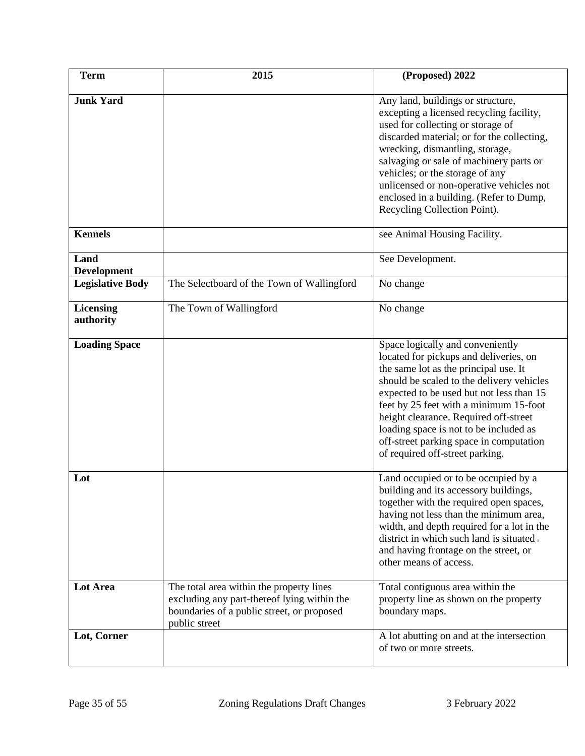| Term | 2015 | (Proposed) 2022 |
|---|---|---|
| **Junk Yard** | | Any land, buildings or structure, excepting a licensed recycling facility, used for collecting or storage of discarded material; or for the collecting, wrecking, dismantling, storage, salvaging or sale of machinery parts or vehicles; or the storage of any unlicensed or non-operative vehicles not enclosed in a building. (Refer to Dump, Recycling Collection Point). |
| **Kennels** | | see Animal Housing Facility. |
| **Land Development** | | See Development. |
| **Legislative Body** | The Selectboard of the Town of Wallingford | No change |
| **Licensing authority** | The Town of Wallingford | No change |
| **Loading Space** | | Space logically and conveniently located for pickups and deliveries, on the same lot as the principal use. It should be scaled to the delivery vehicles expected to be used but not less than 15 feet by 25 feet with a minimum 15-foot height clearance. Required off-street loading space is not to be included as off-street parking space in computation of required off-street parking. |
| **Lot** | | Land occupied or to be occupied by a building and its accessory buildings, together with the required open spaces, having not less than the minimum area, width, and depth required for a lot in the district in which such land is situated, and having frontage on the street, or other means of access. |
| **Lot Area** | The total area within the property lines excluding any part-thereof lying within the boundaries of a public street, or proposed public street | Total contiguous area within the property line as shown on the property boundary maps. |
| **Lot, Corner** | | A lot abutting on and at the intersection of two or more streets. |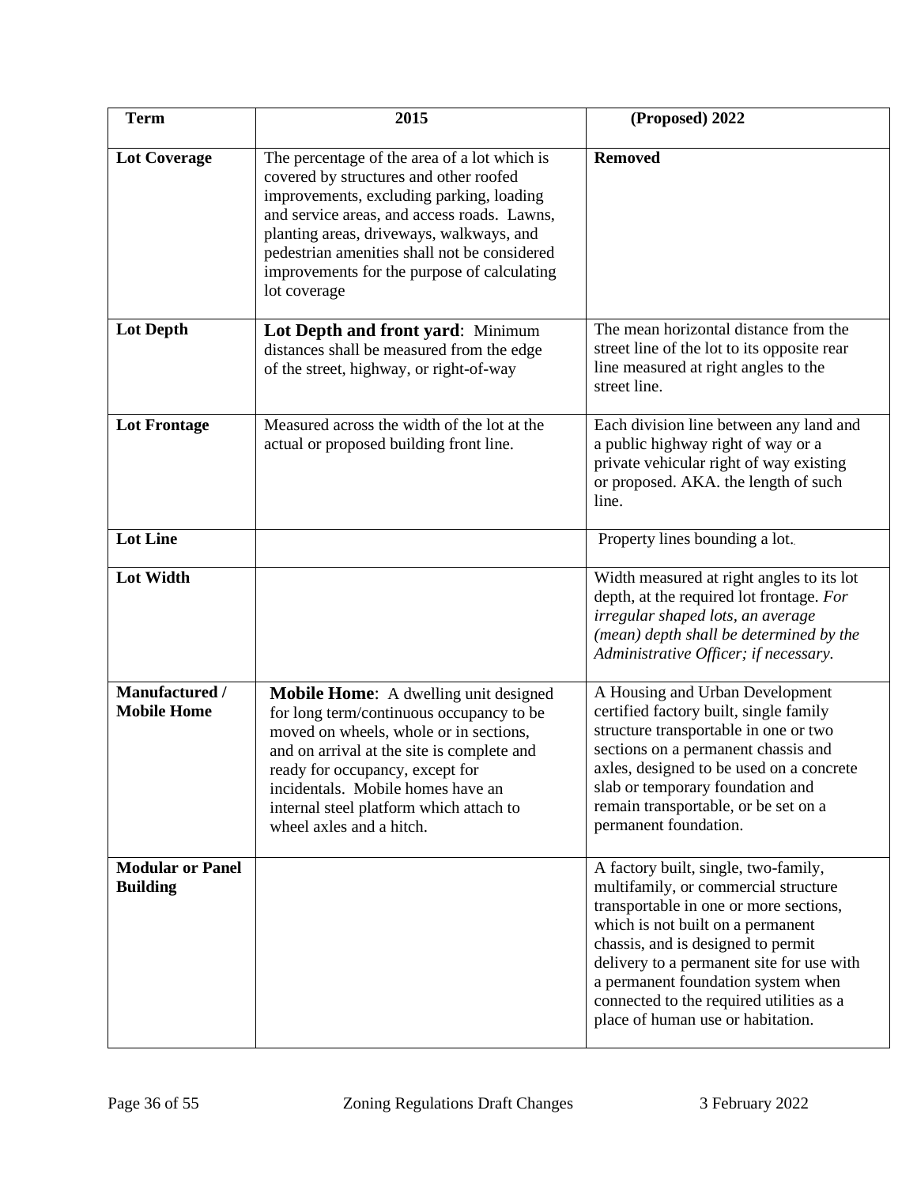| Term | 2015 | (Proposed) 2022 |
|---|---|---|
| **Lot Coverage** | The percentage of the area of a lot which is covered by structures and other roofed improvements, excluding parking, loading and service areas, and access roads. Lawns, planting areas, driveways, walkways, and pedestrian amenities shall not be considered improvements for the purpose of calculating lot coverage | **Removed** |
| **Lot Depth** | **Lot Depth and front yard**: Minimum distances shall be measured from the edge of the street, highway, or right-of-way | The mean horizontal distance from the street line of the lot to its opposite rear line measured at right angles to the street line. |
| **Lot Frontage** | Measured across the width of the lot at the actual or proposed building front line. | Each division line between any land and a public highway right of way or a private vehicular right of way existing or proposed. AKA. the length of such line. |
| **Lot Line** | | Property lines bounding a lot. |
| **Lot Width** | | Width measured at right angles to its lot depth, at the required lot frontage. *For irregular shaped lots, an average (mean) depth shall be determined by the Administrative Officer; if necessary.* |
| **Manufactured / Mobile Home** | **Mobile Home**: A dwelling unit designed for long term/continuous occupancy to be moved on wheels, whole or in sections, and on arrival at the site is complete and ready for occupancy, except for incidentals. Mobile homes have an internal steel platform which attach to wheel axles and a hitch. | A Housing and Urban Development certified factory built, single family structure transportable in one or two sections on a permanent chassis and axles, designed to be used on a concrete slab or temporary foundation and remain transportable, or be set on a permanent foundation. |
| **Modular or Panel Building** | | A factory built, single, two-family, multifamily, or commercial structure transportable in one or more sections, which is not built on a permanent chassis, and is designed to permit delivery to a permanent site for use with a permanent foundation system when connected to the required utilities as a place of human use or habitation. |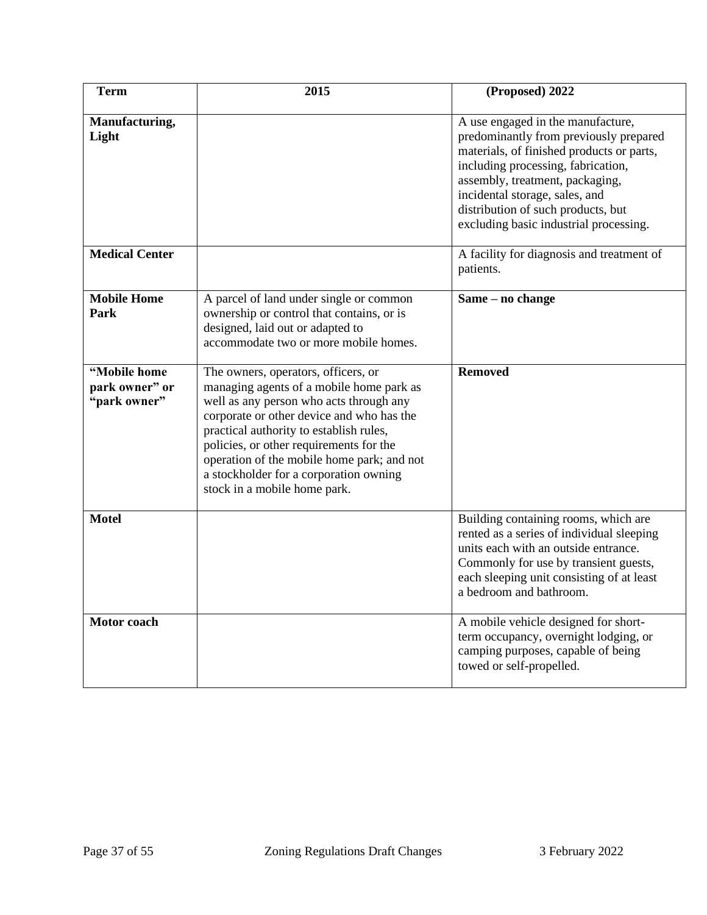| Term | 2015 | (Proposed) 2022 |
|---|---|---|
| **Manufacturing, Light** | | A use engaged in the manufacture, predominantly from previously prepared materials, of finished products or parts, including processing, fabrication, assembly, treatment, packaging, incidental storage, sales, and distribution of such products, but excluding basic industrial processing. |
| **Medical Center** | | A facility for diagnosis and treatment of patients. |
| **Mobile Home Park** | A parcel of land under single or common ownership or control that contains, or is designed, laid out or adapted to accommodate two or more mobile homes. | **Same – no change** |
| **"Mobile home park owner" or "park owner"** | The owners, operators, officers, or managing agents of a mobile home park as well as any person who acts through any corporate or other device and who has the practical authority to establish rules, policies, or other requirements for the operation of the mobile home park; and not a stockholder for a corporation owning stock in a mobile home park. | **Removed** |
| **Motel** | | Building containing rooms, which are rented as a series of individual sleeping units each with an outside entrance. Commonly for use by transient guests, each sleeping unit consisting of at least a bedroom and bathroom. |
| **Motor coach** | | A mobile vehicle designed for short-term occupancy, overnight lodging, or camping purposes, capable of being towed or self-propelled. |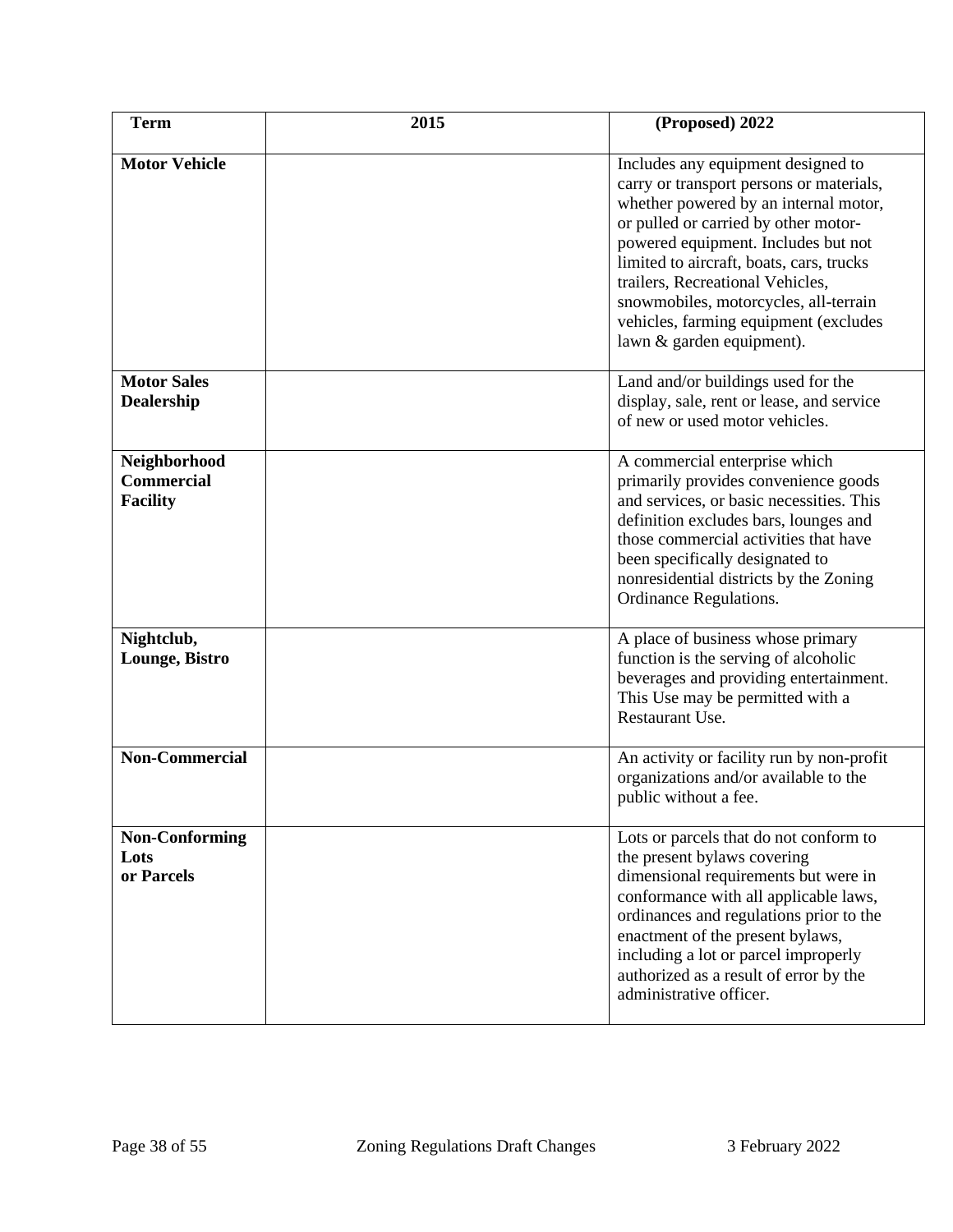| Term | 2015 | (Proposed) 2022 |
| --- | --- | --- |
| **Motor Vehicle** | | Includes any equipment designed to carry or transport persons or materials, whether powered by an internal motor, or pulled or carried by other motor-powered equipment. Includes but not limited to aircraft, boats, cars, trucks trailers, Recreational Vehicles, snowmobiles, motorcycles, all-terrain vehicles, farming equipment (excludes lawn & garden equipment). |
| **Motor Sales Dealership** | | Land and/or buildings used for the display, sale, rent or lease, and service of new or used motor vehicles. |
| **Neighborhood Commercial Facility** | | A commercial enterprise which primarily provides convenience goods and services, or basic necessities. This definition excludes bars, lounges and those commercial activities that have been specifically designated to nonresidential districts by the Zoning Ordinance Regulations. |
| **Nightclub, Lounge, Bistro** | | A place of business whose primary function is the serving of alcoholic beverages and providing entertainment. This Use may be permitted with a Restaurant Use. |
| **Non-Commercial** | | An activity or facility run by non-profit organizations and/or available to the public without a fee. |
| **Non-Conforming Lots or Parcels** | | Lots or parcels that do not conform to the present bylaws covering dimensional requirements but were in conformance with all applicable laws, ordinances and regulations prior to the enactment of the present bylaws, including a lot or parcel improperly authorized as a result of error by the administrative officer. |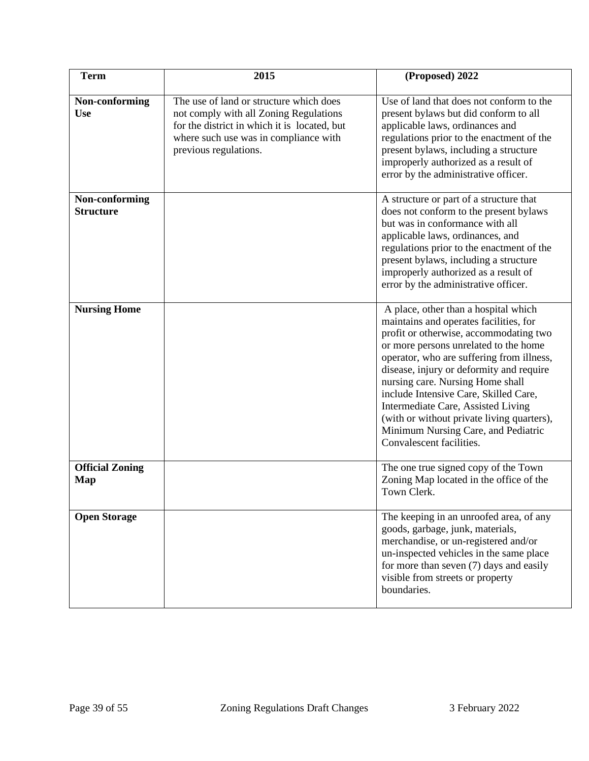| Term | 2015 | (Proposed) 2022 |
|---|---|---|
| **Non-conforming Use** | The use of land or structure which does not comply with all Zoning Regulations for the district in which it is located, but where such use was in compliance with previous regulations. | Use of land that does not conform to the present bylaws but did conform to all applicable laws, ordinances and regulations prior to the enactment of the present bylaws, including a structure improperly authorized as a result of error by the administrative officer. |
| **Non-conforming Structure** | | A structure or part of a structure that does not conform to the present bylaws but was in conformance with all applicable laws, ordinances, and regulations prior to the enactment of the present bylaws, including a structure improperly authorized as a result of error by the administrative officer. |
| **Nursing Home** | | A place, other than a hospital which maintains and operates facilities, for profit or otherwise, accommodating two or more persons unrelated to the home operator, who are suffering from illness, disease, injury or deformity and require nursing care. Nursing Home shall include Intensive Care, Skilled Care, Intermediate Care, Assisted Living (with or without private living quarters), Minimum Nursing Care, and Pediatric Convalescent facilities. |
| **Official Zoning Map** | | The one true signed copy of the Town Zoning Map located in the office of the Town Clerk. |
| **Open Storage** | | The keeping in an unroofed area, of any goods, garbage, junk, materials, merchandise, or un-registered and/or un-inspected vehicles in the same place for more than seven (7) days and easily visible from streets or property boundaries. |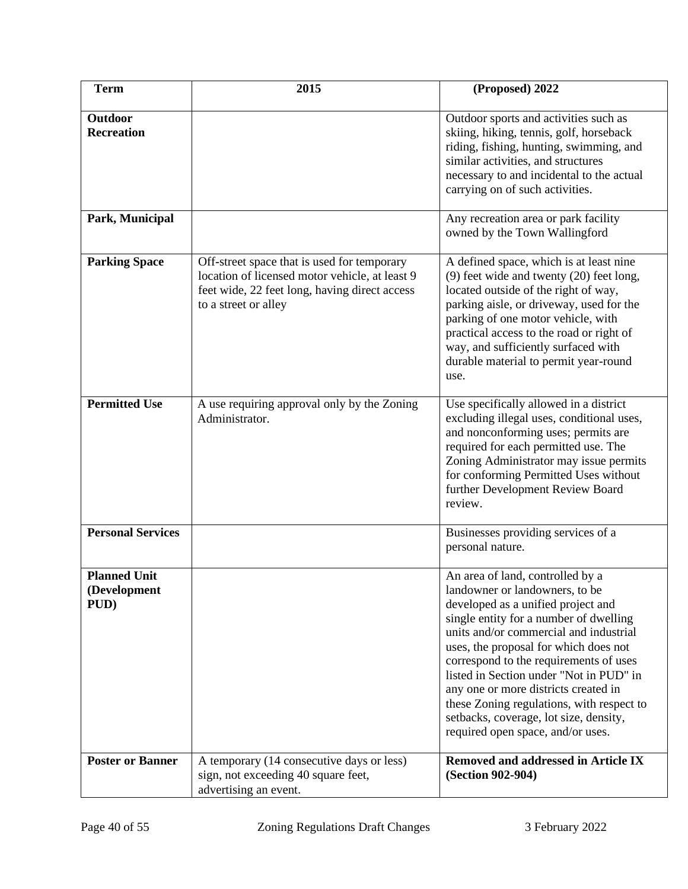| Term | 2015 | (Proposed) 2022 |
| --- | --- | --- |
| **Outdoor Recreation** | | Outdoor sports and activities such as skiing, hiking, tennis, golf, horseback riding, fishing, hunting, swimming, and similar activities, and structures necessary to and incidental to the actual carrying on of such activities. |
| **Park, Municipal** | | Any recreation area or park facility owned by the Town Wallingford |
| **Parking Space** | Off-street space that is used for temporary location of licensed motor vehicle, at least 9 feet wide, 22 feet long, having direct access to a street or alley | A defined space, which is at least nine (9) feet wide and twenty (20) feet long, located outside of the right of way, parking aisle, or driveway, used for the parking of one motor vehicle, with practical access to the road or right of way, and sufficiently surfaced with durable material to permit year-round use. |
| **Permitted Use** | A use requiring approval only by the Zoning Administrator. | Use specifically allowed in a district excluding illegal uses, conditional uses, and nonconforming uses; permits are required for each permitted use. The Zoning Administrator may issue permits for conforming Permitted Uses without further Development Review Board review. |
| **Personal Services** | | Businesses providing services of a personal nature. |
| **Planned Unit (Development PUD)** | | An area of land, controlled by a landowner or landowners, to be developed as a unified project and single entity for a number of dwelling units and/or commercial and industrial uses, the proposal for which does not correspond to the requirements of uses listed in Section under "Not in PUD" in any one or more districts created in these Zoning regulations, with respect to setbacks, coverage, lot size, density, required open space, and/or uses. |
| **Poster or Banner** | A temporary (14 consecutive days or less) sign, not exceeding 40 square feet, advertising an event. | **Removed and addressed in Article IX (Section 902-904)** |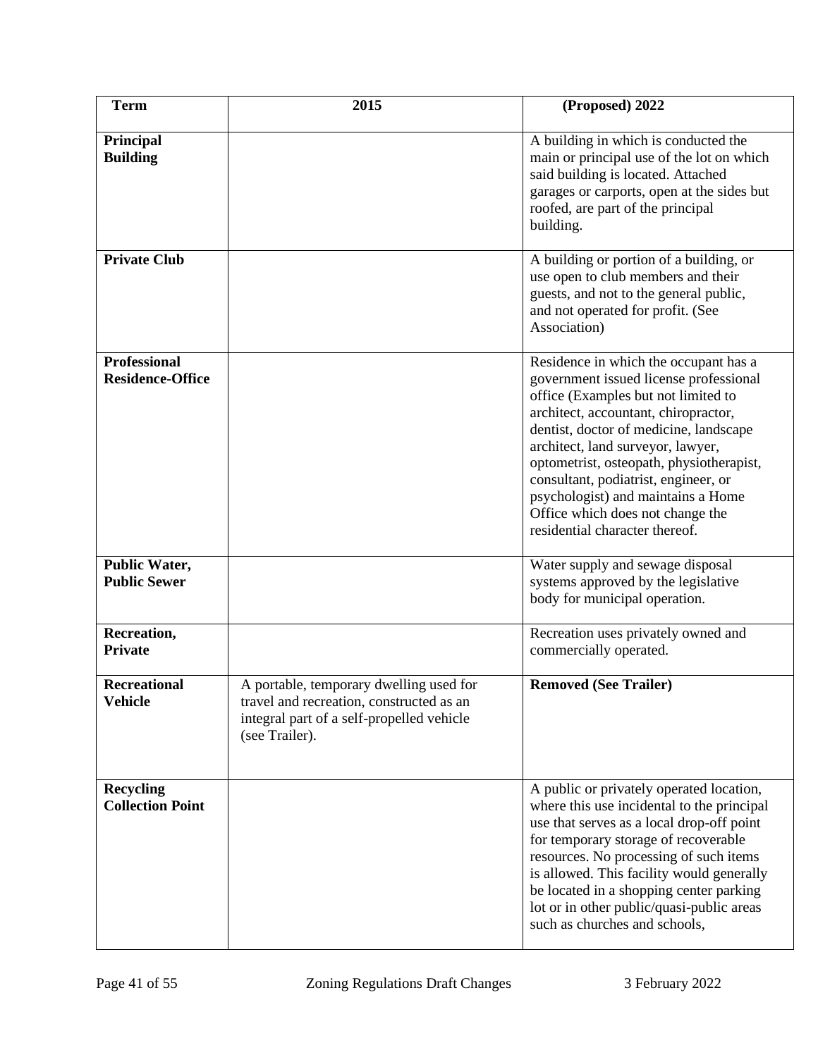| Term | 2015 | (Proposed) 2022 |
|---|---|---|
| **Principal Building** | | A building in which is conducted the main or principal use of the lot on which said building is located. Attached garages or carports, open at the sides but roofed, are part of the principal building. |
| **Private Club** | | A building or portion of a building, or use open to club members and their guests, and not to the general public, and not operated for profit. (See Association) |
| **Professional Residence-Office** | | Residence in which the occupant has a government issued license professional office (Examples but not limited to architect, accountant, chiropractor, dentist, doctor of medicine, landscape architect, land surveyor, lawyer, optometrist, osteopath, physiotherapist, consultant, podiatrist, engineer, or psychologist) and maintains a Home Office which does not change the residential character thereof. |
| **Public Water, Public Sewer** | | Water supply and sewage disposal systems approved by the legislative body for municipal operation. |
| **Recreation, Private** | | Recreation uses privately owned and commercially operated. |
| **Recreational Vehicle** | A portable, temporary dwelling used for travel and recreation, constructed as an integral part of a self-propelled vehicle (see Trailer). | **Removed (See Trailer)** |
| **Recycling Collection Point** | | A public or privately operated location, where this use incidental to the principal use that serves as a local drop-off point for temporary storage of recoverable resources. No processing of such items is allowed. This facility would generally be located in a shopping center parking lot or in other public/quasi-public areas such as churches and schools, |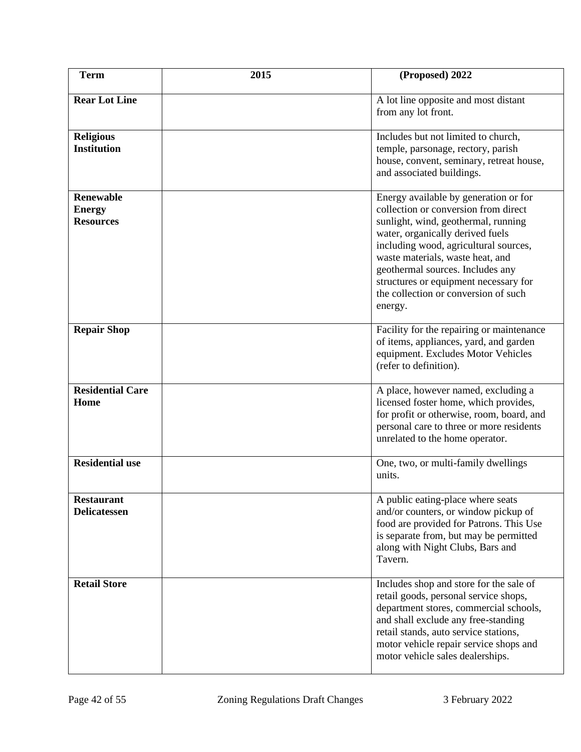| Term | 2015 | (Proposed) 2022 |
| --- | --- | --- |
| **Rear Lot Line** | | A lot line opposite and most distant from any lot front. |
| **Religious Institution** | | Includes but not limited to church, temple, parsonage, rectory, parish house, convent, seminary, retreat house, and associated buildings. |
| **Renewable Energy Resources** | | Energy available by generation or for collection or conversion from direct sunlight, wind, geothermal, running water, organically derived fuels including wood, agricultural sources, waste materials, waste heat, and geothermal sources. Includes any structures or equipment necessary for the collection or conversion of such energy. |
| **Repair Shop** | | Facility for the repairing or maintenance of items, appliances, yard, and garden equipment. Excludes Motor Vehicles (refer to definition). |
| **Residential Care Home** | | A place, however named, excluding a licensed foster home, which provides, for profit or otherwise, room, board, and personal care to three or more residents unrelated to the home operator. |
| **Residential use** | | One, two, or multi-family dwellings units. |
| **Restaurant Delicatessen** | | A public eating-place where seats and/or counters, or window pickup of food are provided for Patrons. This Use is separate from, but may be permitted along with Night Clubs, Bars and Tavern. |
| **Retail Store** | | Includes shop and store for the sale of retail goods, personal service shops, department stores, commercial schools, and shall exclude any free-standing retail stands, auto service stations, motor vehicle repair service shops and motor vehicle sales dealerships. |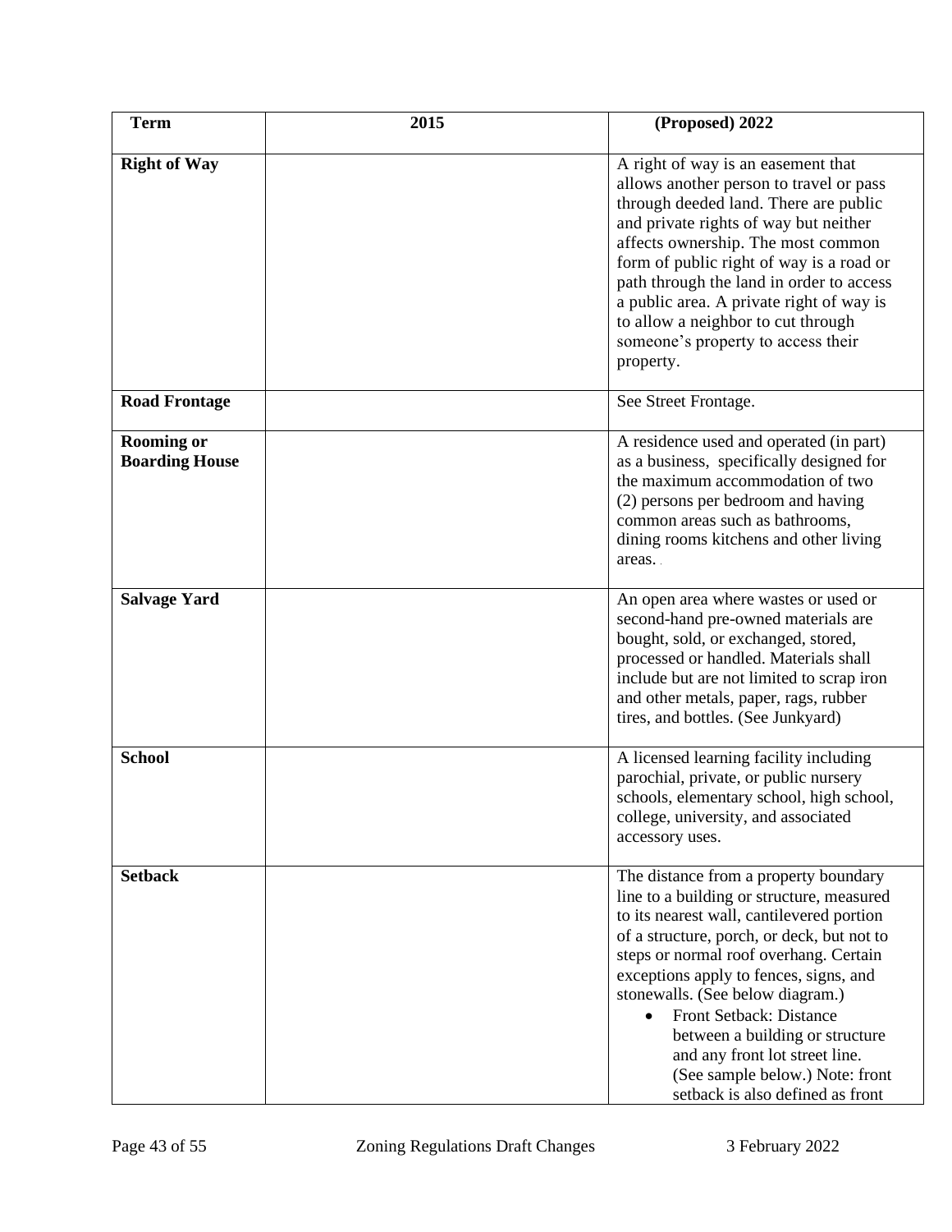| **Term** | **2015** | **(Proposed) 2022** |
| --- | --- | --- |
| **Right of Way** | | A right of way is an easement that allows another person to travel or pass through deeded land. There are public and private rights of way but neither affects ownership. The most common form of public right of way is a road or path through the land in order to access a public area. A private right of way is to allow a neighbor to cut through someone's property to access their property. |
| **Road Frontage** | | See Street Frontage. |
| **Rooming or Boarding House** | | A residence used and operated (in part) as a business, specifically designed for the maximum accommodation of two (2) persons per bedroom and having common areas such as bathrooms, dining rooms kitchens and other living areas. |
| **Salvage Yard** | | An open area where wastes or used or second-hand pre-owned materials are bought, sold, or exchanged, stored, processed or handled. Materials shall include but are not limited to scrap iron and other metals, paper, rags, rubber tires, and bottles. (See Junkyard) |
| **School** | | A licensed learning facility including parochial, private, or public nursery schools, elementary school, high school, college, university, and associated accessory uses. |
| **Setback** | | The distance from a property boundary line to a building or structure, measured to its nearest wall, cantilevered portion of a structure, porch, or deck, but not to steps or normal roof overhang. Certain exceptions apply to fences, signs, and stonewalls. (See below diagram.)<br>• Front Setback: Distance between a building or structure and any front lot street line. (See sample below.) Note: front setback is also defined as front |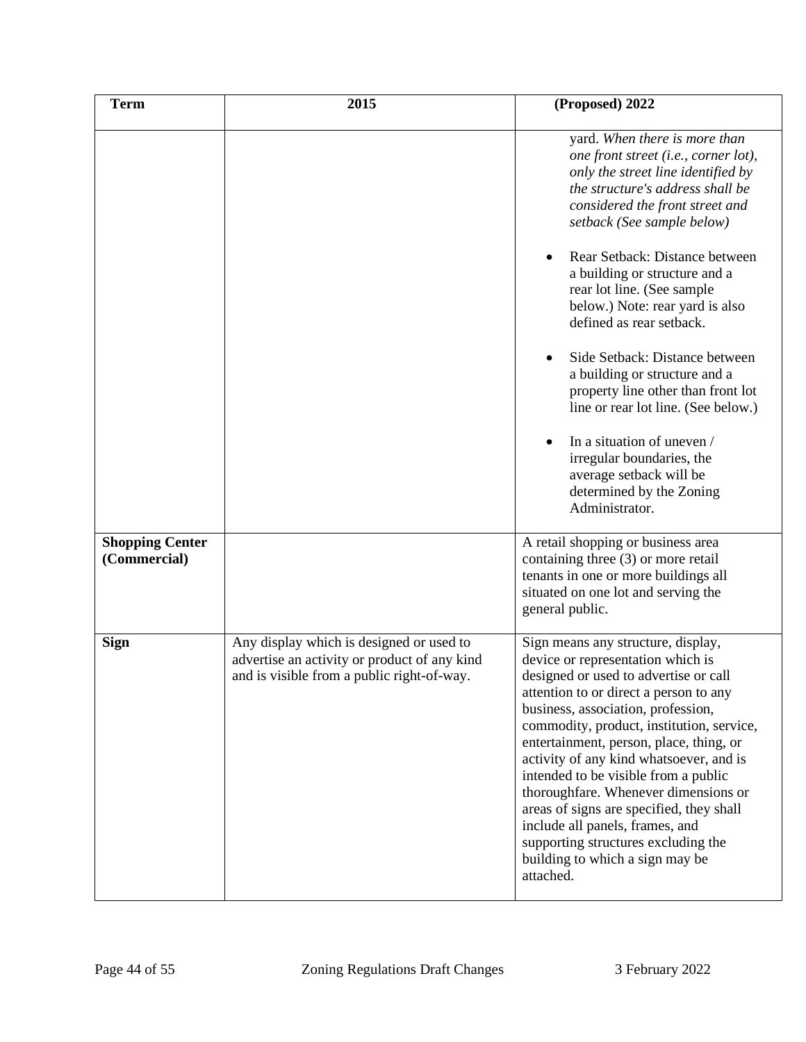| Term | 2015 | (Proposed) 2022 |
|---|---|---|
| | | yard. *When there is more than one front street (i.e., corner lot), only the street line identified by the structure's address shall be considered the front street and setback (See sample below)*<br><br>• Rear Setback: Distance between a building or structure and a rear lot line. (See sample below.) Note: rear yard is also defined as rear setback.<br><br>• Side Setback: Distance between a building or structure and a property line other than front lot line or rear lot line. (See below.)<br><br>• In a situation of uneven / irregular boundaries, the average setback will be determined by the Zoning Administrator. |
| **Shopping Center (Commercial)** | | A retail shopping or business area containing three (3) or more retail tenants in one or more buildings all situated on one lot and serving the general public. |
| **Sign** | Any display which is designed or used to advertise an activity or product of any kind and is visible from a public right-of-way. | Sign means any structure, display, device or representation which is designed or used to advertise or call attention to or direct a person to any business, association, profession, commodity, product, institution, service, entertainment, person, place, thing, or activity of any kind whatsoever, and is intended to be visible from a public thoroughfare. Whenever dimensions or areas of signs are specified, they shall include all panels, frames, and supporting structures excluding the building to which a sign may be attached. |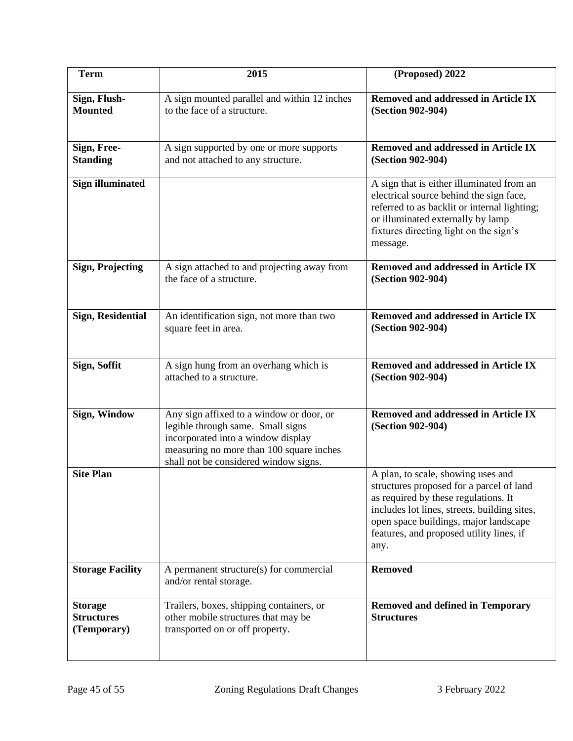| Term | 2015 | (Proposed) 2022 |
|---|---|---|
| **Sign, Flush-Mounted** | A sign mounted parallel and within 12 inches to the face of a structure. | **Removed and addressed in Article IX (Section 902-904)** |
| **Sign, Free-Standing** | A sign supported by one or more supports and not attached to any structure. | **Removed and addressed in Article IX (Section 902-904)** |
| **Sign illuminated** | | A sign that is either illuminated from an electrical source behind the sign face, referred to as backlit or internal lighting; or illuminated externally by lamp fixtures directing light on the sign's message. |
| **Sign, Projecting** | A sign attached to and projecting away from the face of a structure. | **Removed and addressed in Article IX (Section 902-904)** |
| **Sign, Residential** | An identification sign, not more than two square feet in area. | **Removed and addressed in Article IX (Section 902-904)** |
| **Sign, Soffit** | A sign hung from an overhang which is attached to a structure. | **Removed and addressed in Article IX (Section 902-904)** |
| **Sign, Window** | Any sign affixed to a window or door, or legible through same. Small signs incorporated into a window display measuring no more than 100 square inches shall not be considered window signs. | **Removed and addressed in Article IX (Section 902-904)** |
| **Site Plan** | | A plan, to scale, showing uses and structures proposed for a parcel of land as required by these regulations. It includes lot lines, streets, building sites, open space buildings, major landscape features, and proposed utility lines, if any. |
| **Storage Facility** | A permanent structure(s) for commercial and/or rental storage. | **Removed** |
| **Storage Structures (Temporary)** | Trailers, boxes, shipping containers, or other mobile structures that may be transported on or off property. | **Removed and defined in Temporary Structures** |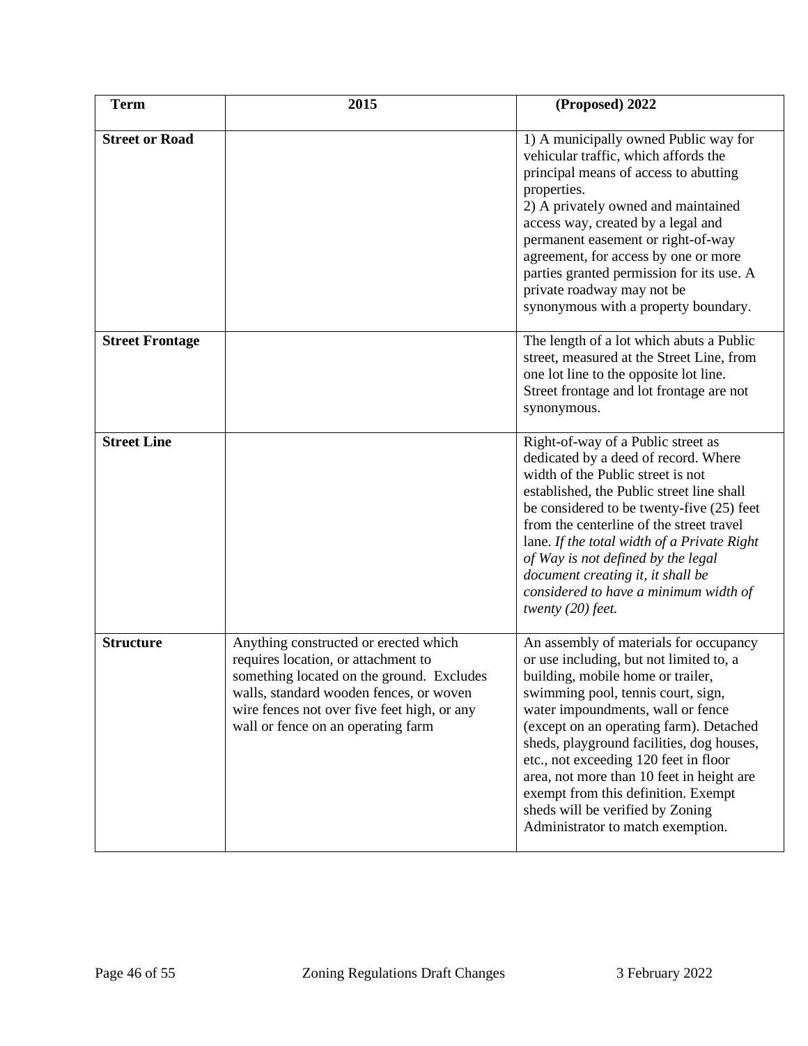| Term | 2015 | (Proposed) 2022 |
| --- | --- | --- |
| **Street or Road** | | 1) A municipally owned Public way for vehicular traffic, which affords the principal means of access to abutting properties.<br>2) A privately owned and maintained access way, created by a legal and permanent easement or right-of-way agreement, for access by one or more parties granted permission for its use. A private roadway may not be synonymous with a property boundary. |
| **Street Frontage** | | The length of a lot which abuts a Public street, measured at the Street Line, from one lot line to the opposite lot line. Street frontage and lot frontage are not synonymous. |
| **Street Line** | | Right-of-way of a Public street as dedicated by a deed of record. Where width of the Public street is not established, the Public street line shall be considered to be twenty-five (25) feet from the centerline of the street travel lane. *If the total width of a Private Right of Way is not defined by the legal document creating it, it shall be considered to have a minimum width of twenty (20) feet.* |
| **Structure** | Anything constructed or erected which requires location, or attachment to something located on the ground. Excludes walls, standard wooden fences, or woven wire fences not over five feet high, or any wall or fence on an operating farm | An assembly of materials for occupancy or use including, but not limited to, a building, mobile home or trailer, swimming pool, tennis court, sign, water impoundments, wall or fence (except on an operating farm). Detached sheds, playground facilities, dog houses, etc., not exceeding 120 feet in floor area, not more than 10 feet in height are exempt from this definition. Exempt sheds will be verified by Zoning Administrator to match exemption. |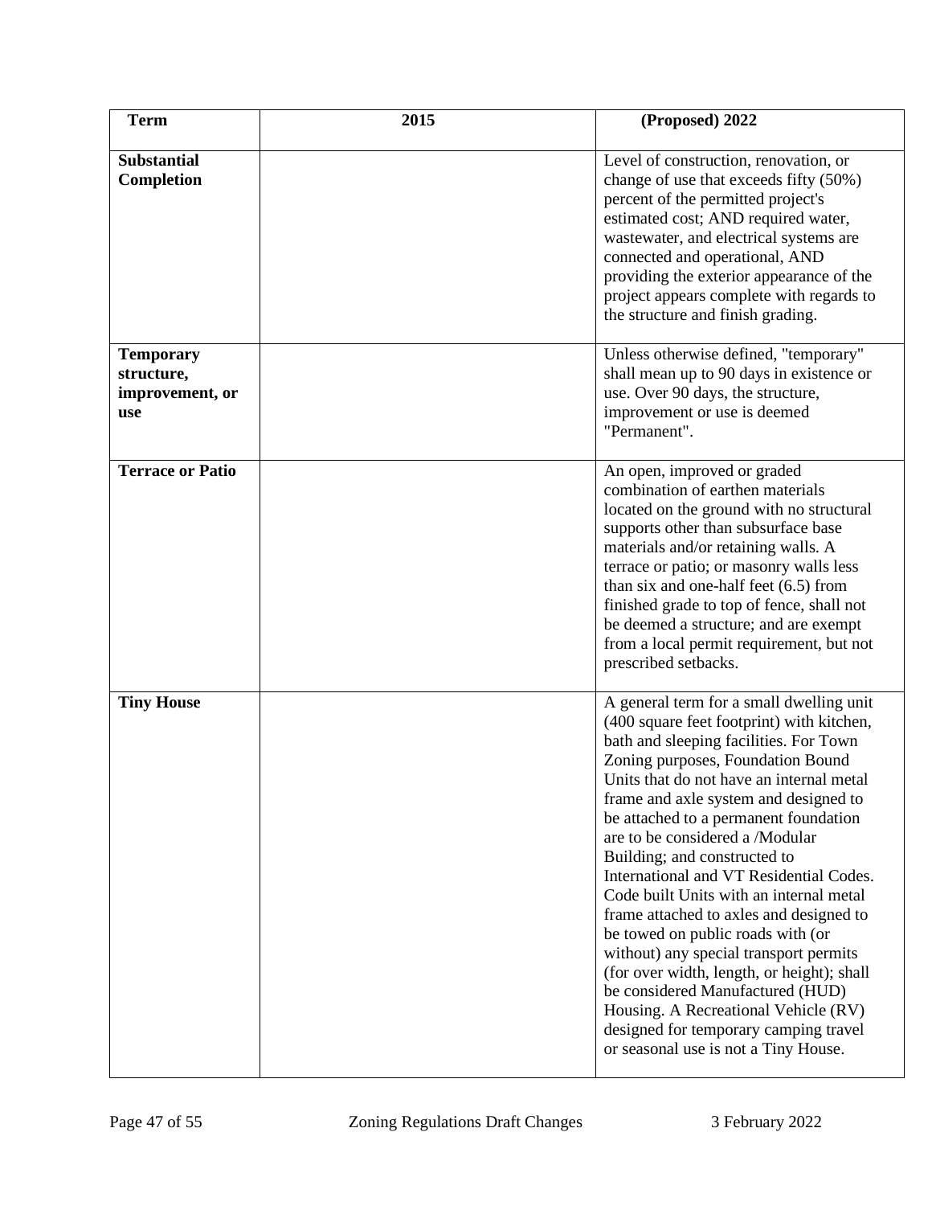| Term | 2015 | (Proposed) 2022 |
|---|---|---|
| **Substantial Completion** | | Level of construction, renovation, or change of use that exceeds fifty (50%) percent of the permitted project's estimated cost; AND required water, wastewater, and electrical systems are connected and operational, AND providing the exterior appearance of the project appears complete with regards to the structure and finish grading. |
| **Temporary structure, improvement, or use** | | Unless otherwise defined, "temporary" shall mean up to 90 days in existence or use. Over 90 days, the structure, improvement or use is deemed "Permanent". |
| **Terrace or Patio** | | An open, improved or graded combination of earthen materials located on the ground with no structural supports other than subsurface base materials and/or retaining walls. A terrace or patio; or masonry walls less than six and one-half feet (6.5) from finished grade to top of fence, shall not be deemed a structure; and are exempt from a local permit requirement, but not prescribed setbacks. |
| **Tiny House** | | A general term for a small dwelling unit (400 square feet footprint) with kitchen, bath and sleeping facilities. For Town Zoning purposes, Foundation Bound Units that do not have an internal metal frame and axle system and designed to be attached to a permanent foundation are to be considered a /Modular Building; and constructed to International and VT Residential Codes. Code built Units with an internal metal frame attached to axles and designed to be towed on public roads with (or without) any special transport permits (for over width, length, or height); shall be considered Manufactured (HUD) Housing. A Recreational Vehicle (RV) designed for temporary camping travel or seasonal use is not a Tiny House. |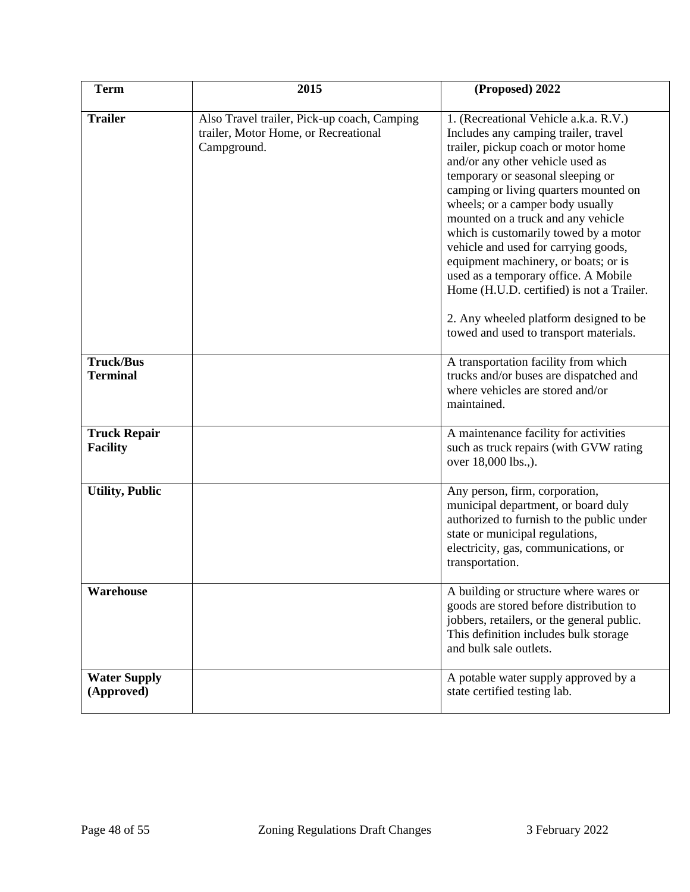| Term | 2015 | (Proposed) 2022 |
|---|---|---|
| **Trailer** | Also Travel trailer, Pick-up coach, Camping trailer, Motor Home, or Recreational Campground. | 1. (Recreational Vehicle a.k.a. R.V.) Includes any camping trailer, travel trailer, pickup coach or motor home and/or any other vehicle used as temporary or seasonal sleeping or camping or living quarters mounted on wheels; or a camper body usually mounted on a truck and any vehicle which is customarily towed by a motor vehicle and used for carrying goods, equipment machinery, or boats; or is used as a temporary office. A Mobile Home (H.U.D. certified) is not a Trailer.<br><br>2. Any wheeled platform designed to be towed and used to transport materials. |
| **Truck/Bus Terminal** | | A transportation facility from which trucks and/or buses are dispatched and where vehicles are stored and/or maintained. |
| **Truck Repair Facility** | | A maintenance facility for activities such as truck repairs (with GVW rating over 18,000 lbs.,). |
| **Utility, Public** | | Any person, firm, corporation, municipal department, or board duly authorized to furnish to the public under state or municipal regulations, electricity, gas, communications, or transportation. |
| **Warehouse** | | A building or structure where wares or goods are stored before distribution to jobbers, retailers, or the general public. This definition includes bulk storage and bulk sale outlets. |
| **Water Supply (Approved)** | | A potable water supply approved by a state certified testing lab. |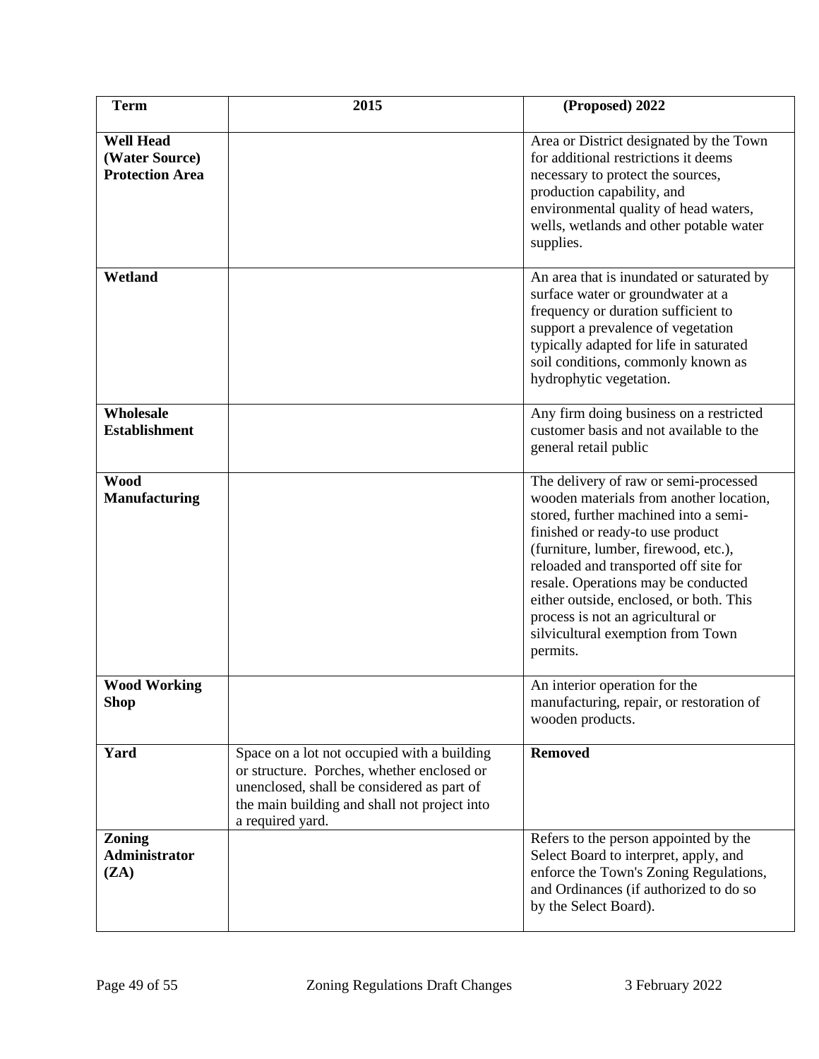| Term | 2015 | (Proposed) 2022 |
|---|---|---|
| **Well Head (Water Source) Protection Area** | | Area or District designated by the Town for additional restrictions it deems necessary to protect the sources, production capability, and environmental quality of head waters, wells, wetlands and other potable water supplies. |
| **Wetland** | | An area that is inundated or saturated by surface water or groundwater at a frequency or duration sufficient to support a prevalence of vegetation typically adapted for life in saturated soil conditions, commonly known as hydrophytic vegetation. |
| **Wholesale Establishment** | | Any firm doing business on a restricted customer basis and not available to the general retail public |
| **Wood Manufacturing** | | The delivery of raw or semi-processed wooden materials from another location, stored, further machined into a semi-finished or ready-to use product (furniture, lumber, firewood, etc.), reloaded and transported off site for resale. Operations may be conducted either outside, enclosed, or both. This process is not an agricultural or silvicultural exemption from Town permits. |
| **Wood Working Shop** | | An interior operation for the manufacturing, repair, or restoration of wooden products. |
| **Yard** | Space on a lot not occupied with a building or structure. Porches, whether enclosed or unenclosed, shall be considered as part of the main building and shall not project into a required yard. | **Removed** |
| **Zoning Administrator (ZA)** | | Refers to the person appointed by the Select Board to interpret, apply, and enforce the Town's Zoning Regulations, and Ordinances (if authorized to do so by the Select Board). |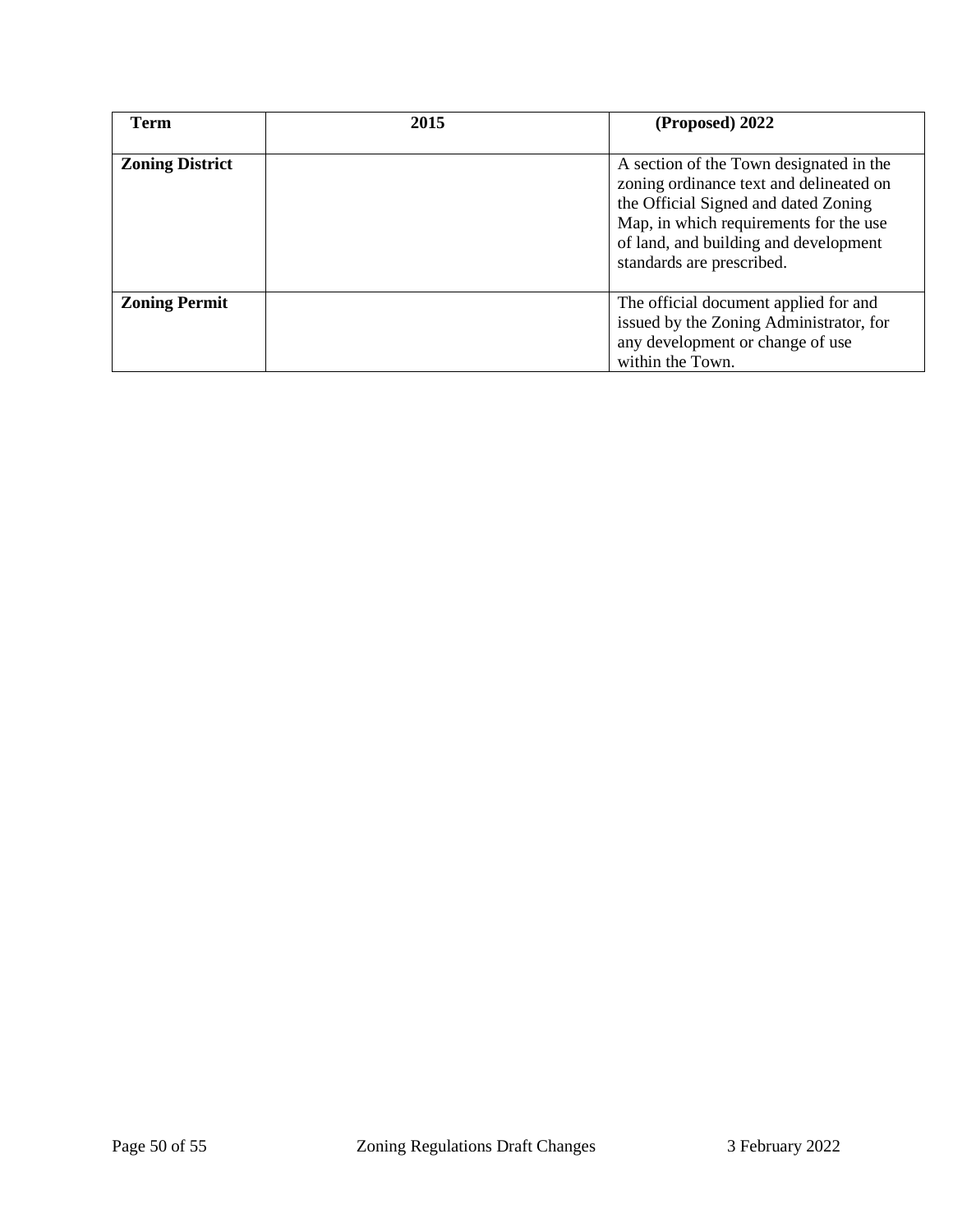| Term | 2015 | (Proposed) 2022 |
|---|---|---|
| **Zoning District** | | A section of the Town designated in the zoning ordinance text and delineated on the Official Signed and dated Zoning Map, in which requirements for the use of land, and building and development standards are prescribed. |
| **Zoning Permit** | | The official document applied for and issued by the Zoning Administrator, for any development or change of use within the Town. |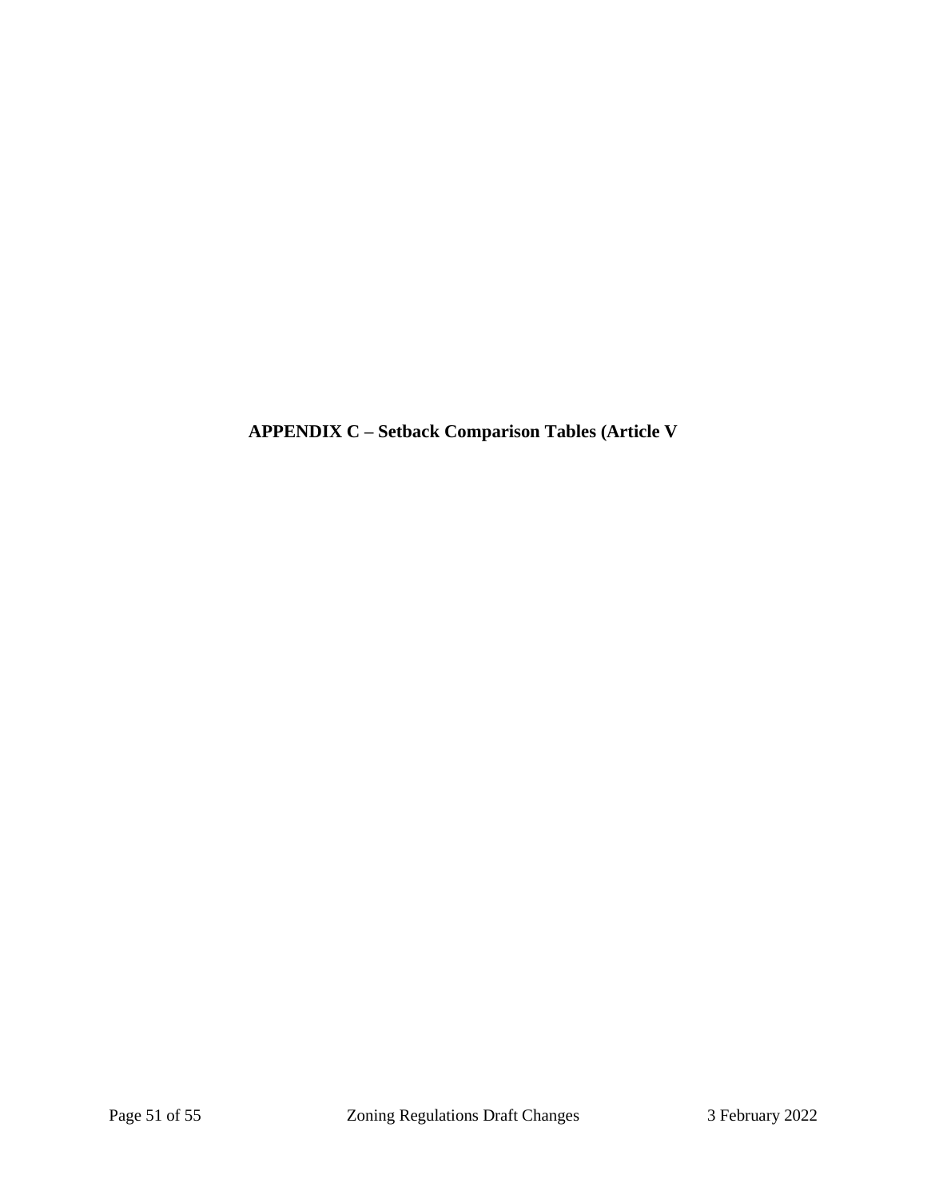**APPENDIX C – Setback Comparison Tables (Article V**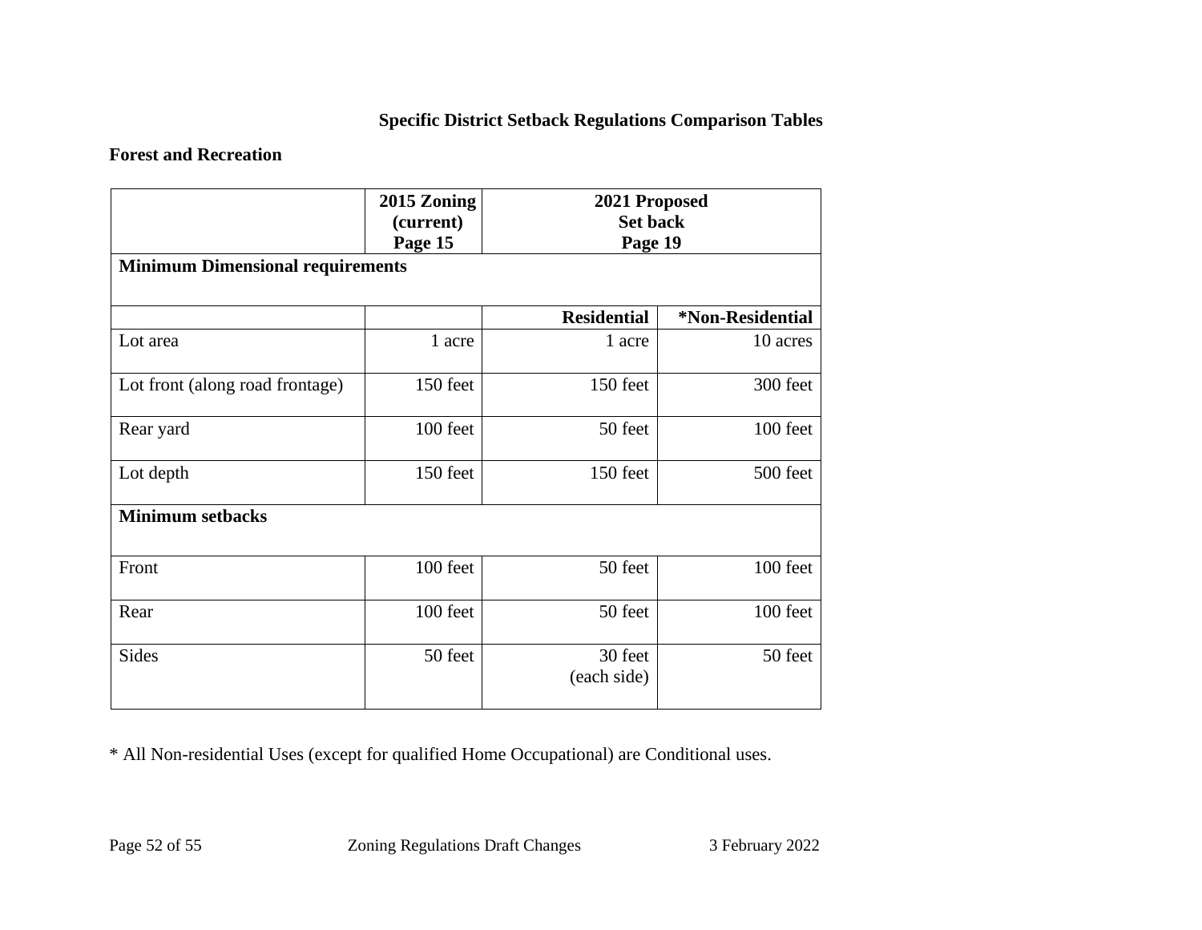## Specific District Setback Regulations Comparison Tables

### Forest and Recreation

| | 2015 Zoning (current) Page 15 | 2021 Proposed Set back Page 19 | |
|---|---|---|---|
| **Minimum Dimensional requirements** | | | |
| | | **Residential** | ***Non-Residential** |
| Lot area | 1 acre | 1 acre | 10 acres |
| Lot front (along road frontage) | 150 feet | 150 feet | 300 feet |
| Rear yard | 100 feet | 50 feet | 100 feet |
| Lot depth | 150 feet | 150 feet | 500 feet |
| **Minimum setbacks** | | | |
| Front | 100 feet | 50 feet | 100 feet |
| Rear | 100 feet | 50 feet | 100 feet |
| Sides | 50 feet | 30 feet (each side) | 50 feet |

* All Non-residential Uses (except for qualified Home Occupational) are Conditional uses.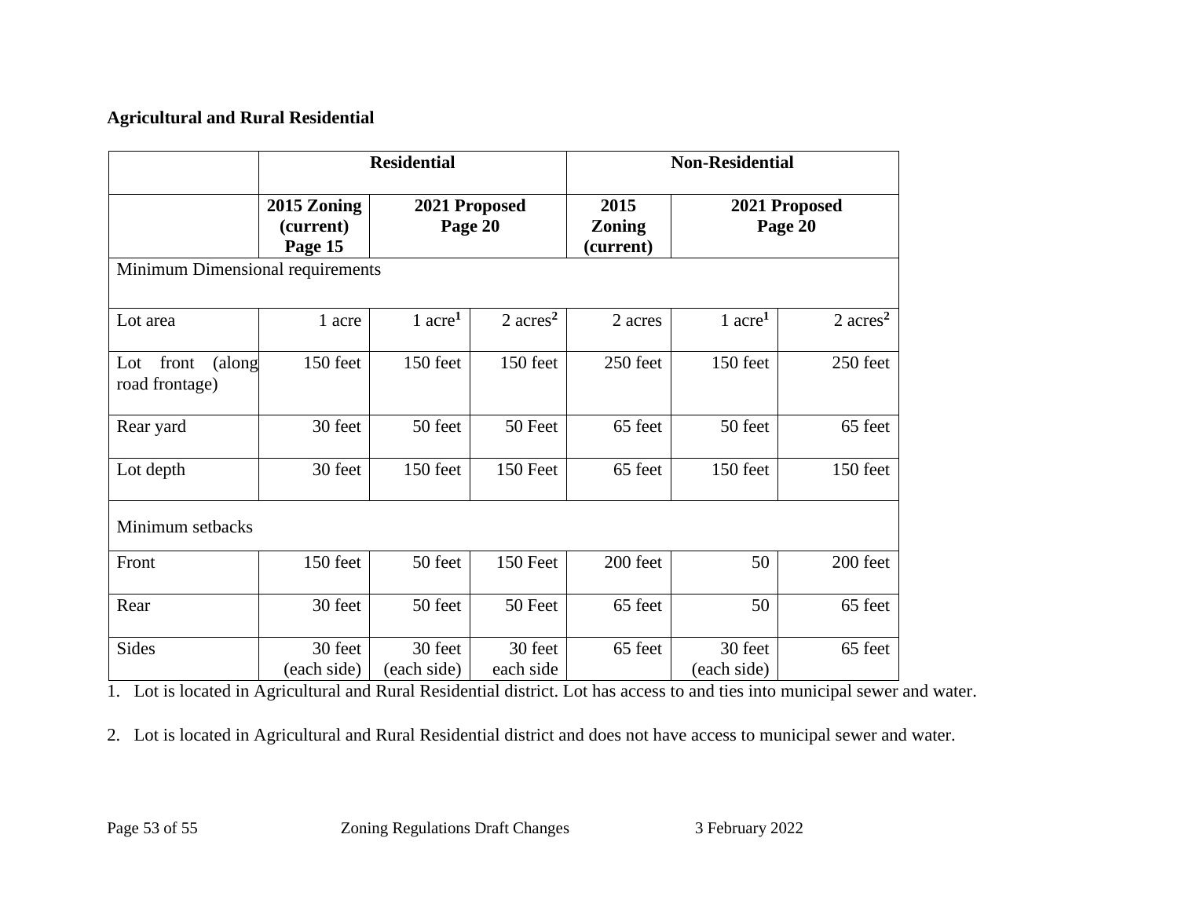**Agricultural and Rural Residential**

| | Residential | | | Non-Residential | | |
|---|---|---|---|---|---|---|
| | 2015 Zoning (current) Page 15 | 2021 Proposed Page 20 | | 2015 Zoning (current) | 2021 Proposed Page 20 | |
| Minimum Dimensional requirements | | | | | | |
| Lot area | 1 acre | 1 acre[1] | 2 acres[2] | 2 acres | 1 acre[1] | 2 acres[2] |
| Lot front (along road frontage) | 150 feet | 150 feet | 150 feet | 250 feet | 150 feet | 250 feet |
| Rear yard | 30 feet | 50 feet | 50 Feet | 65 feet | 50 feet | 65 feet |
| Lot depth | 30 feet | 150 feet | 150 Feet | 65 feet | 150 feet | 150 feet |
| Minimum setbacks | | | | | | |
| Front | 150 feet | 50 feet | 150 Feet | 200 feet | 50 | 200 feet |
| Rear | 30 feet | 50 feet | 50 Feet | 65 feet | 50 | 65 feet |
| Sides | 30 feet (each side) | 30 feet (each side) | 30 feet each side | 65 feet | 30 feet (each side) | 65 feet |

1. Lot is located in Agricultural and Rural Residential district. Lot has access to and ties into municipal sewer and water.

2. Lot is located in Agricultural and Rural Residential district and does not have access to municipal sewer and water.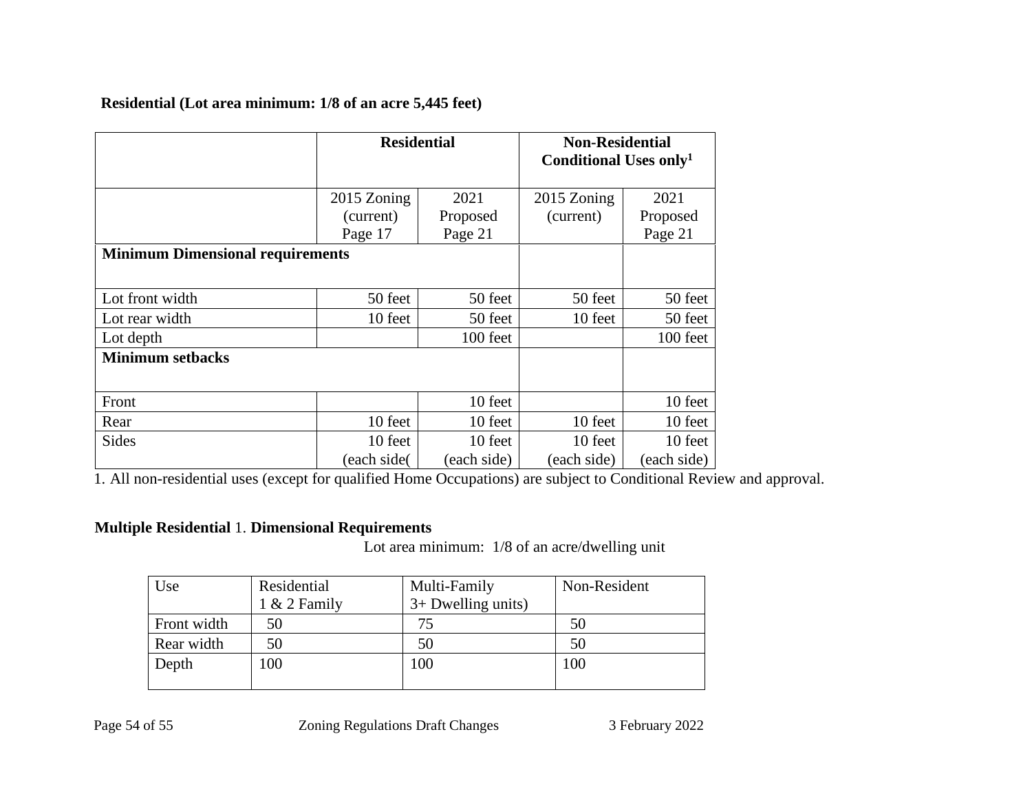**Residential (Lot area minimum: 1/8 of an acre 5,445 feet)**

| | **Residential** | | **Non-Residential Conditional Uses only**[1] | |
|---|---|---|---|---|
| | 2015 Zoning (current) Page 17 | 2021 Proposed Page 21 | 2015 Zoning (current) | 2021 Proposed Page 21 |
| **Minimum Dimensional requirements** | | | | |
| Lot front width | 50 feet | 50 feet | 50 feet | 50 feet |
| Lot rear width | 10 feet | 50 feet | 10 feet | 50 feet |
| Lot depth | | 100 feet | | 100 feet |
| **Minimum setbacks** | | | | |
| Front | | 10 feet | | 10 feet |
| Rear | 10 feet | 10 feet | 10 feet | 10 feet |
| Sides | 10 feet (each side( | 10 feet (each side) | 10 feet (each side) | 10 feet (each side) |

1. All non-residential uses (except for qualified Home Occupations) are subject to Conditional Review and approval.

**Multiple Residential** 1. **Dimensional Requirements**

Lot area minimum: 1/8 of an acre/dwelling unit

| Use | Residential 1 & 2 Family | Multi-Family 3+ Dwelling units) | Non-Resident |
|---|---|---|---|
| Front width | 50 | 75 | 50 |
| Rear width | 50 | 50 | 50 |
| Depth | 100 | 100 | 100 |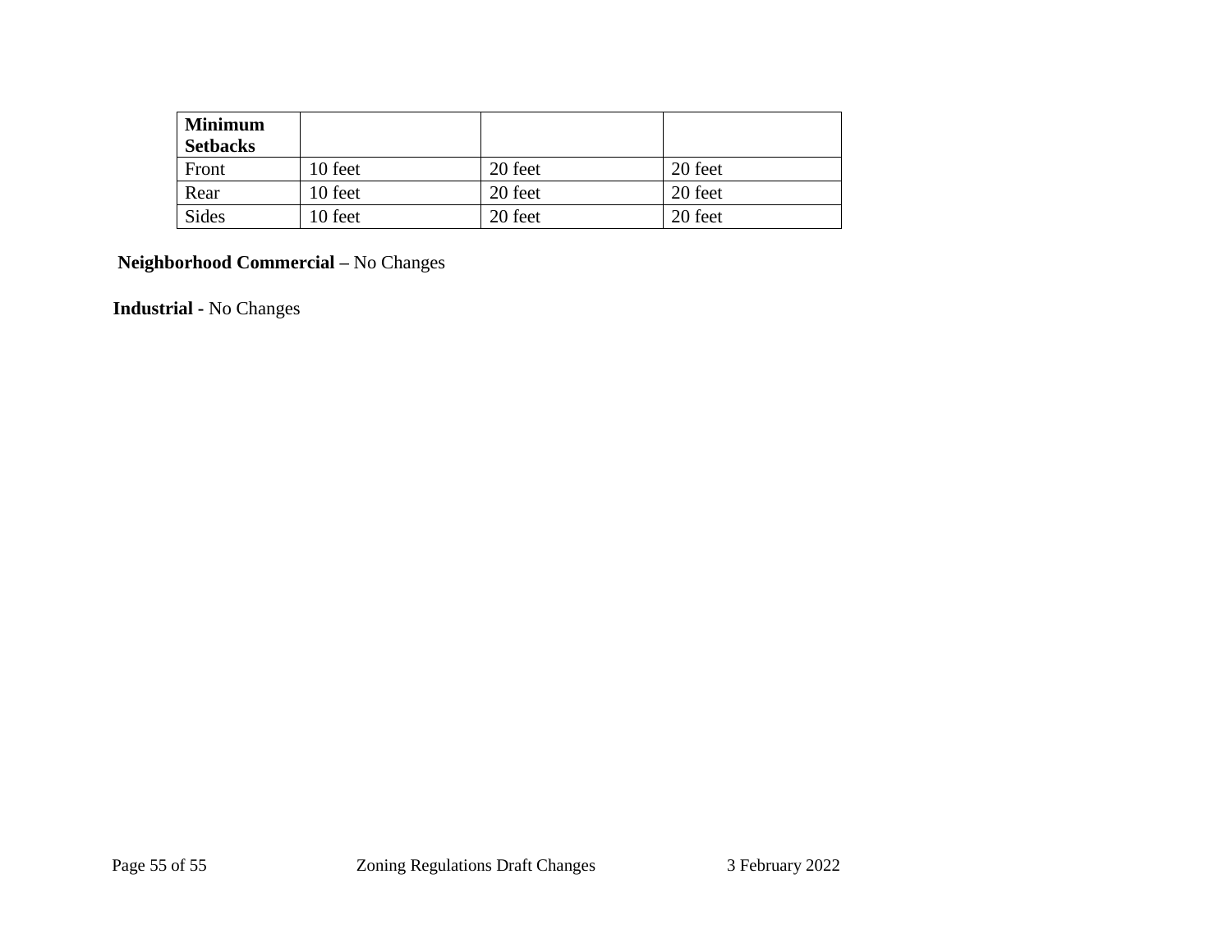| **Minimum Setbacks** | | | |
|---|---|---|---|
| Front | 10 feet | 20 feet | 20 feet |
| Rear | 10 feet | 20 feet | 20 feet |
| Sides | 10 feet | 20 feet | 20 feet |

**Neighborhood Commercial –** No Changes

**Industrial -** No Changes